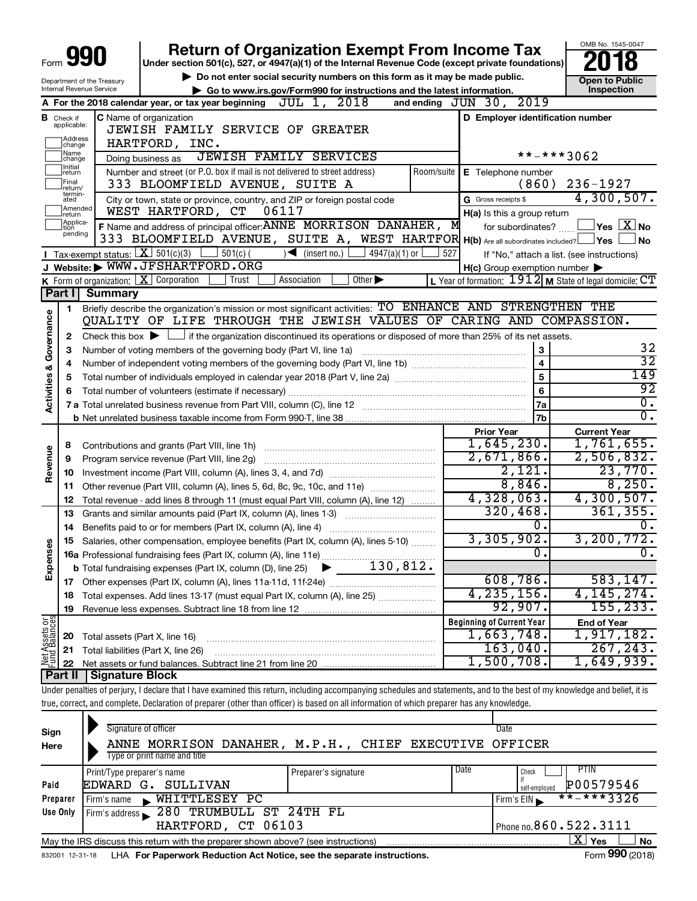# Form 990 — Return of Organization Exempt From Income Tax — 2018

Under section 501(c), 527, or 4947(a)(1) of the Internal Revenue Code (except private foundations)

▶ Do not enter social security numbers on this form as it may be made public.

▶ Go to www.irs.gov/Form990 for instructions and the latest information.

Department of the Treasury
Internal Revenue Service

OMB No. 1545-0047

**Open to Public Inspection**

**A** For the 2018 calendar year, or tax year beginning JUL 1, 2018 and ending JUN 30, 2019

**B** Check if applicable: Address change, Name change, Initial return, Final return/terminated, Amended return, Application pending

**C** Name of organization: JEWISH FAMILY SERVICE OF GREATER HARTFORD, INC.

Doing business as: JEWISH FAMILY SERVICES

Number and street (or P.O. box if mail is not delivered to street address): 333 BLOOMFIELD AVENUE, SUITE A

City or town, state or province, country, and ZIP or foreign postal code: WEST HARTFORD, CT 06117

**D** Employer identification number: **-***3062

**E** Telephone number: (860) 236-1927

**G** Gross receipts $ 4,300,507.

**F** Name and address of principal officer: ANNE MORRISON DANAHER, M
333 BLOOMFIELD AVENUE, SUITE A, WEST HARTFOR

**H(a)** Is this a group return for subordinates? ☐ Yes ☒ No

**H(b)** Are all subordinates included? ☐ Yes ☐ No
If "No," attach a list. (see instructions)

**H(c)** Group exemption number ▶

**I** Tax-exempt status: ☒ 501(c)(3) ☐ 501(c) ( ) ◀ (insert no.) ☐ 4947(a)(1) or ☐ 527

**J** Website: ▶ WWW.JFSHARTFORD.ORG

**K** Form of organization: ☒ Corporation ☐ Trust ☐ Association ☐ Other ▶

**L** Year of formation: 1912 **M** State of legal domicile: CT

## Part I Summary

**Activities & Governance**

1. Briefly describe the organization's mission or most significant activities: TO ENHANCE AND STRENGTHEN THE QUALITY OF LIFE THROUGH THE JEWISH VALUES OF CARING AND COMPASSION.
2. Check this box ▶ ☐ if the organization discontinued its operations or disposed of more than 25% of its net assets.

| | | | |
|---|---|---|---|
| 3 | Number of voting members of the governing body (Part VI, line 1a) | 3 | 32 |
| 4 | Number of independent voting members of the governing body (Part VI, line 1b) | 4 | 32 |
| 5 | Total number of individuals employed in calendar year 2018 (Part V, line 2a) | 5 | 149 |
| 6 | Total number of volunteers (estimate if necessary) | 6 | 92 |
| 7a | Total unrelated business revenue from Part VIII, column (C), line 12 | 7a | 0. |
| b | Net unrelated business taxable income from Form 990-T, line 38 | 7b | 0. |

| | | | Prior Year | Current Year |
|---|---|---|---|---|
| **Revenue** | 8 | Contributions and grants (Part VIII, line 1h) | 1,645,230. | 1,761,655. |
| | 9 | Program service revenue (Part VIII, line 2g) | 2,671,866. | 2,506,832. |
| | 10 | Investment income (Part VIII, column (A), lines 3, 4, and 7d) | 2,121. | 23,770. |
| | 11 | Other revenue (Part VIII, column (A), lines 5, 6d, 8c, 9c, 10c, and 11e) | 8,846. | 8,250. |
| | 12 | Total revenue - add lines 8 through 11 (must equal Part VIII, column (A), line 12) | 4,328,063. | 4,300,507. |
| **Expenses** | 13 | Grants and similar amounts paid (Part IX, column (A), lines 1-3) | 320,468. | 361,355. |
| | 14 | Benefits paid to or for members (Part IX, column (A), line 4) | 0. | 0. |
| | 15 | Salaries, other compensation, employee benefits (Part IX, column (A), lines 5-10) | 3,305,902. | 3,200,772. |
| | 16a | Professional fundraising fees (Part IX, column (A), line 11e) | 0. | 0. |
| | b | Total fundraising expenses (Part IX, column (D), line 25) ▶ 130,812. | | |
| | 17 | Other expenses (Part IX, column (A), lines 11a-11d, 11f-24e) | 608,786. | 583,147. |
| | 18 | Total expenses. Add lines 13-17 (must equal Part IX, column (A), line 25) | 4,235,156. | 4,145,274. |
| | 19 | Revenue less expenses. Subtract line 18 from line 12 | 92,907. | 155,233. |

| | | | Beginning of Current Year | End of Year |
|---|---|---|---|---|
| **Net Assets or Fund Balances** | 20 | Total assets (Part X, line 16) | 1,663,748. | 1,917,182. |
| | 21 | Total liabilities (Part X, line 26) | 163,040. | 267,243. |
| | 22 | Net assets or fund balances. Subtract line 21 from line 20 | 1,500,708. | 1,649,939. |

## Part II Signature Block

Under penalties of perjury, I declare that I have examined this return, including accompanying schedules and statements, and to the best of my knowledge and belief, it is true, correct, and complete. Declaration of preparer (other than officer) is based on all information of which preparer has any knowledge.

**Sign Here**

Signature of officer — Date

ANNE MORRISON DANAHER, M.P.H., CHIEF EXECUTIVE OFFICER
Type or print name and title

**Paid Preparer Use Only**

| Print/Type preparer's name | Preparer's signature | Date | Check if self-employed | PTIN |
|---|---|---|---|---|
| EDWARD G. SULLIVAN | | | ☐ | P00579546 |

Firm's name ▶ WHITTLESEY PC — Firm's EIN ▶ **-***3326

Firm's address ▶ 280 TRUMBULL ST 24TH FL, HARTFORD, CT 06103 — Phone no. 860.522.3111

May the IRS discuss this return with the preparer shown above? (see instructions) ☒ Yes ☐ No

832001 12-31-18 LHA For Paperwork Reduction Act Notice, see the separate instructions. Form 990 (2018)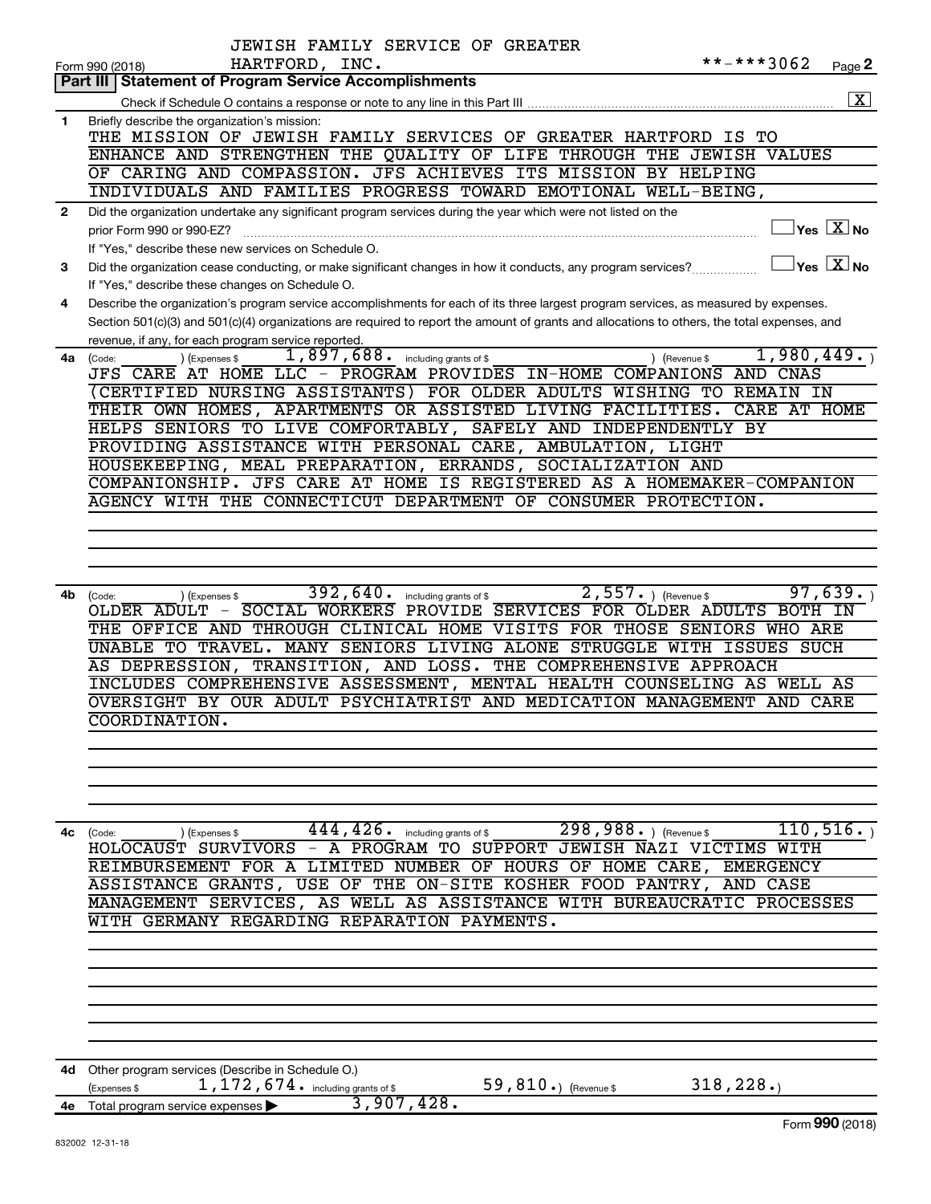JEWISH FAMILY SERVICE OF GREATER HARTFORD, INC. **-***3062

Form 990 (2018) Page 2

## Part III Statement of Program Service Accomplishments

Check if Schedule O contains a response or note to any line in this Part III [X]

**1** Briefly describe the organization's mission:

THE MISSION OF JEWISH FAMILY SERVICES OF GREATER HARTFORD IS TO ENHANCE AND STRENGTHEN THE QUALITY OF LIFE THROUGH THE JEWISH VALUES OF CARING AND COMPASSION. JFS ACHIEVES ITS MISSION BY HELPING INDIVIDUALS AND FAMILIES PROGRESS TOWARD EMOTIONAL WELL-BEING,

**2** Did the organization undertake any significant program services during the year which were not listed on the prior Form 990 or 990-EZ? Yes [ ] No [X]

If "Yes," describe these new services on Schedule O.

**3** Did the organization cease conducting, or make significant changes in how it conducts, any program services? Yes [ ] No [X]

If "Yes," describe these changes on Schedule O.

**4** Describe the organization's program service accomplishments for each of its three largest program services, as measured by expenses. Section 501(c)(3) and 501(c)(4) organizations are required to report the amount of grants and allocations to others, the total expenses, and revenue, if any, for each program service reported.

**4a** (Code: ) (Expenses $ 1,897,688. including grants of $ ) (Revenue $ 1,980,449.)

JFS CARE AT HOME LLC - PROGRAM PROVIDES IN-HOME COMPANIONS AND CNAS (CERTIFIED NURSING ASSISTANTS) FOR OLDER ADULTS WISHING TO REMAIN IN THEIR OWN HOMES, APARTMENTS OR ASSISTED LIVING FACILITIES. CARE AT HOME HELPS SENIORS TO LIVE COMFORTABLY, SAFELY AND INDEPENDENTLY BY PROVIDING ASSISTANCE WITH PERSONAL CARE, AMBULATION, LIGHT HOUSEKEEPING, MEAL PREPARATION, ERRANDS, SOCIALIZATION AND COMPANIONSHIP. JFS CARE AT HOME IS REGISTERED AS A HOMEMAKER-COMPANION AGENCY WITH THE CONNECTICUT DEPARTMENT OF CONSUMER PROTECTION.

**4b** (Code: ) (Expenses $ 392,640. including grants of $ 2,557.) (Revenue $ 97,639.)

OLDER ADULT - SOCIAL WORKERS PROVIDE SERVICES FOR OLDER ADULTS BOTH IN THE OFFICE AND THROUGH CLINICAL HOME VISITS FOR THOSE SENIORS WHO ARE UNABLE TO TRAVEL. MANY SENIORS LIVING ALONE STRUGGLE WITH ISSUES SUCH AS DEPRESSION, TRANSITION, AND LOSS. THE COMPREHENSIVE APPROACH INCLUDES COMPREHENSIVE ASSESSMENT, MENTAL HEALTH COUNSELING AS WELL AS OVERSIGHT BY OUR ADULT PSYCHIATRIST AND MEDICATION MANAGEMENT AND CARE COORDINATION.

**4c** (Code: ) (Expenses $ 444,426. including grants of $ 298,988.) (Revenue $ 110,516.)

HOLOCAUST SURVIVORS - A PROGRAM TO SUPPORT JEWISH NAZI VICTIMS WITH REIMBURSEMENT FOR A LIMITED NUMBER OF HOURS OF HOME CARE, EMERGENCY ASSISTANCE GRANTS, USE OF THE ON-SITE KOSHER FOOD PANTRY, AND CASE MANAGEMENT SERVICES, AS WELL AS ASSISTANCE WITH BUREAUCRATIC PROCESSES WITH GERMANY REGARDING REPARATION PAYMENTS.

**4d** Other program services (Describe in Schedule O.)

(Expenses $ 1,172,674. including grants of $ 59,810.) (Revenue $ 318,228.)

**4e** Total program service expenses ▶ 3,907,428.

Form **990** (2018)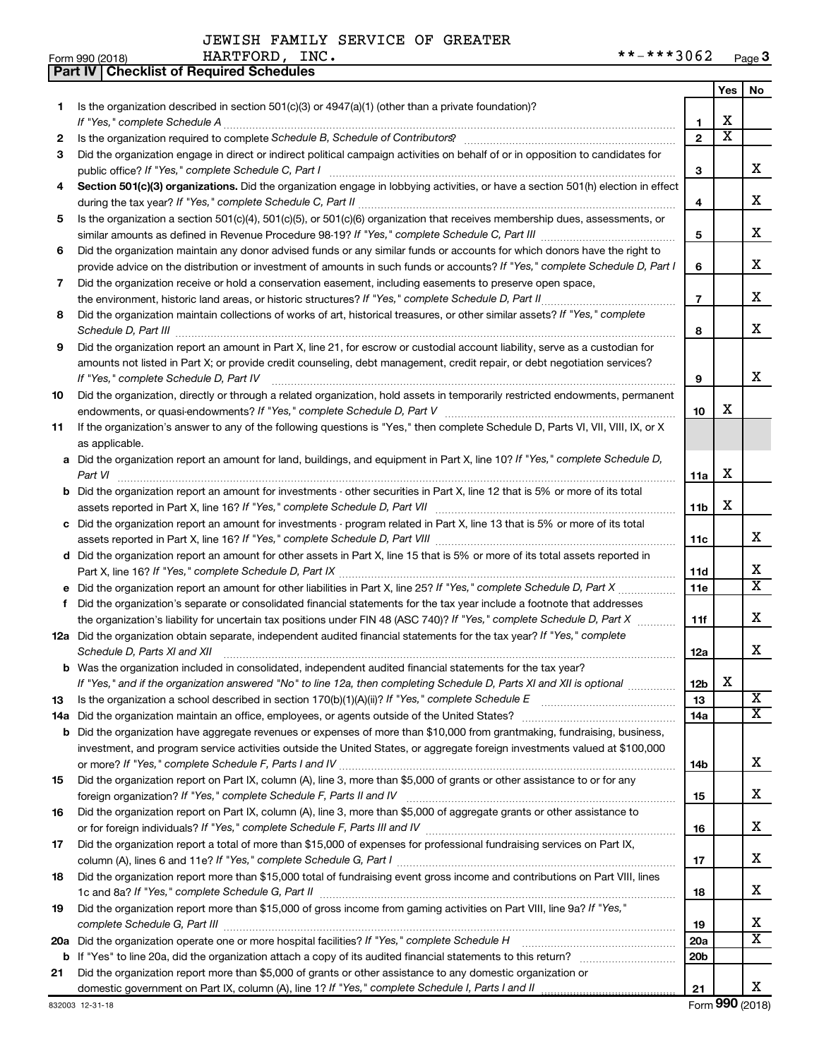JEWISH FAMILY SERVICE OF GREATER HARTFORD, INC. **-***3062

Form 990 (2018)

## Part IV | Checklist of Required Schedules

| | | | Yes | No |
|---|---|---|---|---|
| 1 | Is the organization described in section 501(c)(3) or 4947(a)(1) (other than a private foundation)? *If "Yes," complete Schedule A* | 1 | X | |
| 2 | Is the organization required to complete *Schedule B, Schedule of Contributors*? | 2 | X | |
| 3 | Did the organization engage in direct or indirect political campaign activities on behalf of or in opposition to candidates for public office? *If "Yes," complete Schedule C, Part I* | 3 | | X |
| 4 | **Section 501(c)(3) organizations.** Did the organization engage in lobbying activities, or have a section 501(h) election in effect during the tax year? *If "Yes," complete Schedule C, Part II* | 4 | | X |
| 5 | Is the organization a section 501(c)(4), 501(c)(5), or 501(c)(6) organization that receives membership dues, assessments, or similar amounts as defined in Revenue Procedure 98-19? *If "Yes," complete Schedule C, Part III* | 5 | | X |
| 6 | Did the organization maintain any donor advised funds or any similar funds or accounts for which donors have the right to provide advice on the distribution or investment of amounts in such funds or accounts? *If "Yes," complete Schedule D, Part I* | 6 | | X |
| 7 | Did the organization receive or hold a conservation easement, including easements to preserve open space, the environment, historic land areas, or historic structures? *If "Yes," complete Schedule D, Part II* | 7 | | X |
| 8 | Did the organization maintain collections of works of art, historical treasures, or other similar assets? *If "Yes," complete Schedule D, Part III* | 8 | | X |
| 9 | Did the organization report an amount in Part X, line 21, for escrow or custodial account liability, serve as a custodian for amounts not listed in Part X; or provide credit counseling, debt management, credit repair, or debt negotiation services? *If "Yes," complete Schedule D, Part IV* | 9 | | X |
| 10 | Did the organization, directly or through a related organization, hold assets in temporarily restricted endowments, permanent endowments, or quasi-endowments? *If "Yes," complete Schedule D, Part V* | 10 | X | |
| 11 | If the organization's answer to any of the following questions is "Yes," then complete Schedule D, Parts VI, VII, VIII, IX, or X as applicable. | | | |
| a | Did the organization report an amount for land, buildings, and equipment in Part X, line 10? *If "Yes," complete Schedule D, Part VI* | 11a | X | |
| b | Did the organization report an amount for investments - other securities in Part X, line 12 that is 5% or more of its total assets reported in Part X, line 16? *If "Yes," complete Schedule D, Part VII* | 11b | X | |
| c | Did the organization report an amount for investments - program related in Part X, line 13 that is 5% or more of its total assets reported in Part X, line 16? *If "Yes," complete Schedule D, Part VIII* | 11c | | X |
| d | Did the organization report an amount for other assets in Part X, line 15 that is 5% or more of its total assets reported in Part X, line 16? *If "Yes," complete Schedule D, Part IX* | 11d | | X |
| e | Did the organization report an amount for other liabilities in Part X, line 25? *If "Yes," complete Schedule D, Part X* | 11e | | X |
| f | Did the organization's separate or consolidated financial statements for the tax year include a footnote that addresses the organization's liability for uncertain tax positions under FIN 48 (ASC 740)? *If "Yes," complete Schedule D, Part X* | 11f | | X |
| 12a | Did the organization obtain separate, independent audited financial statements for the tax year? *If "Yes," complete Schedule D, Parts XI and XII* | 12a | | X |
| b | Was the organization included in consolidated, independent audited financial statements for the tax year? *If "Yes," and if the organization answered "No" to line 12a, then completing Schedule D, Parts XI and XII is optional* | 12b | X | |
| 13 | Is the organization a school described in section 170(b)(1)(A)(ii)? *If "Yes," complete Schedule E* | 13 | | X |
| 14a | Did the organization maintain an office, employees, or agents outside of the United States? | 14a | | X |
| b | Did the organization have aggregate revenues or expenses of more than $10,000 from grantmaking, fundraising, business, investment, and program service activities outside the United States, or aggregate foreign investments valued at $100,000 or more? *If "Yes," complete Schedule F, Parts I and IV* | 14b | | X |
| 15 | Did the organization report on Part IX, column (A), line 3, more than $5,000 of grants or other assistance to or for any foreign organization? *If "Yes," complete Schedule F, Parts II and IV* | 15 | | X |
| 16 | Did the organization report on Part IX, column (A), line 3, more than $5,000 of aggregate grants or other assistance to or for foreign individuals? *If "Yes," complete Schedule F, Parts III and IV* | 16 | | X |
| 17 | Did the organization report a total of more than $15,000 of expenses for professional fundraising services on Part IX, column (A), lines 6 and 11e? *If "Yes," complete Schedule G, Part I* | 17 | | X |
| 18 | Did the organization report more than $15,000 total of fundraising event gross income and contributions on Part VIII, lines 1c and 8a? *If "Yes," complete Schedule G, Part II* | 18 | | X |
| 19 | Did the organization report more than $15,000 of gross income from gaming activities on Part VIII, line 9a? *If "Yes," complete Schedule G, Part III* | 19 | | X |
| 20a | Did the organization operate one or more hospital facilities? *If "Yes," complete Schedule H* | 20a | | X |
| b | If "Yes" to line 20a, did the organization attach a copy of its audited financial statements to this return? | 20b | | |
| 21 | Did the organization report more than $5,000 of grants or other assistance to any domestic organization or domestic government on Part IX, column (A), line 1? *If "Yes," complete Schedule I, Parts I and II* | 21 | | X |

832003 12-31-18

Form **990** (2018)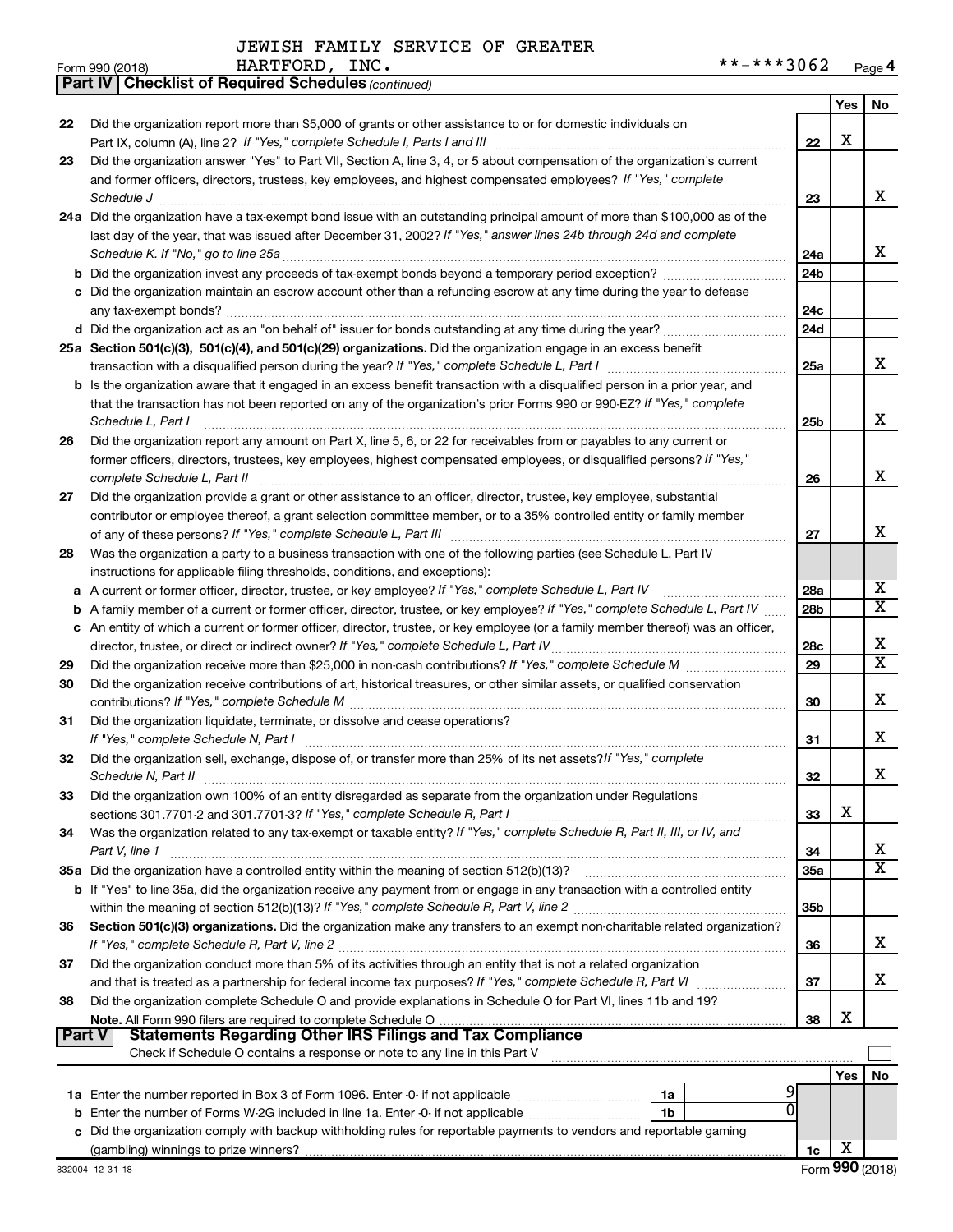JEWISH FAMILY SERVICE OF GREATER HARTFORD, INC. **-***3062

Form 990 (2018)

**Part IV | Checklist of Required Schedules** *(continued)*

| | | | Yes | No |
|---|---|---|---|---|
| 22 | Did the organization report more than $5,000 of grants or other assistance to or for domestic individuals on Part IX, column (A), line 2? *If "Yes," complete Schedule I, Parts I and III* | 22 | X | |
| 23 | Did the organization answer "Yes" to Part VII, Section A, line 3, 4, or 5 about compensation of the organization's current and former officers, directors, trustees, key employees, and highest compensated employees? *If "Yes," complete Schedule J* | 23 | | X |
| 24a | Did the organization have a tax-exempt bond issue with an outstanding principal amount of more than $100,000 as of the last day of the year, that was issued after December 31, 2002? *If "Yes," answer lines 24b through 24d and complete Schedule K. If "No," go to line 25a* | 24a | | X |
| b | Did the organization invest any proceeds of tax-exempt bonds beyond a temporary period exception? | 24b | | |
| c | Did the organization maintain an escrow account other than a refunding escrow at any time during the year to defease any tax-exempt bonds? | 24c | | |
| d | Did the organization act as an "on behalf of" issuer for bonds outstanding at any time during the year? | 24d | | |
| 25a | **Section 501(c)(3), 501(c)(4), and 501(c)(29) organizations.** Did the organization engage in an excess benefit transaction with a disqualified person during the year? *If "Yes," complete Schedule L, Part I* | 25a | | X |
| b | Is the organization aware that it engaged in an excess benefit transaction with a disqualified person in a prior year, and that the transaction has not been reported on any of the organization's prior Forms 990 or 990-EZ? *If "Yes," complete Schedule L, Part I* | 25b | | X |
| 26 | Did the organization report any amount on Part X, line 5, 6, or 22 for receivables from or payables to any current or former officers, directors, trustees, key employees, highest compensated employees, or disqualified persons? *If "Yes," complete Schedule L, Part II* | 26 | | X |
| 27 | Did the organization provide a grant or other assistance to an officer, director, trustee, key employee, substantial contributor or employee thereof, a grant selection committee member, or to a 35% controlled entity or family member of any of these persons? *If "Yes," complete Schedule L, Part III* | 27 | | X |
| 28 | Was the organization a party to a business transaction with one of the following parties (see Schedule L, Part IV instructions for applicable filing thresholds, conditions, and exceptions): | | | |
| a | A current or former officer, director, trustee, or key employee? *If "Yes," complete Schedule L, Part IV* | 28a | | X |
| b | A family member of a current or former officer, director, trustee, or key employee? *If "Yes," complete Schedule L, Part IV* | 28b | | X |
| c | An entity of which a current or former officer, director, trustee, or key employee (or a family member thereof) was an officer, director, trustee, or direct or indirect owner? *If "Yes," complete Schedule L, Part IV* | 28c | | X |
| 29 | Did the organization receive more than $25,000 in non-cash contributions? *If "Yes," complete Schedule M* | 29 | | X |
| 30 | Did the organization receive contributions of art, historical treasures, or other similar assets, or qualified conservation contributions? *If "Yes," complete Schedule M* | 30 | | X |
| 31 | Did the organization liquidate, terminate, or dissolve and cease operations? *If "Yes," complete Schedule N, Part I* | 31 | | X |
| 32 | Did the organization sell, exchange, dispose of, or transfer more than 25% of its net assets? *If "Yes," complete Schedule N, Part II* | 32 | | X |
| 33 | Did the organization own 100% of an entity disregarded as separate from the organization under Regulations sections 301.7701-2 and 301.7701-3? *If "Yes," complete Schedule R, Part I* | 33 | X | |
| 34 | Was the organization related to any tax-exempt or taxable entity? *If "Yes," complete Schedule R, Part II, III, or IV, and Part V, line 1* | 34 | | X |
| 35a | Did the organization have a controlled entity within the meaning of section 512(b)(13)? | 35a | | X |
| b | If "Yes" to line 35a, did the organization receive any payment from or engage in any transaction with a controlled entity within the meaning of section 512(b)(13)? *If "Yes," complete Schedule R, Part V, line 2* | 35b | | |
| 36 | **Section 501(c)(3) organizations.** Did the organization make any transfers to an exempt non-charitable related organization? *If "Yes," complete Schedule R, Part V, line 2* | 36 | | X |
| 37 | Did the organization conduct more than 5% of its activities through an entity that is not a related organization and that is treated as a partnership for federal income tax purposes? *If "Yes," complete Schedule R, Part VI* | 37 | | X |
| 38 | Did the organization complete Schedule O and provide explanations in Schedule O for Part VI, lines 11b and 19? **Note.** All Form 990 filers are required to complete Schedule O | 38 | X | |

**Part V | Statements Regarding Other IRS Filings and Tax Compliance**

Check if Schedule O contains a response or note to any line in this Part V ☐

| | | | | | Yes | No |
|---|---|---|---|---|---|---|
| 1a | Enter the number reported in Box 3 of Form 1096. Enter -0- if not applicable | 1a | 9 | | | |
| b | Enter the number of Forms W-2G included in line 1a. Enter -0- if not applicable | 1b | 0 | | | |
| c | Did the organization comply with backup withholding rules for reportable payments to vendors and reportable gaming (gambling) winnings to prize winners? | | | 1c | X | |

832004 12-31-18

Form **990** (2018)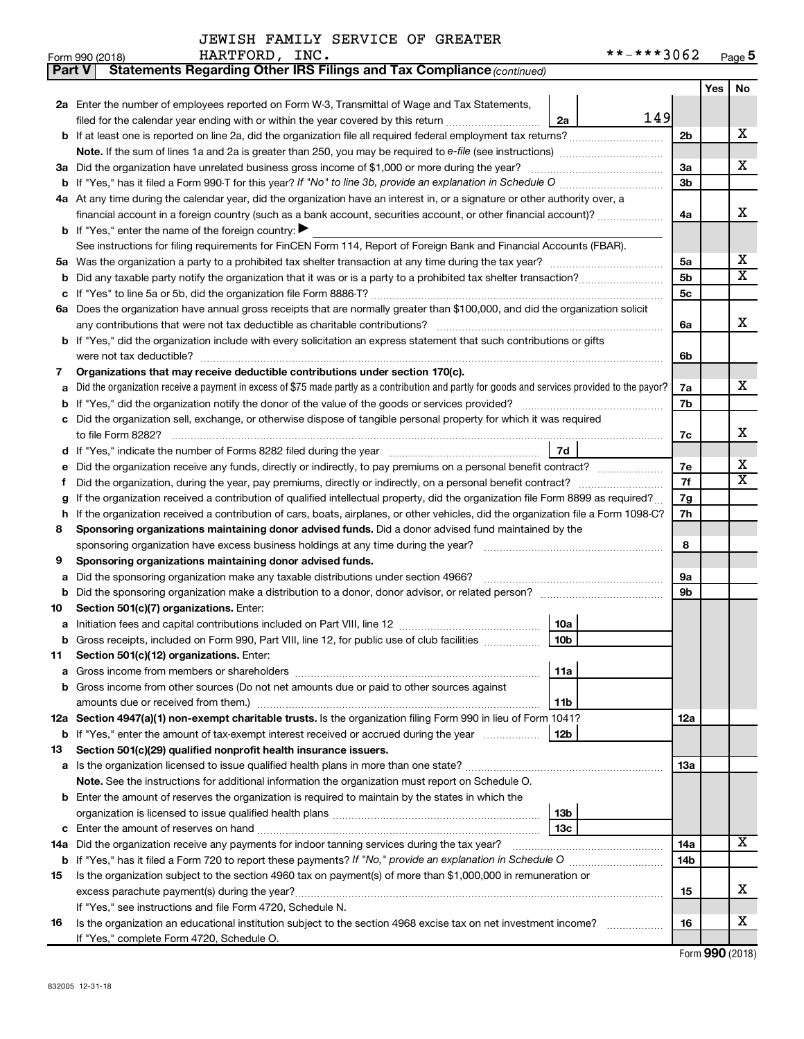JEWISH FAMILY SERVICE OF GREATER HARTFORD, INC.

Form 990 (2018) **-***3062

## Part V — Statements Regarding Other IRS Filings and Tax Compliance *(continued)*

| Line | Description | Box | Amount | Line | Yes | No |
|---|---|---|---|---|---|---|
| 2a | Enter the number of employees reported on Form W-3, Transmittal of Wage and Tax Statements, filed for the calendar year ending with or within the year covered by this return | 2a | 149 | | | |
| b | If at least one is reported on line 2a, did the organization file all required federal employment tax returns? | | | 2b | | X |
| | **Note.** If the sum of lines 1a and 2a is greater than 250, you may be required to *e-file* (see instructions) | | | | | |
| 3a | Did the organization have unrelated business gross income of $1,000 or more during the year? | | | 3a | | X |
| b | If "Yes," has it filed a Form 990-T for this year? *If "No" to line 3b, provide an explanation in Schedule O* | | | 3b | | |
| 4a | At any time during the calendar year, did the organization have an interest in, or a signature or other authority over, a financial account in a foreign country (such as a bank account, securities account, or other financial account)? | | | 4a | | X |
| b | If "Yes," enter the name of the foreign country: ▶ | | | | | |
| | See instructions for filing requirements for FinCEN Form 114, Report of Foreign Bank and Financial Accounts (FBAR). | | | | | |
| 5a | Was the organization a party to a prohibited tax shelter transaction at any time during the tax year? | | | 5a | | X |
| b | Did any taxable party notify the organization that it was or is a party to a prohibited tax shelter transaction? | | | 5b | | X |
| c | If "Yes" to line 5a or 5b, did the organization file Form 8886-T? | | | 5c | | |
| 6a | Does the organization have annual gross receipts that are normally greater than $100,000, and did the organization solicit any contributions that were not tax deductible as charitable contributions? | | | 6a | | X |
| b | If "Yes," did the organization include with every solicitation an express statement that such contributions or gifts were not tax deductible? | | | 6b | | |
| 7 | **Organizations that may receive deductible contributions under section 170(c).** | | | | | |
| a | Did the organization receive a payment in excess of $75 made partly as a contribution and partly for goods and services provided to the payor? | | | 7a | | X |
| b | If "Yes," did the organization notify the donor of the value of the goods or services provided? | | | 7b | | |
| c | Did the organization sell, exchange, or otherwise dispose of tangible personal property for which it was required to file Form 8282? | | | 7c | | X |
| d | If "Yes," indicate the number of Forms 8282 filed during the year | 7d | | | | |
| e | Did the organization receive any funds, directly or indirectly, to pay premiums on a personal benefit contract? | | | 7e | | X |
| f | Did the organization, during the year, pay premiums, directly or indirectly, on a personal benefit contract? | | | 7f | | X |
| g | If the organization received a contribution of qualified intellectual property, did the organization file Form 8899 as required? | | | 7g | | |
| h | If the organization received a contribution of cars, boats, airplanes, or other vehicles, did the organization file a Form 1098-C? | | | 7h | | |
| 8 | **Sponsoring organizations maintaining donor advised funds.** Did a donor advised fund maintained by the sponsoring organization have excess business holdings at any time during the year? | | | 8 | | |
| 9 | **Sponsoring organizations maintaining donor advised funds.** | | | | | |
| a | Did the sponsoring organization make any taxable distributions under section 4966? | | | 9a | | |
| b | Did the sponsoring organization make a distribution to a donor, donor advisor, or related person? | | | 9b | | |
| 10 | **Section 501(c)(7) organizations.** Enter: | | | | | |
| a | Initiation fees and capital contributions included on Part VIII, line 12 | 10a | | | | |
| b | Gross receipts, included on Form 990, Part VIII, line 12, for public use of club facilities | 10b | | | | |
| 11 | **Section 501(c)(12) organizations.** Enter: | | | | | |
| a | Gross income from members or shareholders | 11a | | | | |
| b | Gross income from other sources (Do not net amounts due or paid to other sources against amounts due or received from them.) | 11b | | | | |
| 12a | **Section 4947(a)(1) non-exempt charitable trusts.** Is the organization filing Form 990 in lieu of Form 1041? | | | 12a | | |
| b | If "Yes," enter the amount of tax-exempt interest received or accrued during the year | 12b | | | | |
| 13 | **Section 501(c)(29) qualified nonprofit health insurance issuers.** | | | | | |
| a | Is the organization licensed to issue qualified health plans in more than one state? | | | 13a | | |
| | **Note.** See the instructions for additional information the organization must report on Schedule O. | | | | | |
| b | Enter the amount of reserves the organization is required to maintain by the states in which the organization is licensed to issue qualified health plans | 13b | | | | |
| c | Enter the amount of reserves on hand | 13c | | | | |
| 14a | Did the organization receive any payments for indoor tanning services during the tax year? | | | 14a | | X |
| b | If "Yes," has it filed a Form 720 to report these payments? *If "No," provide an explanation in Schedule O* | | | 14b | | |
| 15 | Is the organization subject to the section 4960 tax on payment(s) of more than $1,000,000 in remuneration or excess parachute payment(s) during the year? | | | 15 | | X |
| | If "Yes," see instructions and file Form 4720, Schedule N. | | | | | |
| 16 | Is the organization an educational institution subject to the section 4968 excise tax on net investment income? | | | 16 | | X |
| | If "Yes," complete Form 4720, Schedule O. | | | | | |

Form **990** (2018)

832005 12-31-18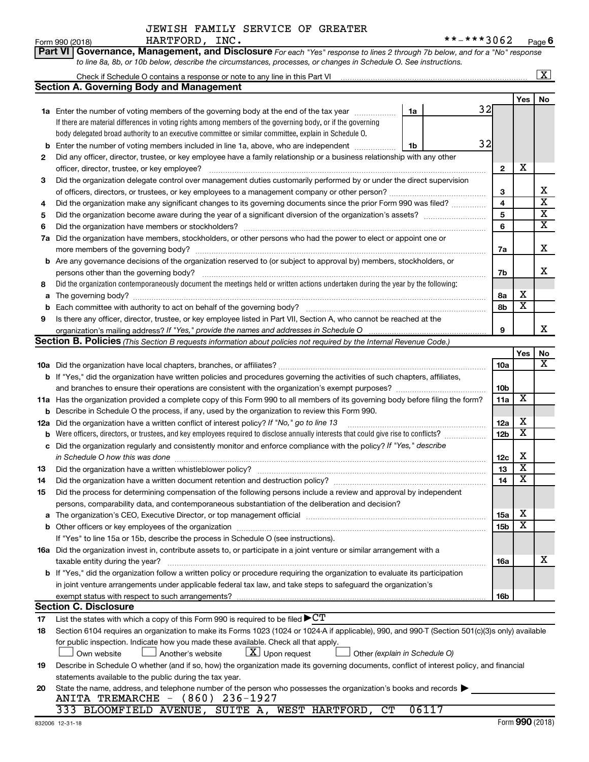JEWISH FAMILY SERVICE OF GREATER HARTFORD, INC.

Form 990 (2018) **-***3062 Page 6

**Part VI Governance, Management, and Disclosure** *For each "Yes" response to lines 2 through 7b below, and for a "No" response to line 8a, 8b, or 10b below, describe the circumstances, processes, or changes in Schedule O. See instructions.*

Check if Schedule O contains a response or note to any line in this Part VI [X]

## Section A. Governing Body and Management

| | | | | Yes | No |
|---|---|---|---|---|---|
| 1a | Enter the number of voting members of the governing body at the end of the tax year. If there are material differences in voting rights among members of the governing body, or if the governing body delegated broad authority to an executive committee or similar committee, explain in Schedule O. | 1a | 32 | | |
| b | Enter the number of voting members included in line 1a, above, who are independent | 1b | 32 | | |
| 2 | Did any officer, director, trustee, or key employee have a family relationship or a business relationship with any other officer, director, trustee, or key employee? | 2 | | X | |
| 3 | Did the organization delegate control over management duties customarily performed by or under the direct supervision of officers, directors, or trustees, or key employees to a management company or other person? | 3 | | | X |
| 4 | Did the organization make any significant changes to its governing documents since the prior Form 990 was filed? | 4 | | | X |
| 5 | Did the organization become aware during the year of a significant diversion of the organization's assets? | 5 | | | X |
| 6 | Did the organization have members or stockholders? | 6 | | | X |
| 7a | Did the organization have members, stockholders, or other persons who had the power to elect or appoint one or more members of the governing body? | 7a | | | X |
| b | Are any governance decisions of the organization reserved to (or subject to approval by) members, stockholders, or persons other than the governing body? | 7b | | | X |
| 8 | Did the organization contemporaneously document the meetings held or written actions undertaken during the year by the following: | | | | |
| a | The governing body? | 8a | | X | |
| b | Each committee with authority to act on behalf of the governing body? | 8b | | X | |
| 9 | Is there any officer, director, trustee, or key employee listed in Part VII, Section A, who cannot be reached at the organization's mailing address? *If "Yes," provide the names and addresses in Schedule O* | 9 | | | X |

## Section B. Policies *(This Section B requests information about policies not required by the Internal Revenue Code.)*

| | | | Yes | No |
|---|---|---|---|---|
| 10a | Did the organization have local chapters, branches, or affiliates? | 10a | | X |
| b | If "Yes," did the organization have written policies and procedures governing the activities of such chapters, affiliates, and branches to ensure their operations are consistent with the organization's exempt purposes? | 10b | | |
| 11a | Has the organization provided a complete copy of this Form 990 to all members of its governing body before filing the form? | 11a | X | |
| b | Describe in Schedule O the process, if any, used by the organization to review this Form 990. | | | |
| 12a | Did the organization have a written conflict of interest policy? *If "No," go to line 13* | 12a | X | |
| b | Were officers, directors, or trustees, and key employees required to disclose annually interests that could give rise to conflicts? | 12b | X | |
| c | Did the organization regularly and consistently monitor and enforce compliance with the policy? *If "Yes," describe in Schedule O how this was done* | 12c | X | |
| 13 | Did the organization have a written whistleblower policy? | 13 | X | |
| 14 | Did the organization have a written document retention and destruction policy? | 14 | X | |
| 15 | Did the process for determining compensation of the following persons include a review and approval by independent persons, comparability data, and contemporaneous substantiation of the deliberation and decision? | | | |
| a | The organization's CEO, Executive Director, or top management official | 15a | X | |
| b | Other officers or key employees of the organization | 15b | X | |
| | If "Yes" to line 15a or 15b, describe the process in Schedule O (see instructions). | | | |
| 16a | Did the organization invest in, contribute assets to, or participate in a joint venture or similar arrangement with a taxable entity during the year? | 16a | | X |
| b | If "Yes," did the organization follow a written policy or procedure requiring the organization to evaluate its participation in joint venture arrangements under applicable federal tax law, and take steps to safeguard the organization's exempt status with respect to such arrangements? | 16b | | |

## Section C. Disclosure

17 List the states with which a copy of this Form 990 is required to be filed ▶ CT

18 Section 6104 requires an organization to make its Forms 1023 (1024 or 1024-A if applicable), 990, and 990-T (Section 501(c)(3)s only) available for public inspection. Indicate how you made these available. Check all that apply.

[ ] Own website [ ] Another's website [X] Upon request [ ] Other *(explain in Schedule O)*

19 Describe in Schedule O whether (and if so, how) the organization made its governing documents, conflict of interest policy, and financial statements available to the public during the tax year.

20 State the name, address, and telephone number of the person who possesses the organization's books and records ▶

ANITA TREMARCHE - (860) 236-1927
333 BLOOMFIELD AVENUE, SUITE A, WEST HARTFORD, CT 06117

832006 12-31-18 Form **990** (2018)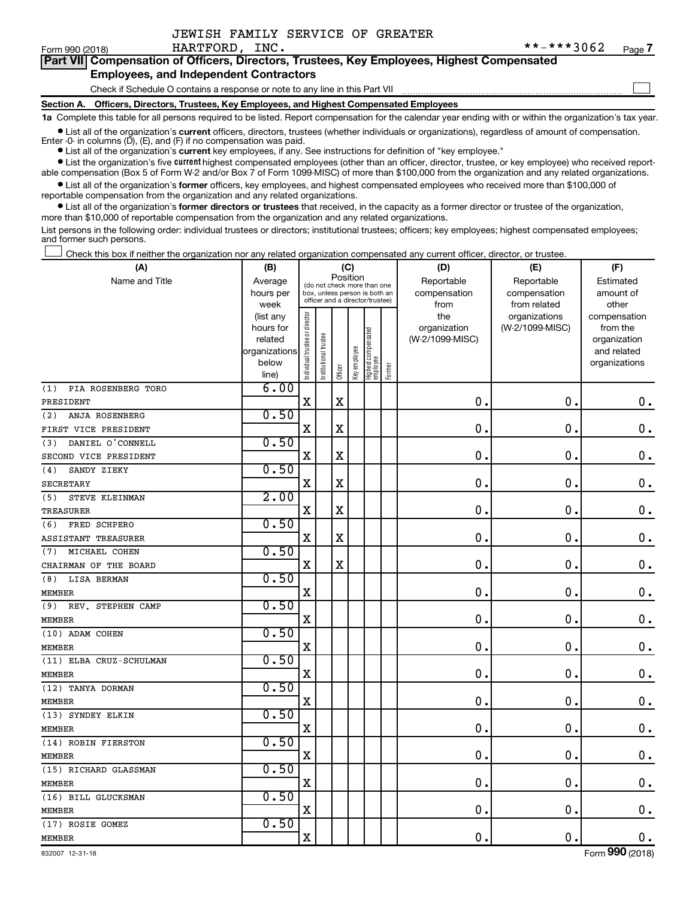JEWISH FAMILY SERVICE OF GREATER HARTFORD, INC.

Form 990 (2018) **-***3062 Page 7

**Part VII Compensation of Officers, Directors, Trustees, Key Employees, Highest Compensated Employees, and Independent Contractors**

Check if Schedule O contains a response or note to any line in this Part VII ☐

**Section A. Officers, Directors, Trustees, Key Employees, and Highest Compensated Employees**

**1a** Complete this table for all persons required to be listed. Report compensation for the calendar year ending with or within the organization's tax year.

- List all of the organization's **current** officers, directors, trustees (whether individuals or organizations), regardless of amount of compensation. Enter -0- in columns (D), (E), and (F) if no compensation was paid.
- List all of the organization's **current** key employees, if any. See instructions for definition of "key employee."
- List the organization's five **current** highest compensated employees (other than an officer, director, trustee, or key employee) who received reportable compensation (Box 5 of Form W-2 and/or Box 7 of Form 1099-MISC) of more than $100,000 from the organization and any related organizations.
- List all of the organization's **former** officers, key employees, and highest compensated employees who received more than $100,000 of reportable compensation from the organization and any related organizations.
- List all of the organization's **former directors or trustees** that received, in the capacity as a former director or trustee of the organization, more than $10,000 of reportable compensation from the organization and any related organizations.

List persons in the following order: individual trustees or directors; institutional trustees; officers; key employees; highest compensated employees; and former such persons.

☐ Check this box if neither the organization nor any related organization compensated any current officer, director, or trustee.

| (A) Name and Title | (B) Average hours per week (list any hours for related organizations below line) | (C) Position: Individual trustee or director | Institutional trustee | Officer | Key employee | Highest compensated employee | Former | (D) Reportable compensation from the organization (W-2/1099-MISC) | (E) Reportable compensation from related organizations (W-2/1099-MISC) | (F) Estimated amount of other compensation from the organization and related organizations |
|---|---|---|---|---|---|---|---|---|---|---|
| (1) PIA ROSENBERG TORO<br>PRESIDENT | 6.00 | X | | X | | | | 0. | 0. | 0. |
| (2) ANJA ROSENBERG<br>FIRST VICE PRESIDENT | 0.50 | X | | X | | | | 0. | 0. | 0. |
| (3) DANIEL O'CONNELL<br>SECOND VICE PRESIDENT | 0.50 | X | | X | | | | 0. | 0. | 0. |
| (4) SANDY ZIEKY<br>SECRETARY | 0.50 | X | | X | | | | 0. | 0. | 0. |
| (5) STEVE KLEINMAN<br>TREASURER | 2.00 | X | | X | | | | 0. | 0. | 0. |
| (6) FRED SCHPERO<br>ASSISTANT TREASURER | 0.50 | X | | X | | | | 0. | 0. | 0. |
| (7) MICHAEL COHEN<br>CHAIRMAN OF THE BOARD | 0.50 | X | | X | | | | 0. | 0. | 0. |
| (8) LISA BERMAN<br>MEMBER | 0.50 | X | | | | | | 0. | 0. | 0. |
| (9) REV. STEPHEN CAMP<br>MEMBER | 0.50 | X | | | | | | 0. | 0. | 0. |
| (10) ADAM COHEN<br>MEMBER | 0.50 | X | | | | | | 0. | 0. | 0. |
| (11) ELBA CRUZ-SCHULMAN<br>MEMBER | 0.50 | X | | | | | | 0. | 0. | 0. |
| (12) TANYA DORMAN<br>MEMBER | 0.50 | X | | | | | | 0. | 0. | 0. |
| (13) SYNDEY ELKIN<br>MEMBER | 0.50 | X | | | | | | 0. | 0. | 0. |
| (14) ROBIN FIERSTON<br>MEMBER | 0.50 | X | | | | | | 0. | 0. | 0. |
| (15) RICHARD GLASSMAN<br>MEMBER | 0.50 | X | | | | | | 0. | 0. | 0. |
| (16) BILL GLUCKSMAN<br>MEMBER | 0.50 | X | | | | | | 0. | 0. | 0. |
| (17) ROSIE GOMEZ<br>MEMBER | 0.50 | X | | | | | | 0. | 0. | 0. |

832007 12-31-18 Form **990** (2018)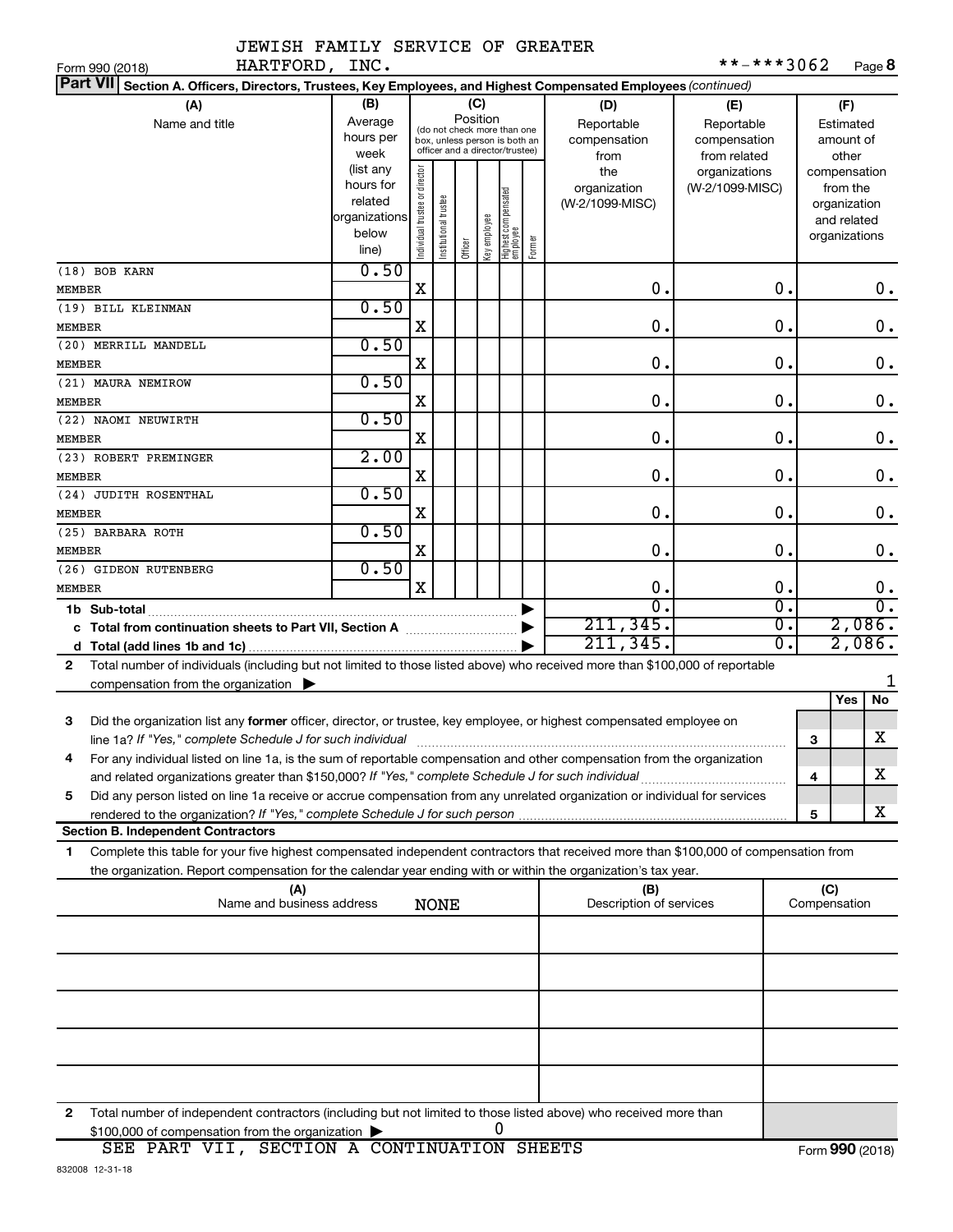JEWISH FAMILY SERVICE OF GREATER HARTFORD, INC.

Form 990 (2018) **-***3062 Page 8

**Part VII Section A. Officers, Directors, Trustees, Key Employees, and Highest Compensated Employees** *(continued)*

| (A) Name and title | (B) Average hours per week (list any hours for related organizations below line) | (C) Position: Individual trustee or director | Institutional trustee | Officer | Key employee | Highest compensated employee | Former | (D) Reportable compensation from the organization (W-2/1099-MISC) | (E) Reportable compensation from related organizations (W-2/1099-MISC) | (F) Estimated amount of other compensation from the organization and related organizations |
|---|---|---|---|---|---|---|---|---|---|---|
| (18) BOB KARN<br>MEMBER | 0.50 | X | | | | | | 0. | 0. | 0. |
| (19) BILL KLEINMAN<br>MEMBER | 0.50 | X | | | | | | 0. | 0. | 0. |
| (20) MERRILL MANDELL<br>MEMBER | 0.50 | X | | | | | | 0. | 0. | 0. |
| (21) MAURA NEMIROW<br>MEMBER | 0.50 | X | | | | | | 0. | 0. | 0. |
| (22) NAOMI NEUWIRTH<br>MEMBER | 0.50 | X | | | | | | 0. | 0. | 0. |
| (23) ROBERT PREMINGER<br>MEMBER | 2.00 | X | | | | | | 0. | 0. | 0. |
| (24) JUDITH ROSENTHAL<br>MEMBER | 0.50 | X | | | | | | 0. | 0. | 0. |
| (25) BARBARA ROTH<br>MEMBER | 0.50 | X | | | | | | 0. | 0. | 0. |
| (26) GIDEON RUTENBERG<br>MEMBER | 0.50 | X | | | | | | 0. | 0. | 0. |
| **1b Sub-total** | | | | | | | | 0. | 0. | 0. |
| **c Total from continuation sheets to Part VII, Section A** | | | | | | | | 211,345. | 0. | 2,086. |
| **d Total (add lines 1b and 1c)** | | | | | | | | 211,345. | 0. | 2,086. |

**2** Total number of individuals (including but not limited to those listed above) who received more than $100,000 of reportable compensation from the organization ▶ 1

| | | Yes | No |
|---|---|---|---|
| **3** Did the organization list any **former** officer, director, or trustee, key employee, or highest compensated employee on line 1a? *If "Yes," complete Schedule J for such individual* | 3 | | X |
| **4** For any individual listed on line 1a, is the sum of reportable compensation and other compensation from the organization and related organizations greater than $150,000? *If "Yes," complete Schedule J for such individual* | 4 | | X |
| **5** Did any person listed on line 1a receive or accrue compensation from any unrelated organization or individual for services rendered to the organization? *If "Yes," complete Schedule J for such person* | 5 | | X |

**Section B. Independent Contractors**

**1** Complete this table for your five highest compensated independent contractors that received more than $100,000 of compensation from the organization. Report compensation for the calendar year ending with or within the organization's tax year.

| (A) Name and business address | (B) Description of services | (C) Compensation |
|---|---|---|
| NONE | | |
| | | |
| | | |
| | | |
| | | |

**2** Total number of independent contractors (including but not limited to those listed above) who received more than $100,000 of compensation from the organization ▶ 0

SEE PART VII, SECTION A CONTINUATION SHEETS

Form **990** (2018)

832008 12-31-18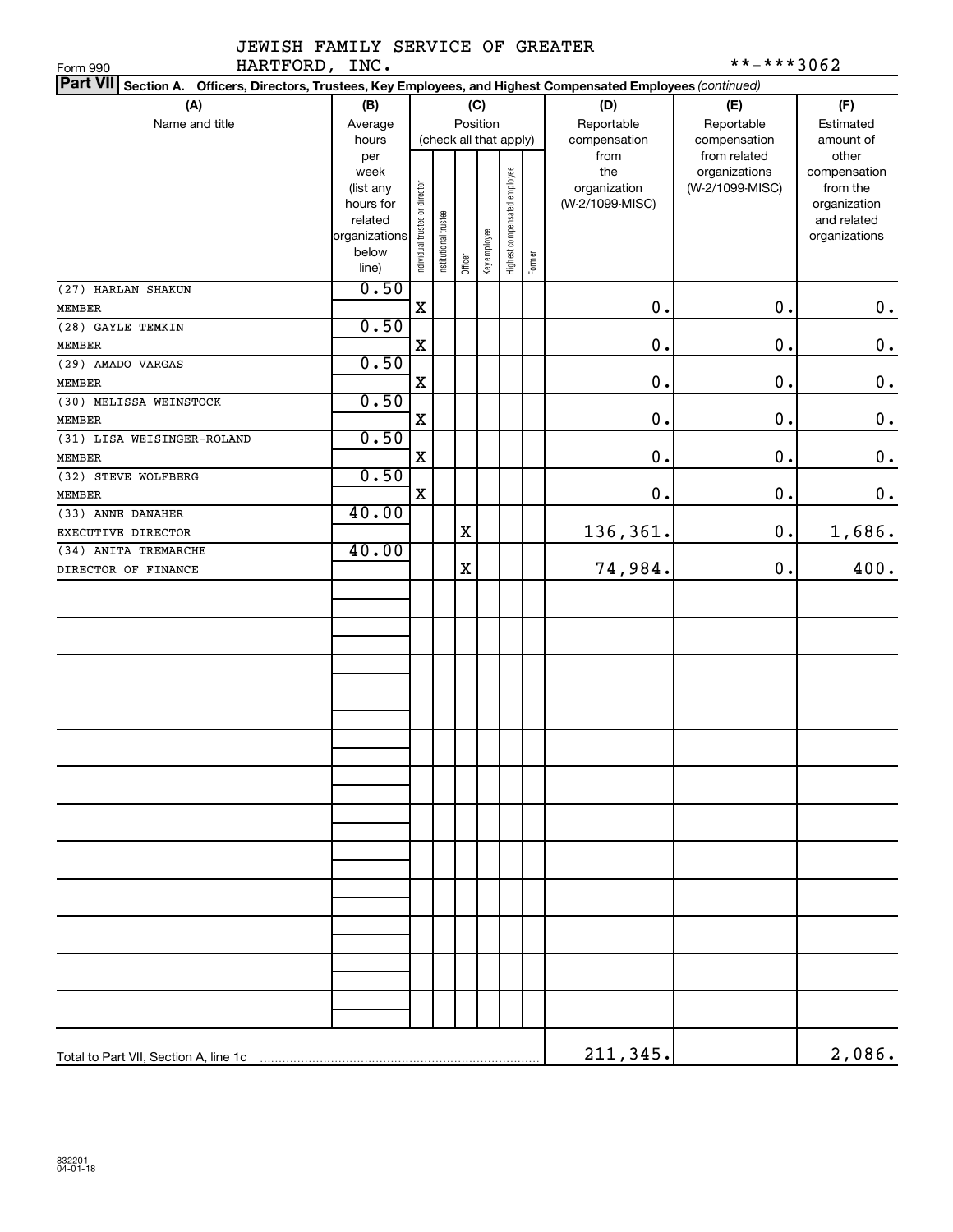JEWISH FAMILY SERVICE OF GREATER HARTFORD, INC.

Form 990

**-***3062

**Part VII** **Section A. Officers, Directors, Trustees, Key Employees, and Highest Compensated Employees** *(continued)*

| (A) Name and title | (B) Average hours per week (list any hours for related organizations below line) | (C) Position (check all that apply): Individual trustee or director | Institutional trustee | Officer | Key employee | Highest compensated employee | Former | (D) Reportable compensation from the organization (W-2/1099-MISC) | (E) Reportable compensation from related organizations (W-2/1099-MISC) | (F) Estimated amount of other compensation from the organization and related organizations |
|---|---|---|---|---|---|---|---|---|---|---|
| (27) HARLAN SHAKUN<br>MEMBER | 0.50 | X | | | | | | 0. | 0. | 0. |
| (28) GAYLE TEMKIN<br>MEMBER | 0.50 | X | | | | | | 0. | 0. | 0. |
| (29) AMADO VARGAS<br>MEMBER | 0.50 | X | | | | | | 0. | 0. | 0. |
| (30) MELISSA WEINSTOCK<br>MEMBER | 0.50 | X | | | | | | 0. | 0. | 0. |
| (31) LISA WEISINGER-ROLAND<br>MEMBER | 0.50 | X | | | | | | 0. | 0. | 0. |
| (32) STEVE WOLFBERG<br>MEMBER | 0.50 | X | | | | | | 0. | 0. | 0. |
| (33) ANNE DANAHER<br>EXECUTIVE DIRECTOR | 40.00 | | | X | | | | 136,361. | 0. | 1,686. |
| (34) ANITA TREMARCHE<br>DIRECTOR OF FINANCE | 40.00 | | | X | | | | 74,984. | 0. | 400. |
| Total to Part VII, Section A, line 1c | | | | | | | | 211,345. | | 2,086. |

832201 04-01-18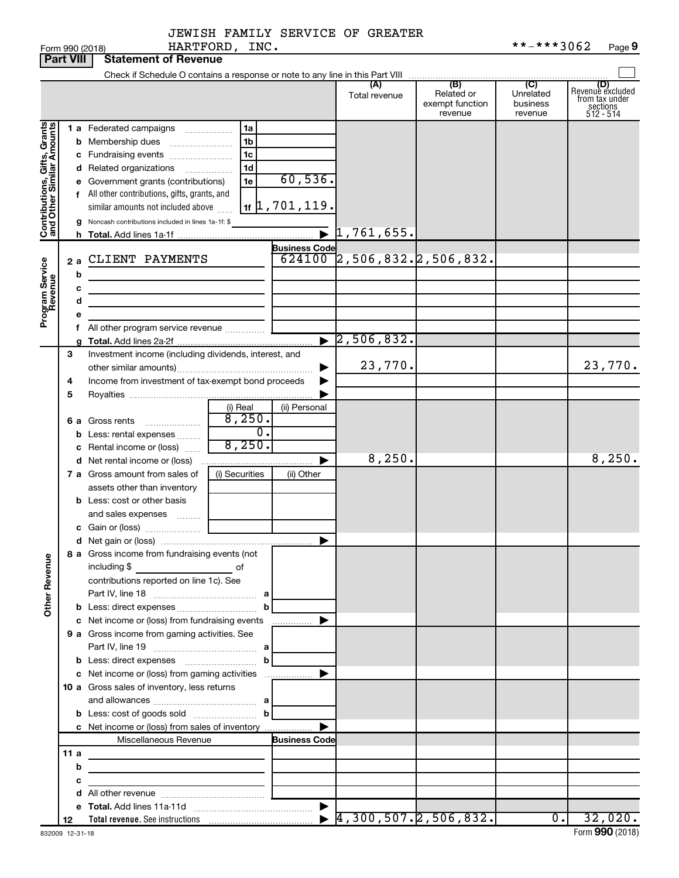JEWISH FAMILY SERVICE OF GREATER HARTFORD, INC.

Form 990 (2018) **-***3062 Page 9

**Part VIII Statement of Revenue**

Check if Schedule O contains a response or note to any line in this Part VIII ☐

| | | | | (A) Total revenue | (B) Related or exempt function revenue | (C) Unrelated business revenue | (D) Revenue excluded from tax under sections 512 - 514 |
|---|---|---|---|---|---|---|---|
| **Contributions, Gifts, Grants and Other Similar Amounts** | 1a Federated campaigns | 1a | | | | | |
| | b Membership dues | 1b | | | | | |
| | c Fundraising events | 1c | | | | | |
| | d Related organizations | 1d | | | | | |
| | e Government grants (contributions) | 1e | 60,536. | | | | |
| | f All other contributions, gifts, grants, and similar amounts not included above | 1f | 1,701,119. | | | | |
| | g Noncash contributions included in lines 1a-1f: $ | | | | | | |
| | h **Total.** Add lines 1a-1f | | | 1,761,655. | | | |
| **Program Service Revenue** | | | **Business Code** | | | | |
| | 2a CLIENT PAYMENTS | | 624100 | 2,506,832. | 2,506,832. | | |
| | b | | | | | | |
| | c | | | | | | |
| | d | | | | | | |
| | e | | | | | | |
| | f All other program service revenue | | | | | | |
| | g **Total.** Add lines 2a-2f | | | 2,506,832. | | | |
| **Other Revenue** | 3 Investment income (including dividends, interest, and other similar amounts) | | | 23,770. | | | 23,770. |
| | 4 Income from investment of tax-exempt bond proceeds | | | | | | |
| | 5 Royalties | | | | | | |
| | | (i) Real | (ii) Personal | | | | |
| | 6a Gross rents | 8,250. | | | | | |
| | b Less: rental expenses | 0. | | | | | |
| | c Rental income or (loss) | 8,250. | | | | | |
| | d Net rental income or (loss) | | | 8,250. | | | 8,250. |
| | 7a Gross amount from sales of assets other than inventory | (i) Securities | (ii) Other | | | | |
| | b Less: cost or other basis and sales expenses | | | | | | |
| | c Gain or (loss) | | | | | | |
| | d Net gain or (loss) | | | | | | |
| | 8a Gross income from fundraising events (not including $ of contributions reported on line 1c). See Part IV, line 18 | a | | | | | |
| | b Less: direct expenses | b | | | | | |
| | c Net income or (loss) from fundraising events | | | | | | |
| | 9a Gross income from gaming activities. See Part IV, line 19 | a | | | | | |
| | b Less: direct expenses | b | | | | | |
| | c Net income or (loss) from gaming activities | | | | | | |
| | 10a Gross sales of inventory, less returns and allowances | a | | | | | |
| | b Less: cost of goods sold | b | | | | | |
| | c Net income or (loss) from sales of inventory | | | | | | |
| | Miscellaneous Revenue | | **Business Code** | | | | |
| | 11a | | | | | | |
| | b | | | | | | |
| | c | | | | | | |
| | d All other revenue | | | | | | |
| | e **Total.** Add lines 11a-11d | | | | | | |
| | 12 **Total revenue.** See instructions | | | 4,300,507. | 2,506,832. | 0. | 32,020. |

832009 12-31-18 Form **990** (2018)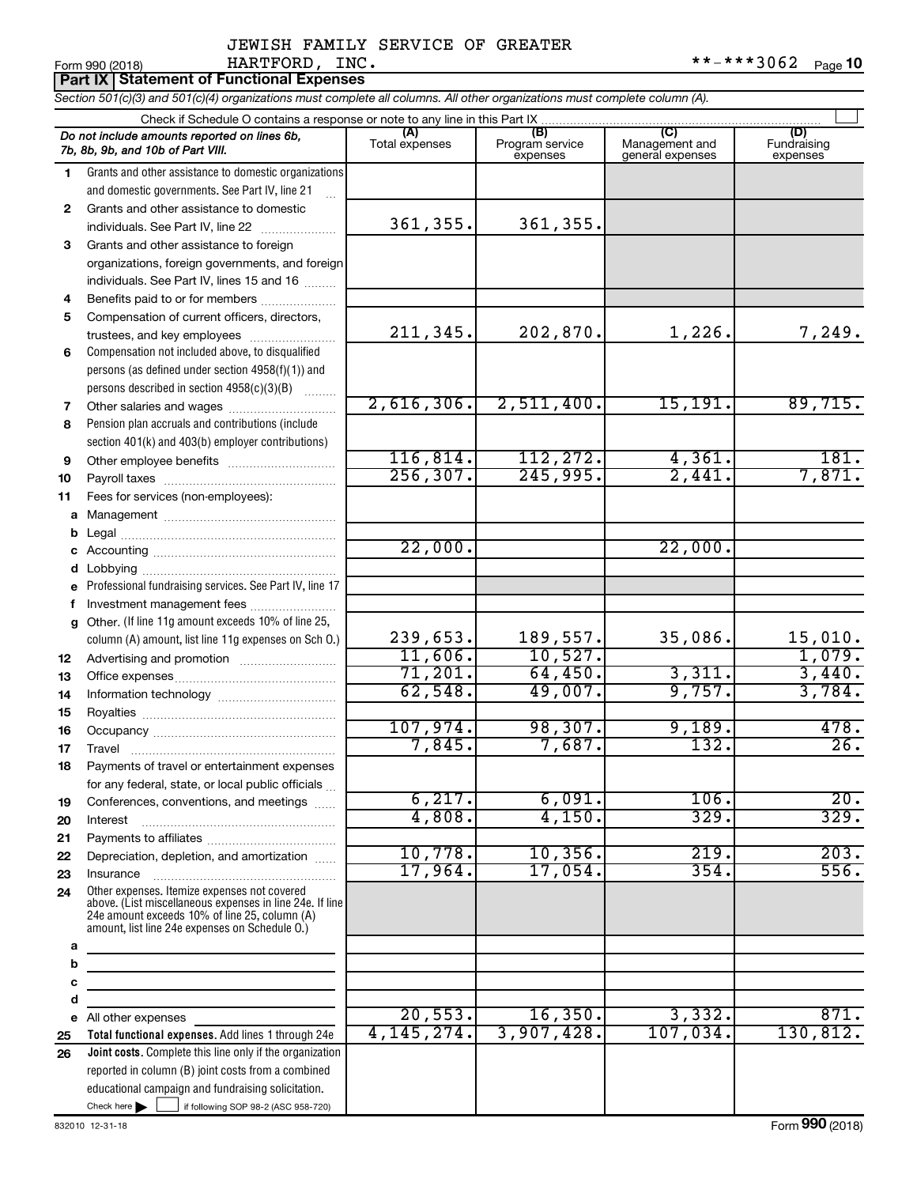JEWISH FAMILY SERVICE OF GREATER HARTFORD, INC.

Form 990 (2018) **-***3062 Page 10

**Part IX Statement of Functional Expenses**

*Section 501(c)(3) and 501(c)(4) organizations must complete all columns. All other organizations must complete column (A).*

Check if Schedule O contains a response or note to any line in this Part IX

| | *Do not include amounts reported on lines 6b, 7b, 8b, 9b, and 10b of Part VIII.* | (A) Total expenses | (B) Program service expenses | (C) Management and general expenses | (D) Fundraising expenses |
|---|---|---|---|---|---|
| 1 | Grants and other assistance to domestic organizations and domestic governments. See Part IV, line 21 | | | | |
| 2 | Grants and other assistance to domestic individuals. See Part IV, line 22 | 361,355. | 361,355. | | |
| 3 | Grants and other assistance to foreign organizations, foreign governments, and foreign individuals. See Part IV, lines 15 and 16 | | | | |
| 4 | Benefits paid to or for members | | | | |
| 5 | Compensation of current officers, directors, trustees, and key employees | 211,345. | 202,870. | 1,226. | 7,249. |
| 6 | Compensation not included above, to disqualified persons (as defined under section 4958(f)(1)) and persons described in section 4958(c)(3)(B) | | | | |
| 7 | Other salaries and wages | 2,616,306. | 2,511,400. | 15,191. | 89,715. |
| 8 | Pension plan accruals and contributions (include section 401(k) and 403(b) employer contributions) | | | | |
| 9 | Other employee benefits | 116,814. | 112,272. | 4,361. | 181. |
| 10 | Payroll taxes | 256,307. | 245,995. | 2,441. | 7,871. |
| 11 | Fees for services (non-employees): | | | | |
| a | Management | | | | |
| b | Legal | | | | |
| c | Accounting | 22,000. | | 22,000. | |
| d | Lobbying | | | | |
| e | Professional fundraising services. See Part IV, line 17 | | | | |
| f | Investment management fees | | | | |
| g | Other. (If line 11g amount exceeds 10% of line 25, column (A) amount, list line 11g expenses on Sch O.) | 239,653. | 189,557. | 35,086. | 15,010. |
| 12 | Advertising and promotion | 11,606. | 10,527. | | 1,079. |
| 13 | Office expenses | 71,201. | 64,450. | 3,311. | 3,440. |
| 14 | Information technology | 62,548. | 49,007. | 9,757. | 3,784. |
| 15 | Royalties | | | | |
| 16 | Occupancy | 107,974. | 98,307. | 9,189. | 478. |
| 17 | Travel | 7,845. | 7,687. | 132. | 26. |
| 18 | Payments of travel or entertainment expenses for any federal, state, or local public officials | | | | |
| 19 | Conferences, conventions, and meetings | 6,217. | 6,091. | 106. | 20. |
| 20 | Interest | 4,808. | 4,150. | 329. | 329. |
| 21 | Payments to affiliates | | | | |
| 22 | Depreciation, depletion, and amortization | 10,778. | 10,356. | 219. | 203. |
| 23 | Insurance | 17,964. | 17,054. | 354. | 556. |
| 24 | Other expenses. Itemize expenses not covered above. (List miscellaneous expenses in line 24e. If line 24e amount exceeds 10% of line 25, column (A) amount, list line 24e expenses on Schedule O.) | | | | |
| a | | | | | |
| b | | | | | |
| c | | | | | |
| d | | | | | |
| e | All other expenses | 20,553. | 16,350. | 3,332. | 871. |
| 25 | **Total functional expenses.** Add lines 1 through 24e | 4,145,274. | 3,907,428. | 107,034. | 130,812. |
| 26 | **Joint costs.** Complete this line only if the organization reported in column (B) joint costs from a combined educational campaign and fundraising solicitation. Check here ☐ if following SOP 98-2 (ASC 958-720) | | | | |

832010 12-31-18

Form **990** (2018)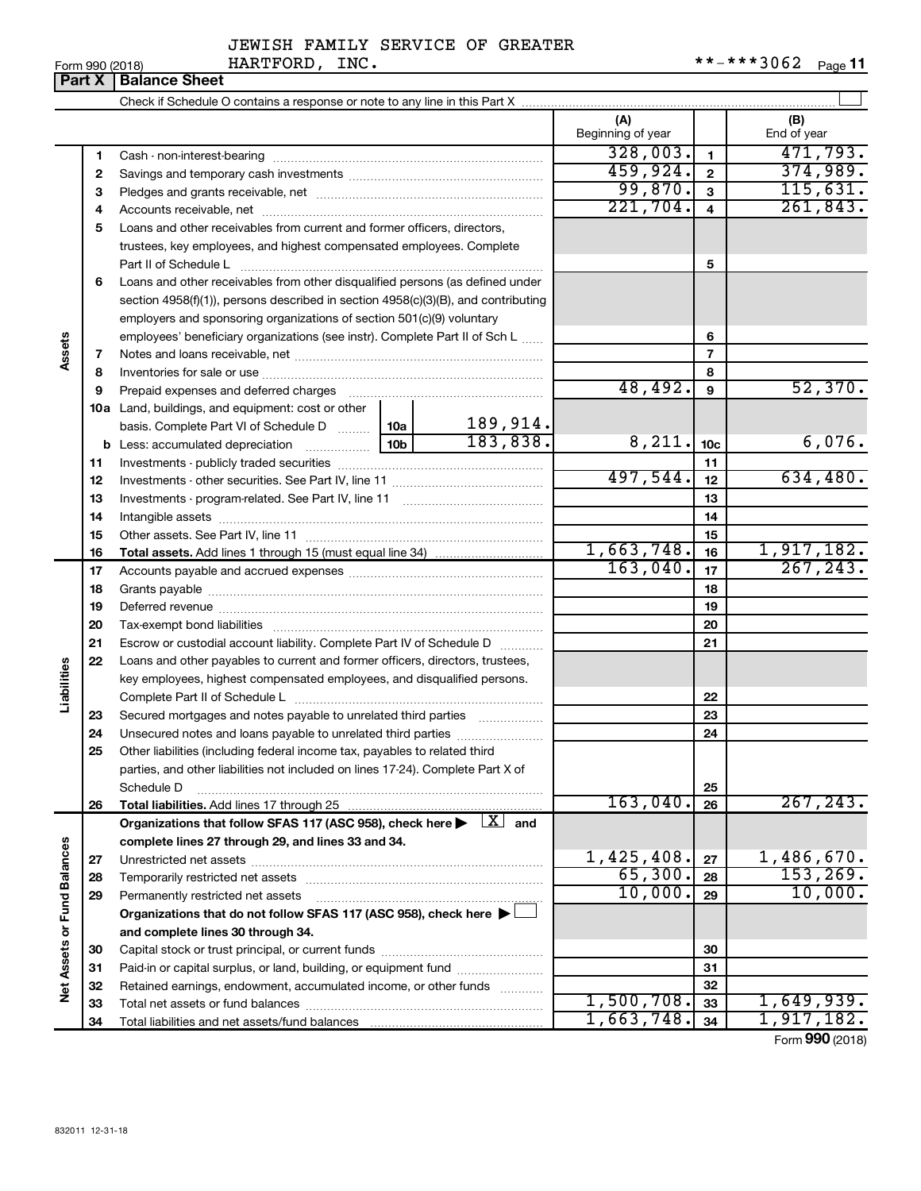JEWISH FAMILY SERVICE OF GREATER HARTFORD, INC.

Form 990 (2018) **-***3062 Page 11

**Part X | Balance Sheet**

Check if Schedule O contains a response or note to any line in this Part X

| | | | (A) Beginning of year | | (B) End of year |
|---|---|---|---|---|---|
| **Assets** | 1 | Cash - non-interest-bearing | 328,003. | 1 | 471,793. |
| | 2 | Savings and temporary cash investments | 459,924. | 2 | 374,989. |
| | 3 | Pledges and grants receivable, net | 99,870. | 3 | 115,631. |
| | 4 | Accounts receivable, net | 221,704. | 4 | 261,843. |
| | 5 | Loans and other receivables from current and former officers, directors, trustees, key employees, and highest compensated employees. Complete Part II of Schedule L | | 5 | |
| | 6 | Loans and other receivables from other disqualified persons (as defined under section 4958(f)(1)), persons described in section 4958(c)(3)(B), and contributing employers and sponsoring organizations of section 501(c)(9) voluntary employees' beneficiary organizations (see instr). Complete Part II of Sch L | | 6 | |
| | 7 | Notes and loans receivable, net | | 7 | |
| | 8 | Inventories for sale or use | | 8 | |
| | 9 | Prepaid expenses and deferred charges | 48,492. | 9 | 52,370. |
| | 10a | Land, buildings, and equipment: cost or other basis. Complete Part VI of Schedule D ... 10a: 189,914. | | | |
| | b | Less: accumulated depreciation ... 10b: 183,838. | 8,211. | 10c | 6,076. |
| | 11 | Investments - publicly traded securities | | 11 | |
| | 12 | Investments - other securities. See Part IV, line 11 | 497,544. | 12 | 634,480. |
| | 13 | Investments - program-related. See Part IV, line 11 | | 13 | |
| | 14 | Intangible assets | | 14 | |
| | 15 | Other assets. See Part IV, line 11 | | 15 | |
| | 16 | **Total assets.** Add lines 1 through 15 (must equal line 34) | 1,663,748. | 16 | 1,917,182. |
| **Liabilities** | 17 | Accounts payable and accrued expenses | 163,040. | 17 | 267,243. |
| | 18 | Grants payable | | 18 | |
| | 19 | Deferred revenue | | 19 | |
| | 20 | Tax-exempt bond liabilities | | 20 | |
| | 21 | Escrow or custodial account liability. Complete Part IV of Schedule D | | 21 | |
| | 22 | Loans and other payables to current and former officers, directors, trustees, key employees, highest compensated employees, and disqualified persons. Complete Part II of Schedule L | | 22 | |
| | 23 | Secured mortgages and notes payable to unrelated third parties | | 23 | |
| | 24 | Unsecured notes and loans payable to unrelated third parties | | 24 | |
| | 25 | Other liabilities (including federal income tax, payables to related third parties, and other liabilities not included on lines 17-24). Complete Part X of Schedule D | | 25 | |
| | 26 | **Total liabilities.** Add lines 17 through 25 | 163,040. | 26 | 267,243. |
| **Net Assets or Fund Balances** | | **Organizations that follow SFAS 117 (ASC 958), check here ▶ [X] and complete lines 27 through 29, and lines 33 and 34.** | | | |
| | 27 | Unrestricted net assets | 1,425,408. | 27 | 1,486,670. |
| | 28 | Temporarily restricted net assets | 65,300. | 28 | 153,269. |
| | 29 | Permanently restricted net assets | 10,000. | 29 | 10,000. |
| | | **Organizations that do not follow SFAS 117 (ASC 958), check here ▶ [ ] and complete lines 30 through 34.** | | | |
| | 30 | Capital stock or trust principal, or current funds | | 30 | |
| | 31 | Paid-in or capital surplus, or land, building, or equipment fund | | 31 | |
| | 32 | Retained earnings, endowment, accumulated income, or other funds | | 32 | |
| | 33 | Total net assets or fund balances | 1,500,708. | 33 | 1,649,939. |
| | 34 | Total liabilities and net assets/fund balances | 1,663,748. | 34 | 1,917,182. |

Form **990** (2018)

832011 12-31-18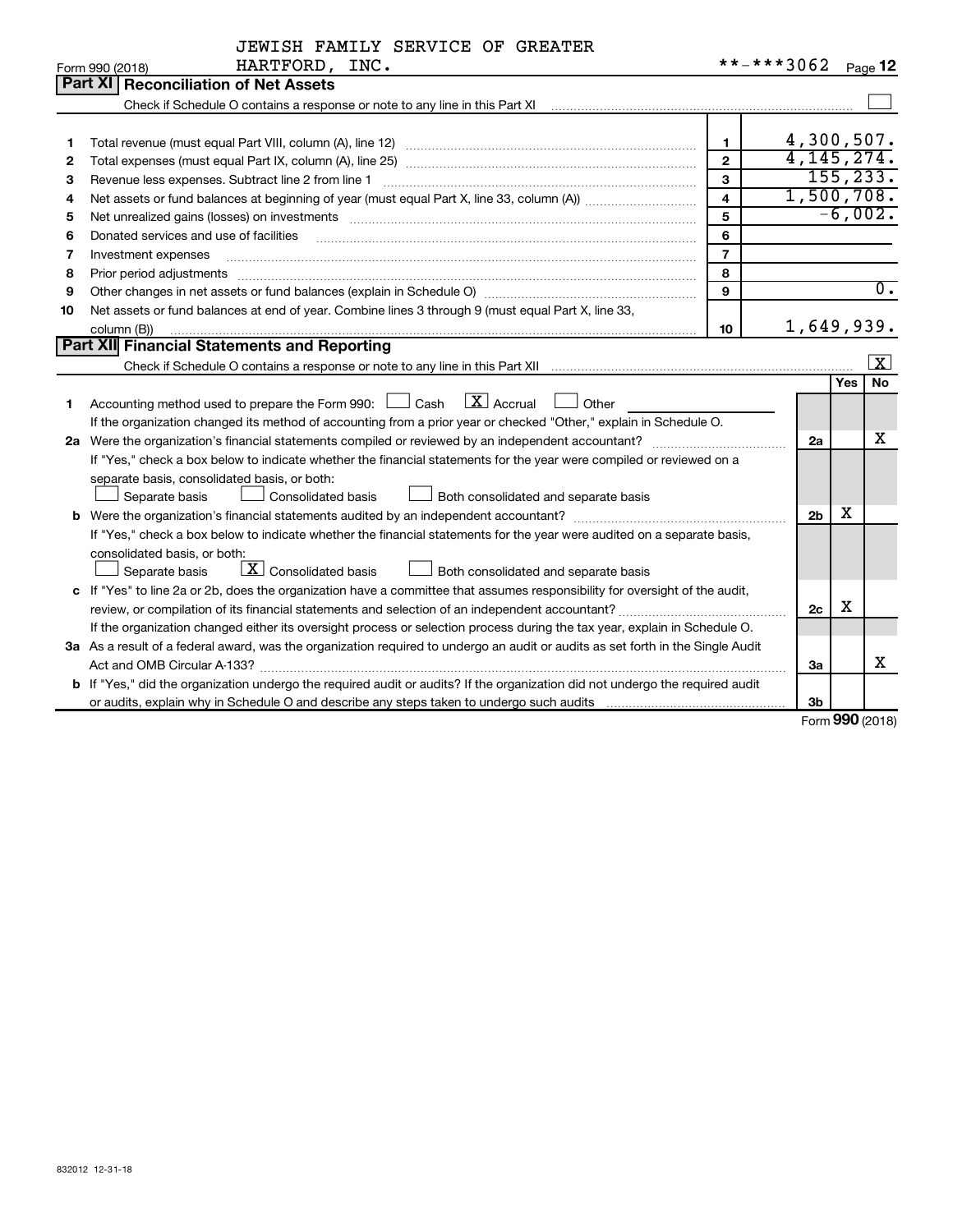JEWISH FAMILY SERVICE OF GREATER HARTFORD, INC.

Form 990 (2018) **-***3062 Page 12

## Part XI Reconciliation of Net Assets

Check if Schedule O contains a response or note to any line in this Part XI ☐

| | | | |
|---|---|---|---|
| 1 | Total revenue (must equal Part VIII, column (A), line 12) | 1 | 4,300,507. |
| 2 | Total expenses (must equal Part IX, column (A), line 25) | 2 | 4,145,274. |
| 3 | Revenue less expenses. Subtract line 2 from line 1 | 3 | 155,233. |
| 4 | Net assets or fund balances at beginning of year (must equal Part X, line 33, column (A)) | 4 | 1,500,708. |
| 5 | Net unrealized gains (losses) on investments | 5 | -6,002. |
| 6 | Donated services and use of facilities | 6 | |
| 7 | Investment expenses | 7 | |
| 8 | Prior period adjustments | 8 | |
| 9 | Other changes in net assets or fund balances (explain in Schedule O) | 9 | 0. |
| 10 | Net assets or fund balances at end of year. Combine lines 3 through 9 (must equal Part X, line 33, column (B)) | 10 | 1,649,939. |

## Part XII Financial Statements and Reporting

Check if Schedule O contains a response or note to any line in this Part XII ☒

| | | | Yes | No |
|---|---|---|---|---|
| 1 | Accounting method used to prepare the Form 990: ☐ Cash ☒ Accrual ☐ Other<br>If the organization changed its method of accounting from a prior year or checked "Other," explain in Schedule O. | | | |
| 2a | Were the organization's financial statements compiled or reviewed by an independent accountant?<br>If "Yes," check a box below to indicate whether the financial statements for the year were compiled or reviewed on a separate basis, consolidated basis, or both:<br>☐ Separate basis ☐ Consolidated basis ☐ Both consolidated and separate basis | 2a | | X |
| b | Were the organization's financial statements audited by an independent accountant?<br>If "Yes," check a box below to indicate whether the financial statements for the year were audited on a separate basis, consolidated basis, or both:<br>☐ Separate basis ☒ Consolidated basis ☐ Both consolidated and separate basis | 2b | X | |
| c | If "Yes" to line 2a or 2b, does the organization have a committee that assumes responsibility for oversight of the audit, review, or compilation of its financial statements and selection of an independent accountant?<br>If the organization changed either its oversight process or selection process during the tax year, explain in Schedule O. | 2c | X | |
| 3a | As a result of a federal award, was the organization required to undergo an audit or audits as set forth in the Single Audit Act and OMB Circular A-133? | 3a | | X |
| b | If "Yes," did the organization undergo the required audit or audits? If the organization did not undergo the required audit or audits, explain why in Schedule O and describe any steps taken to undergo such audits | 3b | | |

Form 990 (2018)

832012 12-31-18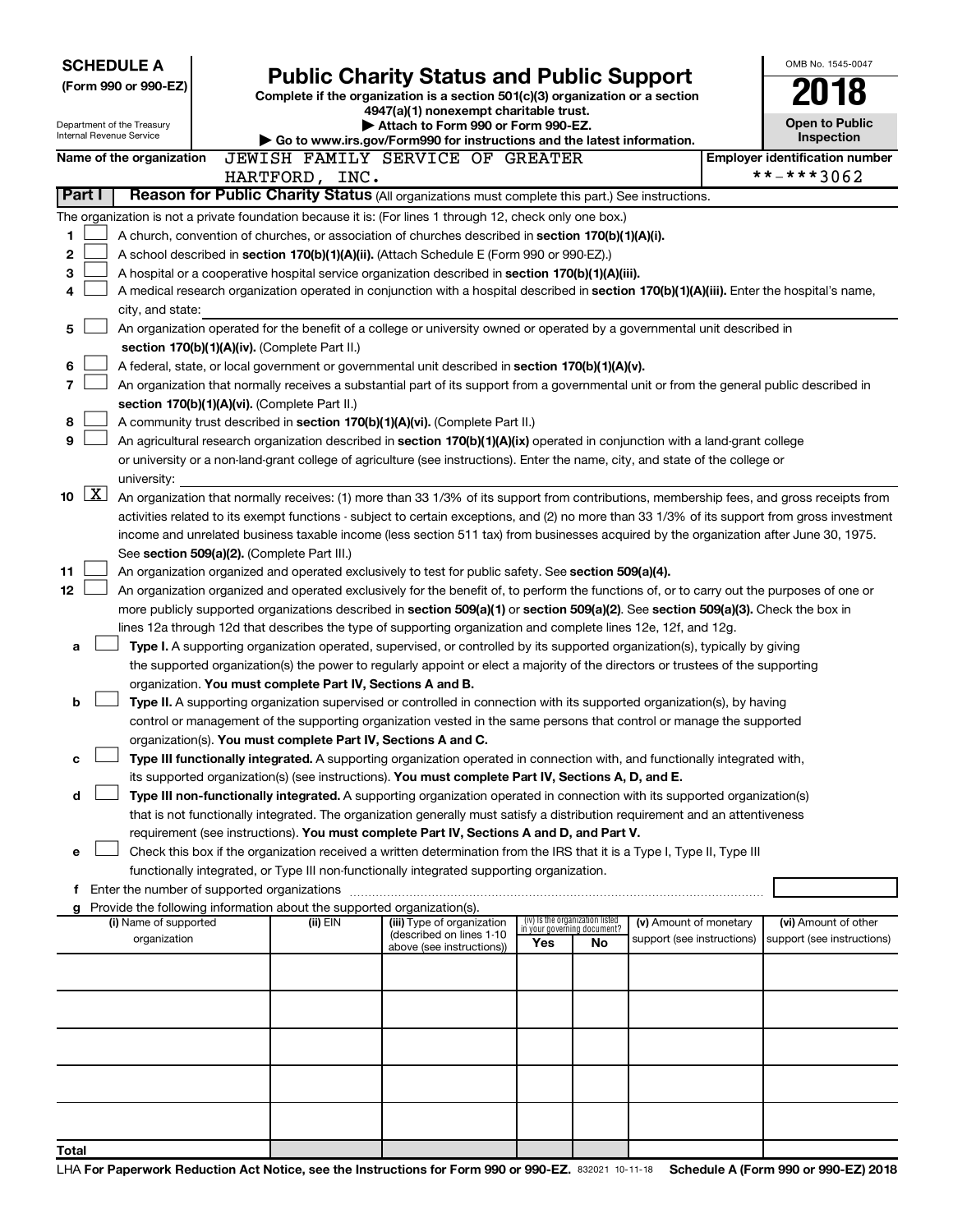**SCHEDULE A**
**(Form 990 or 990-EZ)**

Department of the Treasury
Internal Revenue Service

# Public Charity Status and Public Support

**Complete if the organization is a section 501(c)(3) organization or a section 4947(a)(1) nonexempt charitable trust.**
**▶ Attach to Form 990 or Form 990-EZ.**
**▶ Go to www.irs.gov/Form990 for instructions and the latest information.**

OMB No. 1545-0047

**2018**

**Open to Public Inspection**

**Name of the organization** JEWISH FAMILY SERVICE OF GREATER HARTFORD, INC.

**Employer identification number** **-***3062

**Part I** **Reason for Public Charity Status** (All organizations must complete this part.) See instructions.

The organization is not a private foundation because it is: (For lines 1 through 12, check only one box.)

1 ☐ A church, convention of churches, or association of churches described in **section 170(b)(1)(A)(i).**

2 ☐ A school described in **section 170(b)(1)(A)(ii).** (Attach Schedule E (Form 990 or 990-EZ).)

3 ☐ A hospital or a cooperative hospital service organization described in **section 170(b)(1)(A)(iii).**

4 ☐ A medical research organization operated in conjunction with a hospital described in **section 170(b)(1)(A)(iii).** Enter the hospital's name, city, and state:

5 ☐ An organization operated for the benefit of a college or university owned or operated by a governmental unit described in **section 170(b)(1)(A)(iv).** (Complete Part II.)

6 ☐ A federal, state, or local government or governmental unit described in **section 170(b)(1)(A)(v).**

7 ☐ An organization that normally receives a substantial part of its support from a governmental unit or from the general public described in **section 170(b)(1)(A)(vi).** (Complete Part II.)

8 ☐ A community trust described in **section 170(b)(1)(A)(vi).** (Complete Part II.)

9 ☐ An agricultural research organization described in **section 170(b)(1)(A)(ix)** operated in conjunction with a land-grant college or university or a non-land-grant college of agriculture (see instructions). Enter the name, city, and state of the college or university:

10 ☒ An organization that normally receives: (1) more than 33 1/3% of its support from contributions, membership fees, and gross receipts from activities related to its exempt functions - subject to certain exceptions, and (2) no more than 33 1/3% of its support from gross investment income and unrelated business taxable income (less section 511 tax) from businesses acquired by the organization after June 30, 1975. See **section 509(a)(2).** (Complete Part III.)

11 ☐ An organization organized and operated exclusively to test for public safety. See **section 509(a)(4).**

12 ☐ An organization organized and operated exclusively for the benefit of, to perform the functions of, or to carry out the purposes of one or more publicly supported organizations described in **section 509(a)(1)** or **section 509(a)(2)**. See **section 509(a)(3).** Check the box in lines 12a through 12d that describes the type of supporting organization and complete lines 12e, 12f, and 12g.

a ☐ **Type I.** A supporting organization operated, supervised, or controlled by its supported organization(s), typically by giving the supported organization(s) the power to regularly appoint or elect a majority of the directors or trustees of the supporting organization. **You must complete Part IV, Sections A and B.**

b ☐ **Type II.** A supporting organization supervised or controlled in connection with its supported organization(s), by having control or management of the supporting organization vested in the same persons that control or manage the supported organization(s). **You must complete Part IV, Sections A and C.**

c ☐ **Type III functionally integrated.** A supporting organization operated in connection with, and functionally integrated with, its supported organization(s) (see instructions). **You must complete Part IV, Sections A, D, and E.**

d ☐ **Type III non-functionally integrated.** A supporting organization operated in connection with its supported organization(s) that is not functionally integrated. The organization generally must satisfy a distribution requirement and an attentiveness requirement (see instructions). **You must complete Part IV, Sections A and D, and Part V.**

e ☐ Check this box if the organization received a written determination from the IRS that it is a Type I, Type II, Type III functionally integrated, or Type III non-functionally integrated supporting organization.

f Enter the number of supported organizations

g Provide the following information about the supported organization(s).

| (i) Name of supported organization | (ii) EIN | (iii) Type of organization (described on lines 1-10 above (see instructions)) | (iv) Is the organization listed in your governing document? Yes | No | (v) Amount of monetary support (see instructions) | (vi) Amount of other support (see instructions) |
|---|---|---|---|---|---|---|
| | | | | | | |
| | | | | | | |
| | | | | | | |
| | | | | | | |
| | | | | | | |
| Total | | | | | | |

LHA **For Paperwork Reduction Act Notice, see the Instructions for Form 990 or 990-EZ.** 832021 10-11-18 **Schedule A (Form 990 or 990-EZ) 2018**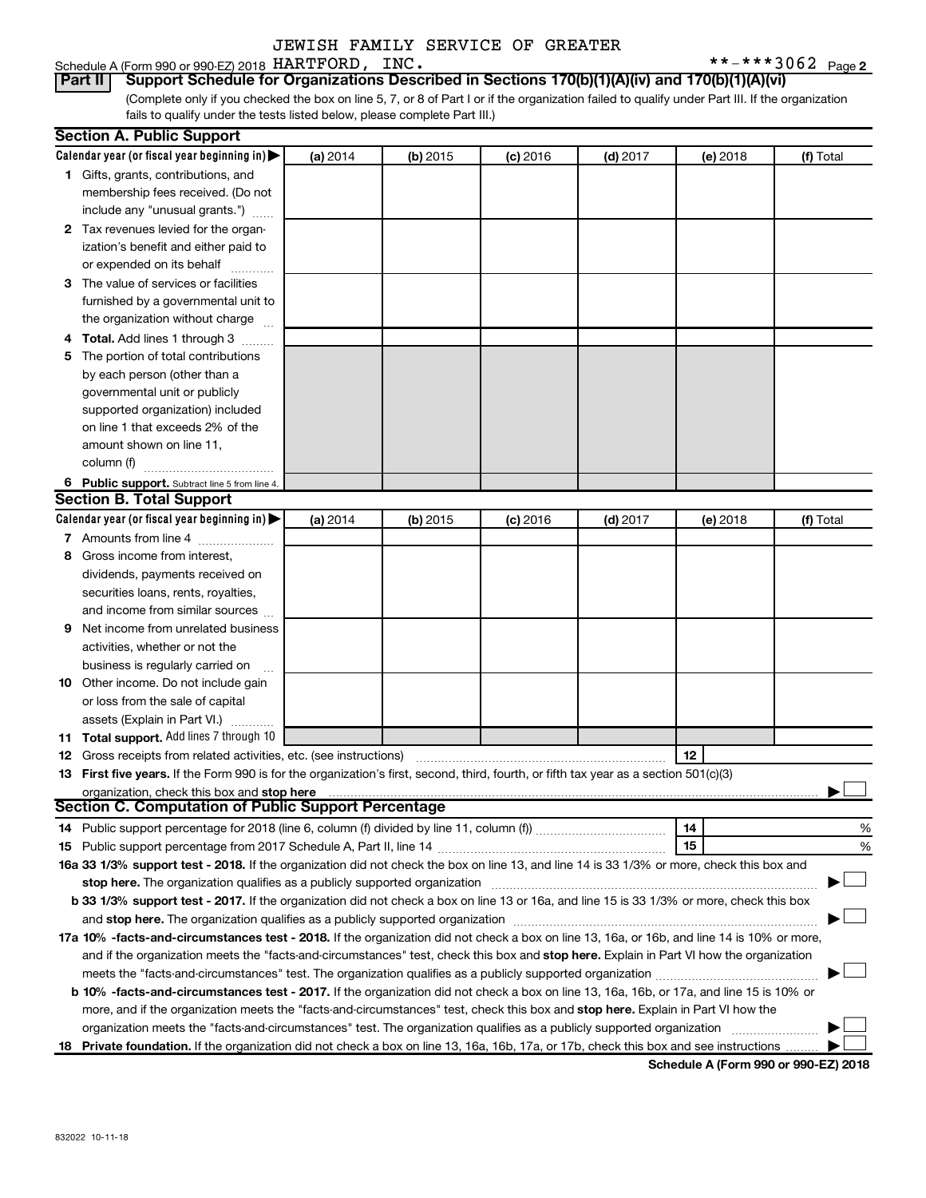JEWISH FAMILY SERVICE OF GREATER

Schedule A (Form 990 or 990-EZ) 2018 HARTFORD, INC. **-***3062 Page 2

## Part II Support Schedule for Organizations Described in Sections 170(b)(1)(A)(iv) and 170(b)(1)(A)(vi)

(Complete only if you checked the box on line 5, 7, or 8 of Part I or if the organization failed to qualify under Part III. If the organization fails to qualify under the tests listed below, please complete Part III.)

### Section A. Public Support

| Calendar year (or fiscal year beginning in) ▶ | (a) 2014 | (b) 2015 | (c) 2016 | (d) 2017 | (e) 2018 | (f) Total |
|---|---|---|---|---|---|---|
| **1** Gifts, grants, contributions, and membership fees received. (Do not include any "unusual grants.") | | | | | | |
| **2** Tax revenues levied for the organization's benefit and either paid to or expended on its behalf | | | | | | |
| **3** The value of services or facilities furnished by a governmental unit to the organization without charge | | | | | | |
| **4 Total.** Add lines 1 through 3 | | | | | | |
| **5** The portion of total contributions by each person (other than a governmental unit or publicly supported organization) included on line 1 that exceeds 2% of the amount shown on line 11, column (f) | | | | | | |
| **6 Public support.** Subtract line 5 from line 4. | | | | | | |

### Section B. Total Support

| Calendar year (or fiscal year beginning in) ▶ | (a) 2014 | (b) 2015 | (c) 2016 | (d) 2017 | (e) 2018 | (f) Total |
|---|---|---|---|---|---|---|
| **7** Amounts from line 4 | | | | | | |
| **8** Gross income from interest, dividends, payments received on securities loans, rents, royalties, and income from similar sources | | | | | | |
| **9** Net income from unrelated business activities, whether or not the business is regularly carried on | | | | | | |
| **10** Other income. Do not include gain or loss from the sale of capital assets (Explain in Part VI.) | | | | | | |
| **11 Total support.** Add lines 7 through 10 | | | | | | |

**12** Gross receipts from related activities, etc. (see instructions) | **12** |

**13 First five years.** If the Form 990 is for the organization's first, second, third, fourth, or fifth tax year as a section 501(c)(3) organization, check this box and **stop here** ▶ ☐

### Section C. Computation of Public Support Percentage

**14** Public support percentage for 2018 (line 6, column (f) divided by line 11, column (f)) | **14** | %

**15** Public support percentage from 2017 Schedule A, Part II, line 14 | **15** | %

**16a 33 1/3% support test - 2018.** If the organization did not check the box on line 13, and line 14 is 33 1/3% or more, check this box and **stop here.** The organization qualifies as a publicly supported organization ▶ ☐

**b 33 1/3% support test - 2017.** If the organization did not check a box on line 13 or 16a, and line 15 is 33 1/3% or more, check this box and **stop here.** The organization qualifies as a publicly supported organization ▶ ☐

**17a 10% -facts-and-circumstances test - 2018.** If the organization did not check a box on line 13, 16a, or 16b, and line 14 is 10% or more, and if the organization meets the "facts-and-circumstances" test, check this box and **stop here.** Explain in Part VI how the organization meets the "facts-and-circumstances" test. The organization qualifies as a publicly supported organization ▶ ☐

**b 10% -facts-and-circumstances test - 2017.** If the organization did not check a box on line 13, 16a, 16b, or 17a, and line 15 is 10% or more, and if the organization meets the "facts-and-circumstances" test, check this box and **stop here.** Explain in Part VI how the organization meets the "facts-and-circumstances" test. The organization qualifies as a publicly supported organization ▶ ☐

**18 Private foundation.** If the organization did not check a box on line 13, 16a, 16b, 17a, or 17b, check this box and see instructions ▶ ☐

**Schedule A (Form 990 or 990-EZ) 2018**

832022 10-11-18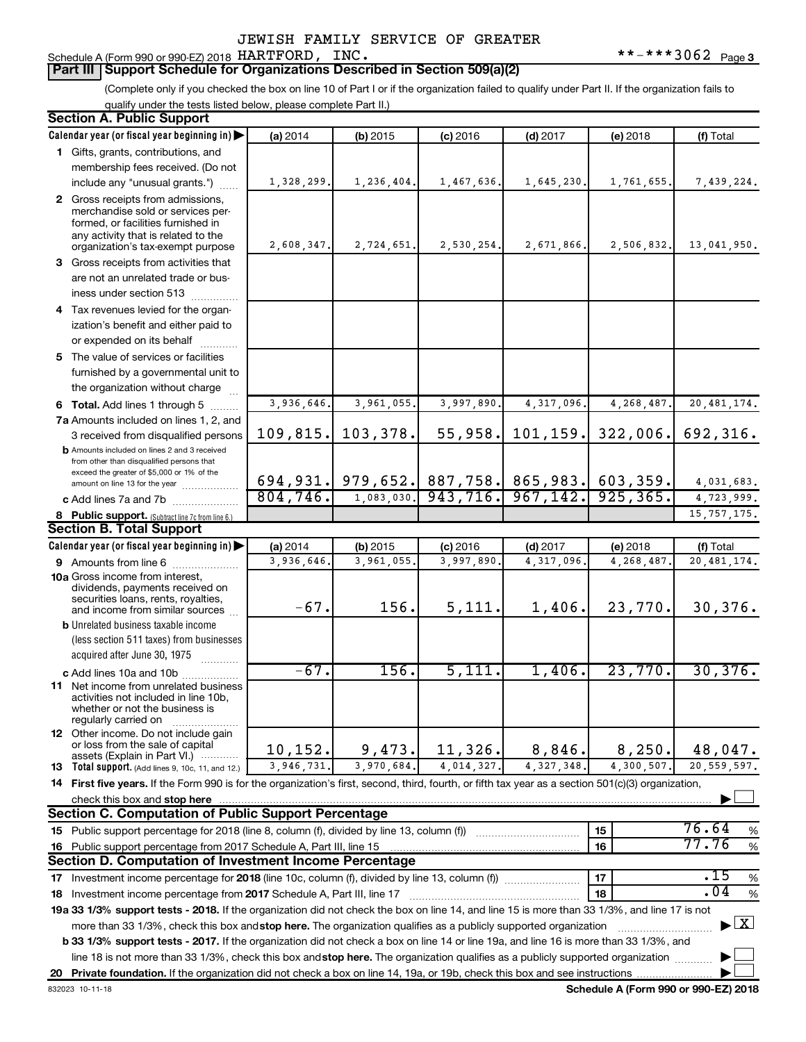JEWISH FAMILY SERVICE OF GREATER

Schedule A (Form 990 or 990-EZ) 2018 HARTFORD, INC. **-***3062 Page 3

## Part III Support Schedule for Organizations Described in Section 509(a)(2)

(Complete only if you checked the box on line 10 of Part I or if the organization failed to qualify under Part II. If the organization fails to qualify under the tests listed below, please complete Part II.)

### Section A. Public Support

| Calendar year (or fiscal year beginning in) | (a) 2014 | (b) 2015 | (c) 2016 | (d) 2017 | (e) 2018 | (f) Total |
|---|---|---|---|---|---|---|
| 1 Gifts, grants, contributions, and membership fees received. (Do not include any "unusual grants.") | 1,328,299. | 1,236,404. | 1,467,636. | 1,645,230. | 1,761,655. | 7,439,224. |
| 2 Gross receipts from admissions, merchandise sold or services performed, or facilities furnished in any activity that is related to the organization's tax-exempt purpose | 2,608,347. | 2,724,651. | 2,530,254. | 2,671,866. | 2,506,832. | 13,041,950. |
| 3 Gross receipts from activities that are not an unrelated trade or business under section 513 | | | | | | |
| 4 Tax revenues levied for the organization's benefit and either paid to or expended on its behalf | | | | | | |
| 5 The value of services or facilities furnished by a governmental unit to the organization without charge | | | | | | |
| 6 Total. Add lines 1 through 5 | 3,936,646. | 3,961,055. | 3,997,890. | 4,317,096. | 4,268,487. | 20,481,174. |
| 7a Amounts included on lines 1, 2, and 3 received from disqualified persons | 109,815. | 103,378. | 55,958. | 101,159. | 322,006. | 692,316. |
| b Amounts included on lines 2 and 3 received from other than disqualified persons that exceed the greater of $5,000 or 1% of the amount on line 13 for the year | 694,931. | 979,652. | 887,758. | 865,983. | 603,359. | 4,031,683. |
| c Add lines 7a and 7b | 804,746. | 1,083,030. | 943,716. | 967,142. | 925,365. | 4,723,999. |
| 8 Public support. (Subtract line 7c from line 6.) | | | | | | 15,757,175. |

### Section B. Total Support

| Calendar year (or fiscal year beginning in) | (a) 2014 | (b) 2015 | (c) 2016 | (d) 2017 | (e) 2018 | (f) Total |
|---|---|---|---|---|---|---|
| 9 Amounts from line 6 | 3,936,646. | 3,961,055. | 3,997,890. | 4,317,096. | 4,268,487. | 20,481,174. |
| 10a Gross income from interest, dividends, payments received on securities loans, rents, royalties, and income from similar sources | -67. | 156. | 5,111. | 1,406. | 23,770. | 30,376. |
| b Unrelated business taxable income (less section 511 taxes) from businesses acquired after June 30, 1975 | | | | | | |
| c Add lines 10a and 10b | -67. | 156. | 5,111. | 1,406. | 23,770. | 30,376. |
| 11 Net income from unrelated business activities not included in line 10b, whether or not the business is regularly carried on | | | | | | |
| 12 Other income. Do not include gain or loss from the sale of capital assets (Explain in Part VI.) | 10,152. | 9,473. | 11,326. | 8,846. | 8,250. | 48,047. |
| 13 Total support. (Add lines 9, 10c, 11, and 12.) | 3,946,731. | 3,970,684. | 4,014,327. | 4,327,348. | 4,300,507. | 20,559,597. |

14 First five years. If the Form 990 is for the organization's first, second, third, fourth, or fifth tax year as a section 501(c)(3) organization, check this box and stop here ☐

### Section C. Computation of Public Support Percentage

| | | | |
|---|---|---|---|
| 15 Public support percentage for 2018 (line 8, column (f), divided by line 13, column (f)) | 15 | 76.64 | % |
| 16 Public support percentage from 2017 Schedule A, Part III, line 15 | 16 | 77.76 | % |

### Section D. Computation of Investment Income Percentage

| | | | |
|---|---|---|---|
| 17 Investment income percentage for 2018 (line 10c, column (f), divided by line 13, column (f)) | 17 | .15 | % |
| 18 Investment income percentage from 2017 Schedule A, Part III, line 17 | 18 | .04 | % |

19a 33 1/3% support tests - 2018. If the organization did not check the box on line 14, and line 15 is more than 33 1/3%, and line 17 is not more than 33 1/3%, check this box and stop here. The organization qualifies as a publicly supported organization ☒

b 33 1/3% support tests - 2017. If the organization did not check a box on line 14 or line 19a, and line 16 is more than 33 1/3%, and line 18 is not more than 33 1/3%, check this box and stop here. The organization qualifies as a publicly supported organization ☐

20 Private foundation. If the organization did not check a box on line 14, 19a, or 19b, check this box and see instructions ☐

832023 10-11-18 Schedule A (Form 990 or 990-EZ) 2018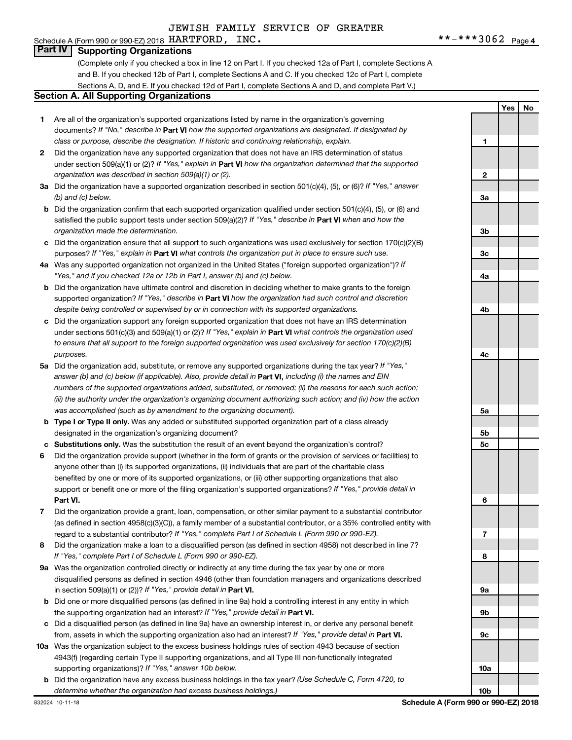JEWISH FAMILY SERVICE OF GREATER

Schedule A (Form 990 or 990-EZ) 2018 HARTFORD, INC. **-***3062 Page 4

## Part IV Supporting Organizations

(Complete only if you checked a box in line 12 on Part I. If you checked 12a of Part I, complete Sections A and B. If you checked 12b of Part I, complete Sections A and C. If you checked 12c of Part I, complete Sections A, D, and E. If you checked 12d of Part I, complete Sections A and D, and complete Part V.)

### Section A. All Supporting Organizations

| | | | Yes | No |
|---|---|---|---|---|
| 1 | Are all of the organization's supported organizations listed by name in the organization's governing documents? *If "No," describe in* **Part VI** *how the supported organizations are designated. If designated by class or purpose, describe the designation. If historic and continuing relationship, explain.* | 1 | | |
| 2 | Did the organization have any supported organization that does not have an IRS determination of status under section 509(a)(1) or (2)? *If "Yes," explain in* **Part VI** *how the organization determined that the supported organization was described in section 509(a)(1) or (2).* | 2 | | |
| 3a | Did the organization have a supported organization described in section 501(c)(4), (5), or (6)? *If "Yes," answer (b) and (c) below.* | 3a | | |
| b | Did the organization confirm that each supported organization qualified under section 501(c)(4), (5), or (6) and satisfied the public support tests under section 509(a)(2)? *If "Yes," describe in* **Part VI** *when and how the organization made the determination.* | 3b | | |
| c | Did the organization ensure that all support to such organizations was used exclusively for section 170(c)(2)(B) purposes? *If "Yes," explain in* **Part VI** *what controls the organization put in place to ensure such use.* | 3c | | |
| 4a | Was any supported organization not organized in the United States ("foreign supported organization")? *If "Yes," and if you checked 12a or 12b in Part I, answer (b) and (c) below.* | 4a | | |
| b | Did the organization have ultimate control and discretion in deciding whether to make grants to the foreign supported organization? *If "Yes," describe in* **Part VI** *how the organization had such control and discretion despite being controlled or supervised by or in connection with its supported organizations.* | 4b | | |
| c | Did the organization support any foreign supported organization that does not have an IRS determination under sections 501(c)(3) and 509(a)(1) or (2)? *If "Yes," explain in* **Part VI** *what controls the organization used to ensure that all support to the foreign supported organization was used exclusively for section 170(c)(2)(B) purposes.* | 4c | | |
| 5a | Did the organization add, substitute, or remove any supported organizations during the tax year? *If "Yes," answer (b) and (c) below (if applicable). Also, provide detail in* **Part VI,** *including (i) the names and EIN numbers of the supported organizations added, substituted, or removed; (ii) the reasons for each such action; (iii) the authority under the organization's organizing document authorizing such action; and (iv) how the action was accomplished (such as by amendment to the organizing document).* | 5a | | |
| b | **Type I or Type II only.** Was any added or substituted supported organization part of a class already designated in the organization's organizing document? | 5b | | |
| c | **Substitutions only.** Was the substitution the result of an event beyond the organization's control? | 5c | | |
| 6 | Did the organization provide support (whether in the form of grants or the provision of services or facilities) to anyone other than (i) its supported organizations, (ii) individuals that are part of the charitable class benefited by one or more of its supported organizations, or (iii) other supporting organizations that also support or benefit one or more of the filing organization's supported organizations? *If "Yes," provide detail in* **Part VI.** | 6 | | |
| 7 | Did the organization provide a grant, loan, compensation, or other similar payment to a substantial contributor (as defined in section 4958(c)(3)(C)), a family member of a substantial contributor, or a 35% controlled entity with regard to a substantial contributor? *If "Yes," complete Part I of Schedule L (Form 990 or 990-EZ).* | 7 | | |
| 8 | Did the organization make a loan to a disqualified person (as defined in section 4958) not described in line 7? *If "Yes," complete Part I of Schedule L (Form 990 or 990-EZ).* | 8 | | |
| 9a | Was the organization controlled directly or indirectly at any time during the tax year by one or more disqualified persons as defined in section 4946 (other than foundation managers and organizations described in section 509(a)(1) or (2))? *If "Yes," provide detail in* **Part VI.** | 9a | | |
| b | Did one or more disqualified persons (as defined in line 9a) hold a controlling interest in any entity in which the supporting organization had an interest? *If "Yes," provide detail in* **Part VI.** | 9b | | |
| c | Did a disqualified person (as defined in line 9a) have an ownership interest in, or derive any personal benefit from, assets in which the supporting organization also had an interest? *If "Yes," provide detail in* **Part VI.** | 9c | | |
| 10a | Was the organization subject to the excess business holdings rules of section 4943 because of section 4943(f) (regarding certain Type II supporting organizations, and all Type III non-functionally integrated supporting organizations)? *If "Yes," answer 10b below.* | 10a | | |
| b | Did the organization have any excess business holdings in the tax year? *(Use Schedule C, Form 4720, to determine whether the organization had excess business holdings.)* | 10b | | |

832024 10-11-18 **Schedule A (Form 990 or 990-EZ) 2018**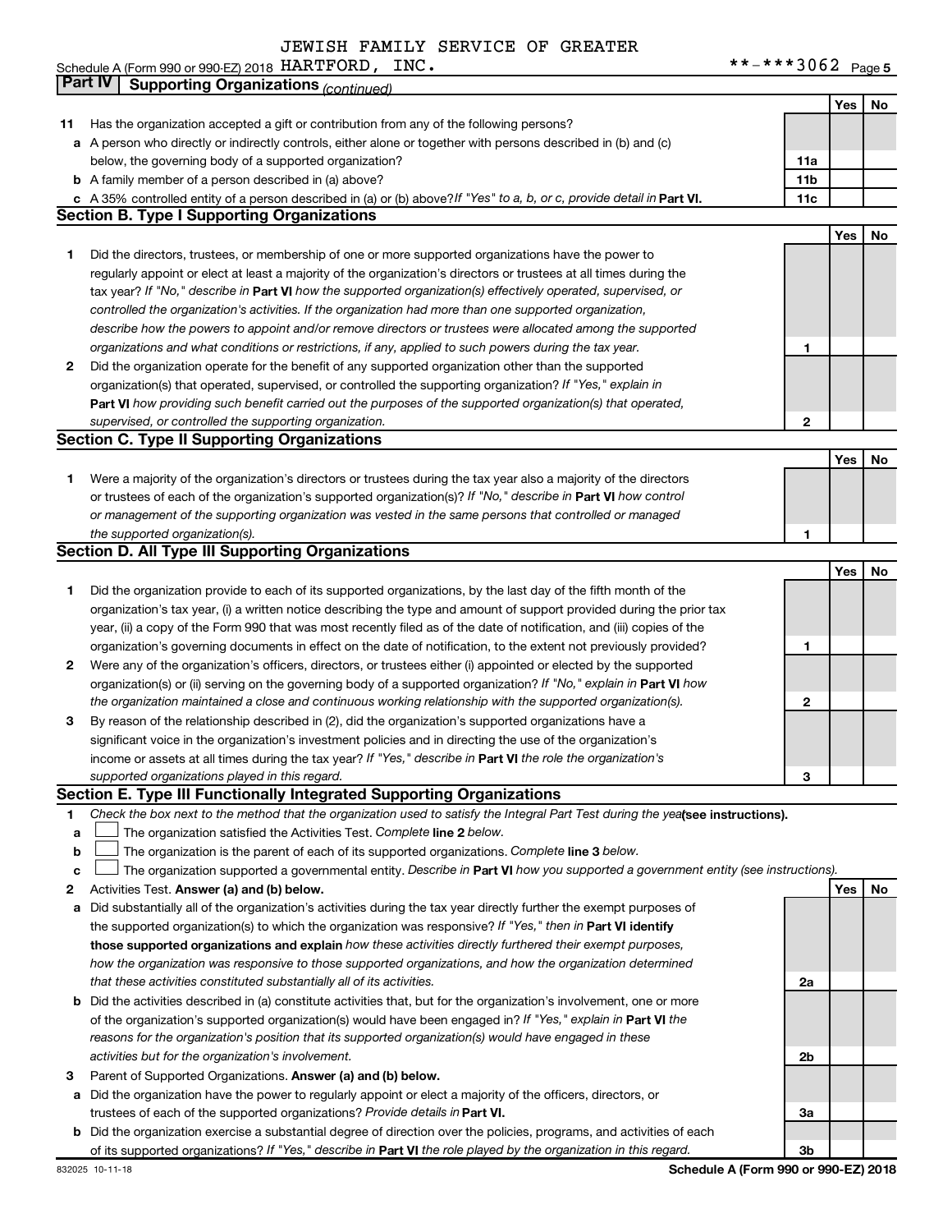JEWISH FAMILY SERVICE OF GREATER

Schedule A (Form 990 or 990-EZ) 2018 HARTFORD, INC. **-***3062 Page 5

## Part IV Supporting Organizations *(continued)*

| | | | Yes | No |
|---|---|---|---|---|
| 11 | Has the organization accepted a gift or contribution from any of the following persons? | | | |
| a | A person who directly or indirectly controls, either alone or together with persons described in (b) and (c) below, the governing body of a supported organization? | 11a | | |
| b | A family member of a person described in (a) above? | 11b | | |
| c | A 35% controlled entity of a person described in (a) or (b) above? *If "Yes" to a, b, or c, provide detail in* **Part VI.** | 11c | | |

### Section B. Type I Supporting Organizations

| | | | Yes | No |
|---|---|---|---|---|
| 1 | Did the directors, trustees, or membership of one or more supported organizations have the power to regularly appoint or elect at least a majority of the organization's directors or trustees at all times during the tax year? *If "No," describe in* **Part VI** *how the supported organization(s) effectively operated, supervised, or controlled the organization's activities. If the organization had more than one supported organization, describe how the powers to appoint and/or remove directors or trustees were allocated among the supported organizations and what conditions or restrictions, if any, applied to such powers during the tax year.* | 1 | | |
| 2 | Did the organization operate for the benefit of any supported organization other than the supported organization(s) that operated, supervised, or controlled the supporting organization? *If "Yes," explain in* **Part VI** *how providing such benefit carried out the purposes of the supported organization(s) that operated, supervised, or controlled the supporting organization.* | 2 | | |

### Section C. Type II Supporting Organizations

| | | | Yes | No |
|---|---|---|---|---|
| 1 | Were a majority of the organization's directors or trustees during the tax year also a majority of the directors or trustees of each of the organization's supported organization(s)? *If "No," describe in* **Part VI** *how control or management of the supporting organization was vested in the same persons that controlled or managed the supported organization(s).* | 1 | | |

### Section D. All Type III Supporting Organizations

| | | | Yes | No |
|---|---|---|---|---|
| 1 | Did the organization provide to each of its supported organizations, by the last day of the fifth month of the organization's tax year, (i) a written notice describing the type and amount of support provided during the prior tax year, (ii) a copy of the Form 990 that was most recently filed as of the date of notification, and (iii) copies of the organization's governing documents in effect on the date of notification, to the extent not previously provided? | 1 | | |
| 2 | Were any of the organization's officers, directors, or trustees either (i) appointed or elected by the supported organization(s) or (ii) serving on the governing body of a supported organization? *If "No," explain in* **Part VI** *how the organization maintained a close and continuous working relationship with the supported organization(s).* | 2 | | |
| 3 | By reason of the relationship described in (2), did the organization's supported organizations have a significant voice in the organization's investment policies and in directing the use of the organization's income or assets at all times during the tax year? *If "Yes," describe in* **Part VI** *the role the organization's supported organizations played in this regard.* | 3 | | |

### Section E. Type III Functionally Integrated Supporting Organizations

1. *Check the box next to the method that the organization used to satisfy the Integral Part Test during the year* **(see instructions).**
   - a ☐ The organization satisfied the Activities Test. *Complete* **line 2** *below.*
   - b ☐ The organization is the parent of each of its supported organizations. *Complete* **line 3** *below.*
   - c ☐ The organization supported a governmental entity. *Describe in* **Part VI** *how you supported a government entity (see instructions).*

| | | | Yes | No |
|---|---|---|---|---|
| 2 | Activities Test. **Answer (a) and (b) below.** | | | |
| a | Did substantially all of the organization's activities during the tax year directly further the exempt purposes of the supported organization(s) to which the organization was responsive? *If "Yes," then in* **Part VI identify those supported organizations and explain** *how these activities directly furthered their exempt purposes, how the organization was responsive to those supported organizations, and how the organization determined that these activities constituted substantially all of its activities.* | 2a | | |
| b | Did the activities described in (a) constitute activities that, but for the organization's involvement, one or more of the organization's supported organization(s) would have been engaged in? *If "Yes," explain in* **Part VI** *the reasons for the organization's position that its supported organization(s) would have engaged in these activities but for the organization's involvement.* | 2b | | |
| 3 | Parent of Supported Organizations. **Answer (a) and (b) below.** | | | |
| a | Did the organization have the power to regularly appoint or elect a majority of the officers, directors, or trustees of each of the supported organizations? *Provide details in* **Part VI.** | 3a | | |
| b | Did the organization exercise a substantial degree of direction over the policies, programs, and activities of each of its supported organizations? *If "Yes," describe in* **Part VI** *the role played by the organization in this regard.* | 3b | | |

832025 10-11-18 **Schedule A (Form 990 or 990-EZ) 2018**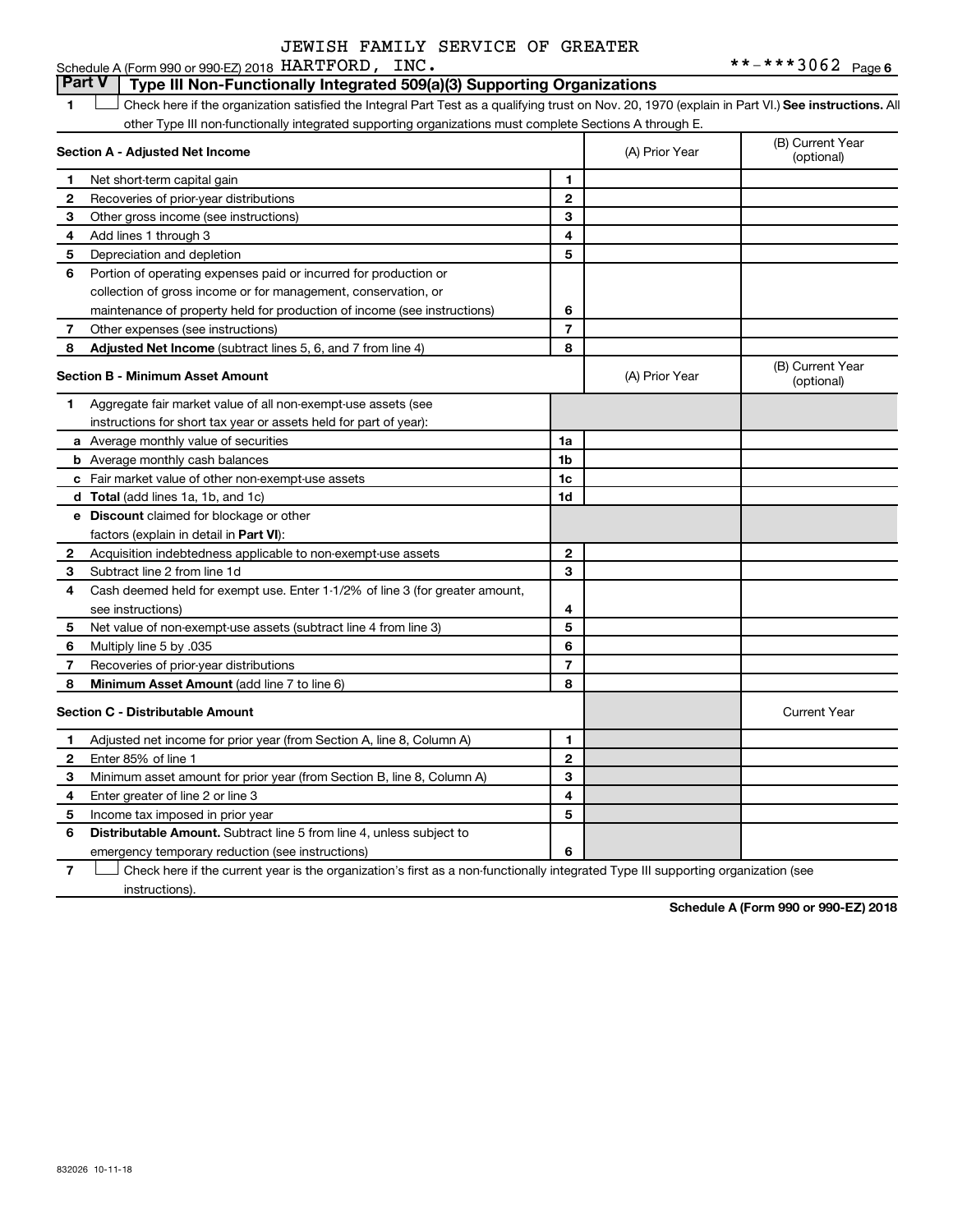JEWISH FAMILY SERVICE OF GREATER

Schedule A (Form 990 or 990-EZ) 2018 HARTFORD, INC. **-***3062 Page 6

## Part V Type III Non-Functionally Integrated 509(a)(3) Supporting Organizations

1 ☐ Check here if the organization satisfied the Integral Part Test as a qualifying trust on Nov. 20, 1970 (explain in Part VI.) **See instructions.** All other Type III non-functionally integrated supporting organizations must complete Sections A through E.

| Section A - Adjusted Net Income | | | (A) Prior Year | (B) Current Year (optional) |
|---|---|---|---|---|
| 1 | Net short-term capital gain | 1 | | |
| 2 | Recoveries of prior-year distributions | 2 | | |
| 3 | Other gross income (see instructions) | 3 | | |
| 4 | Add lines 1 through 3 | 4 | | |
| 5 | Depreciation and depletion | 5 | | |
| 6 | Portion of operating expenses paid or incurred for production or collection of gross income or for management, conservation, or maintenance of property held for production of income (see instructions) | 6 | | |
| 7 | Other expenses (see instructions) | 7 | | |
| 8 | **Adjusted Net Income** (subtract lines 5, 6, and 7 from line 4) | 8 | | |

| Section B - Minimum Asset Amount | | | (A) Prior Year | (B) Current Year (optional) |
|---|---|---|---|---|
| 1 | Aggregate fair market value of all non-exempt-use assets (see instructions for short tax year or assets held for part of year): | | | |
| a | Average monthly value of securities | 1a | | |
| b | Average monthly cash balances | 1b | | |
| c | Fair market value of other non-exempt-use assets | 1c | | |
| d | **Total** (add lines 1a, 1b, and 1c) | 1d | | |
| e | **Discount** claimed for blockage or other factors (explain in detail in **Part VI**): | | | |
| 2 | Acquisition indebtedness applicable to non-exempt-use assets | 2 | | |
| 3 | Subtract line 2 from line 1d | 3 | | |
| 4 | Cash deemed held for exempt use. Enter 1-1/2% of line 3 (for greater amount, see instructions) | 4 | | |
| 5 | Net value of non-exempt-use assets (subtract line 4 from line 3) | 5 | | |
| 6 | Multiply line 5 by .035 | 6 | | |
| 7 | Recoveries of prior-year distributions | 7 | | |
| 8 | **Minimum Asset Amount** (add line 7 to line 6) | 8 | | |

| Section C - Distributable Amount | | | | Current Year |
|---|---|---|---|---|
| 1 | Adjusted net income for prior year (from Section A, line 8, Column A) | 1 | | |
| 2 | Enter 85% of line 1 | 2 | | |
| 3 | Minimum asset amount for prior year (from Section B, line 8, Column A) | 3 | | |
| 4 | Enter greater of line 2 or line 3 | 4 | | |
| 5 | Income tax imposed in prior year | 5 | | |
| 6 | **Distributable Amount.** Subtract line 5 from line 4, unless subject to emergency temporary reduction (see instructions) | 6 | | |

7 ☐ Check here if the current year is the organization's first as a non-functionally integrated Type III supporting organization (see instructions).

**Schedule A (Form 990 or 990-EZ) 2018**

832026 10-11-18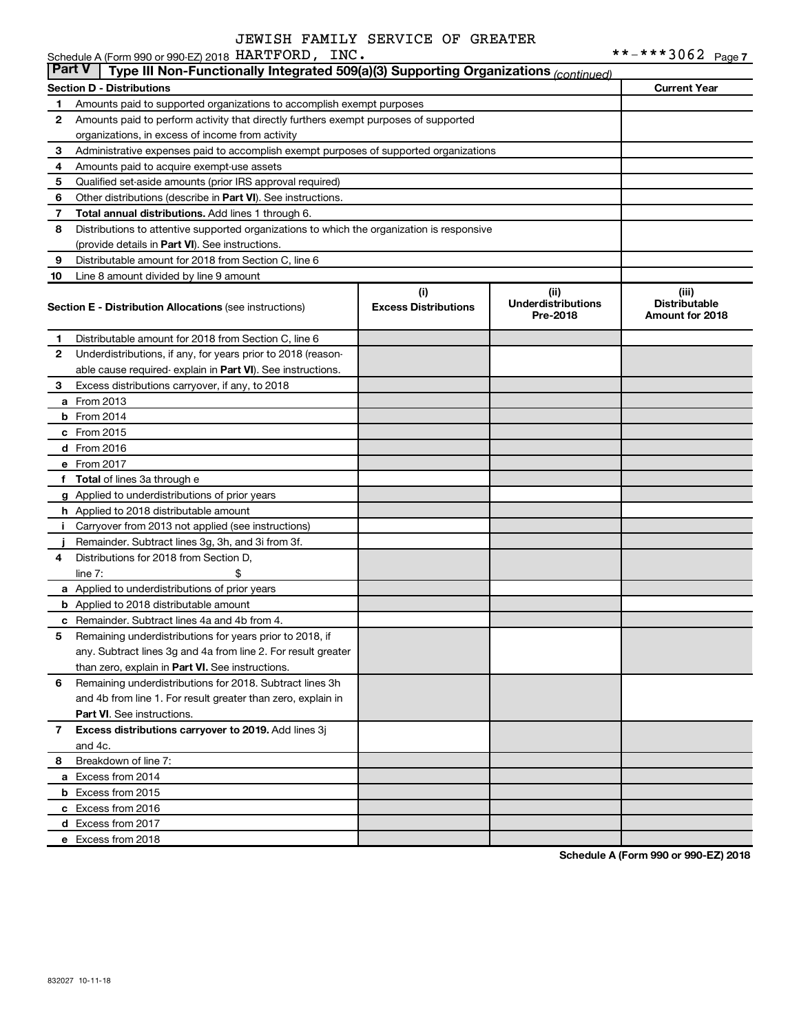JEWISH FAMILY SERVICE OF GREATER

Schedule A (Form 990 or 990-EZ) 2018 HARTFORD, INC. **-***3062 Page 7

**Part V** | **Type III Non-Functionally Integrated 509(a)(3) Supporting Organizations** *(continued)*

| **Section D - Distributions** | | **Current Year** |
|---|---|---|
| 1 | Amounts paid to supported organizations to accomplish exempt purposes | |
| 2 | Amounts paid to perform activity that directly furthers exempt purposes of supported organizations, in excess of income from activity | |
| 3 | Administrative expenses paid to accomplish exempt purposes of supported organizations | |
| 4 | Amounts paid to acquire exempt-use assets | |
| 5 | Qualified set-aside amounts (prior IRS approval required) | |
| 6 | Other distributions (describe in **Part VI**). See instructions. | |
| 7 | **Total annual distributions.** Add lines 1 through 6. | |
| 8 | Distributions to attentive supported organizations to which the organization is responsive (provide details in **Part VI**). See instructions. | |
| 9 | Distributable amount for 2018 from Section C, line 6 | |
| 10 | Line 8 amount divided by line 9 amount | |

| | **Section E - Distribution Allocations** (see instructions) | **(i) Excess Distributions** | **(ii) Underdistributions Pre-2018** | **(iii) Distributable Amount for 2018** |
|---|---|---|---|---|
| 1 | Distributable amount for 2018 from Section C, line 6 | | | |
| 2 | Underdistributions, if any, for years prior to 2018 (reasonable cause required- explain in **Part VI**). See instructions. | | | |
| 3 | Excess distributions carryover, if any, to 2018 | | | |
| a | From 2013 | | | |
| b | From 2014 | | | |
| c | From 2015 | | | |
| d | From 2016 | | | |
| e | From 2017 | | | |
| f | **Total** of lines 3a through e | | | |
| g | Applied to underdistributions of prior years | | | |
| h | Applied to 2018 distributable amount | | | |
| i | Carryover from 2013 not applied (see instructions) | | | |
| j | Remainder. Subtract lines 3g, 3h, and 3i from 3f. | | | |
| 4 | Distributions for 2018 from Section D, line 7: $ | | | |
| a | Applied to underdistributions of prior years | | | |
| b | Applied to 2018 distributable amount | | | |
| c | Remainder. Subtract lines 4a and 4b from 4. | | | |
| 5 | Remaining underdistributions for years prior to 2018, if any. Subtract lines 3g and 4a from line 2. For result greater than zero, explain in **Part VI.** See instructions. | | | |
| 6 | Remaining underdistributions for 2018. Subtract lines 3h and 4b from line 1. For result greater than zero, explain in **Part VI**. See instructions. | | | |
| 7 | **Excess distributions carryover to 2019.** Add lines 3j and 4c. | | | |
| 8 | Breakdown of line 7: | | | |
| a | Excess from 2014 | | | |
| b | Excess from 2015 | | | |
| c | Excess from 2016 | | | |
| d | Excess from 2017 | | | |
| e | Excess from 2018 | | | |

**Schedule A (Form 990 or 990-EZ) 2018**

832027 10-11-18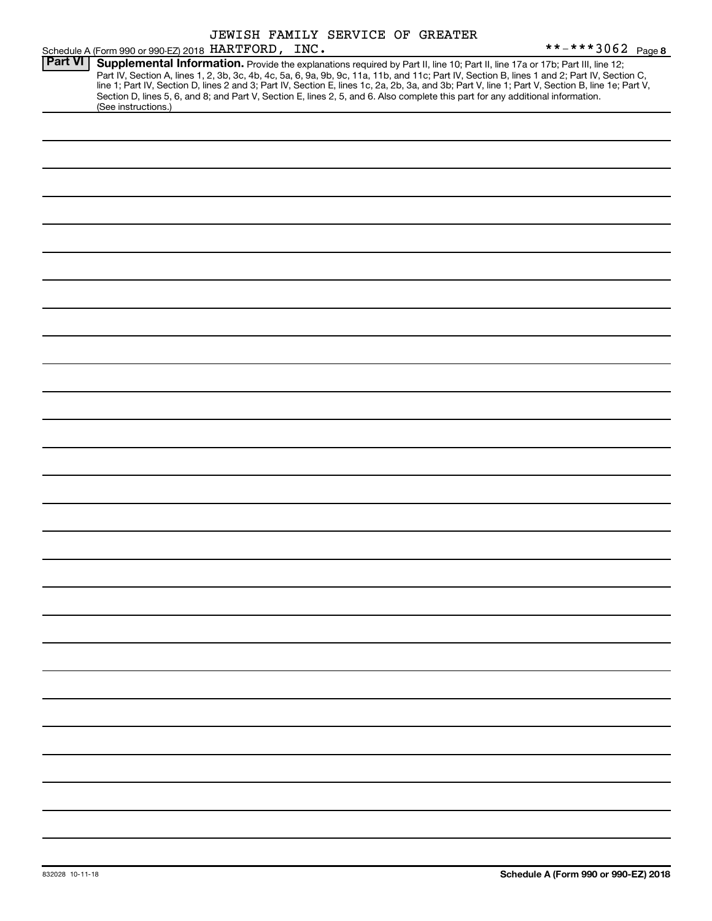JEWISH FAMILY SERVICE OF GREATER

Schedule A (Form 990 or 990-EZ) 2018 HARTFORD, INC. **-***3062 Page 8

**Part VI** **Supplemental Information.** Provide the explanations required by Part II, line 10; Part II, line 17a or 17b; Part III, line 12; Part IV, Section A, lines 1, 2, 3b, 3c, 4b, 4c, 5a, 6, 9a, 9b, 9c, 11a, 11b, and 11c; Part IV, Section B, lines 1 and 2; Part IV, Section C, line 1; Part IV, Section D, lines 2 and 3; Part IV, Section E, lines 1c, 2a, 2b, 3a, and 3b; Part V, line 1; Part V, Section B, line 1e; Part V, Section D, lines 5, 6, and 8; and Part V, Section E, lines 2, 5, and 6. Also complete this part for any additional information. (See instructions.)

832028 10-11-18 **Schedule A (Form 990 or 990-EZ) 2018**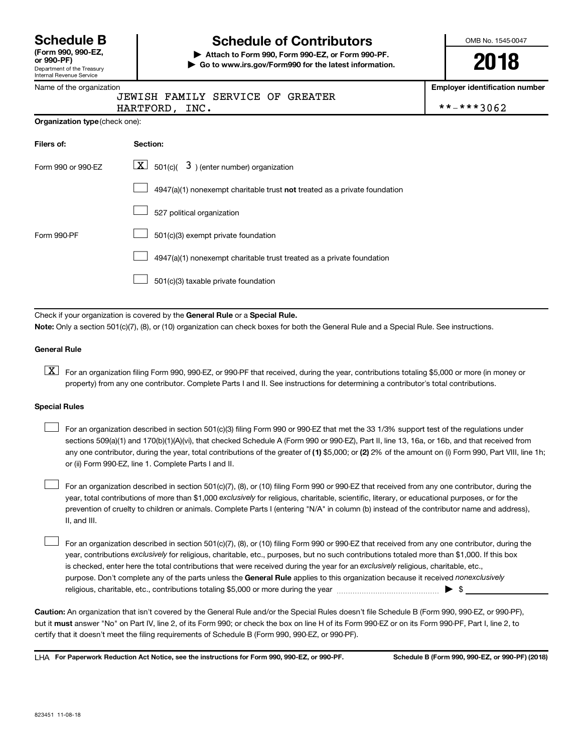# Schedule B (Form 990, 990-EZ, or 990-PF)

Department of the Treasury
Internal Revenue Service

## Schedule of Contributors

▶ **Attach to Form 990, Form 990-EZ, or Form 990-PF.**
▶ **Go to www.irs.gov/Form990 for the latest information.**

OMB No. 1545-0047

**2018**

Name of the organization: JEWISH FAMILY SERVICE OF GREATER HARTFORD, INC.

**Employer identification number:** **-***3062

**Organization type** (check one):

| Filers of: | Section: |
|---|---|
| Form 990 or 990-EZ | [X] 501(c)( 3 ) (enter number) organization |
| | [ ] 4947(a)(1) nonexempt charitable trust **not** treated as a private foundation |
| | [ ] 527 political organization |
| Form 990-PF | [ ] 501(c)(3) exempt private foundation |
| | [ ] 4947(a)(1) nonexempt charitable trust treated as a private foundation |
| | [ ] 501(c)(3) taxable private foundation |

Check if your organization is covered by the **General Rule** or a **Special Rule.**

**Note:** Only a section 501(c)(7), (8), or (10) organization can check boxes for both the General Rule and a Special Rule. See instructions.

### General Rule

[X] For an organization filing Form 990, 990-EZ, or 990-PF that received, during the year, contributions totaling $5,000 or more (in money or property) from any one contributor. Complete Parts I and II. See instructions for determining a contributor's total contributions.

### Special Rules

[ ] For an organization described in section 501(c)(3) filing Form 990 or 990-EZ that met the 33 1/3% support test of the regulations under sections 509(a)(1) and 170(b)(1)(A)(vi), that checked Schedule A (Form 990 or 990-EZ), Part II, line 13, 16a, or 16b, and that received from any one contributor, during the year, total contributions of the greater of **(1)** $5,000; or **(2)** 2% of the amount on (i) Form 990, Part VIII, line 1h; or (ii) Form 990-EZ, line 1. Complete Parts I and II.

[ ] For an organization described in section 501(c)(7), (8), or (10) filing Form 990 or 990-EZ that received from any one contributor, during the year, total contributions of more than $1,000 *exclusively* for religious, charitable, scientific, literary, or educational purposes, or for the prevention of cruelty to children or animals. Complete Parts I (entering "N/A" in column (b) instead of the contributor name and address), II, and III.

[ ] For an organization described in section 501(c)(7), (8), or (10) filing Form 990 or 990-EZ that received from any one contributor, during the year, contributions *exclusively* for religious, charitable, etc., purposes, but no such contributions totaled more than $1,000. If this box is checked, enter here the total contributions that were received during the year for an *exclusively* religious, charitable, etc., purpose. Don't complete any of the parts unless the **General Rule** applies to this organization because it received *nonexclusively* religious, charitable, etc., contributions totaling $5,000 or more during the year ▶ $

**Caution:** An organization that isn't covered by the General Rule and/or the Special Rules doesn't file Schedule B (Form 990, 990-EZ, or 990-PF), but it **must** answer "No" on Part IV, line 2, of its Form 990; or check the box on line H of its Form 990-EZ or on its Form 990-PF, Part I, line 2, to certify that it doesn't meet the filing requirements of Schedule B (Form 990, 990-EZ, or 990-PF).

LHA **For Paperwork Reduction Act Notice, see the instructions for Form 990, 990-EZ, or 990-PF.** **Schedule B (Form 990, 990-EZ, or 990-PF) (2018)**

823451 11-08-18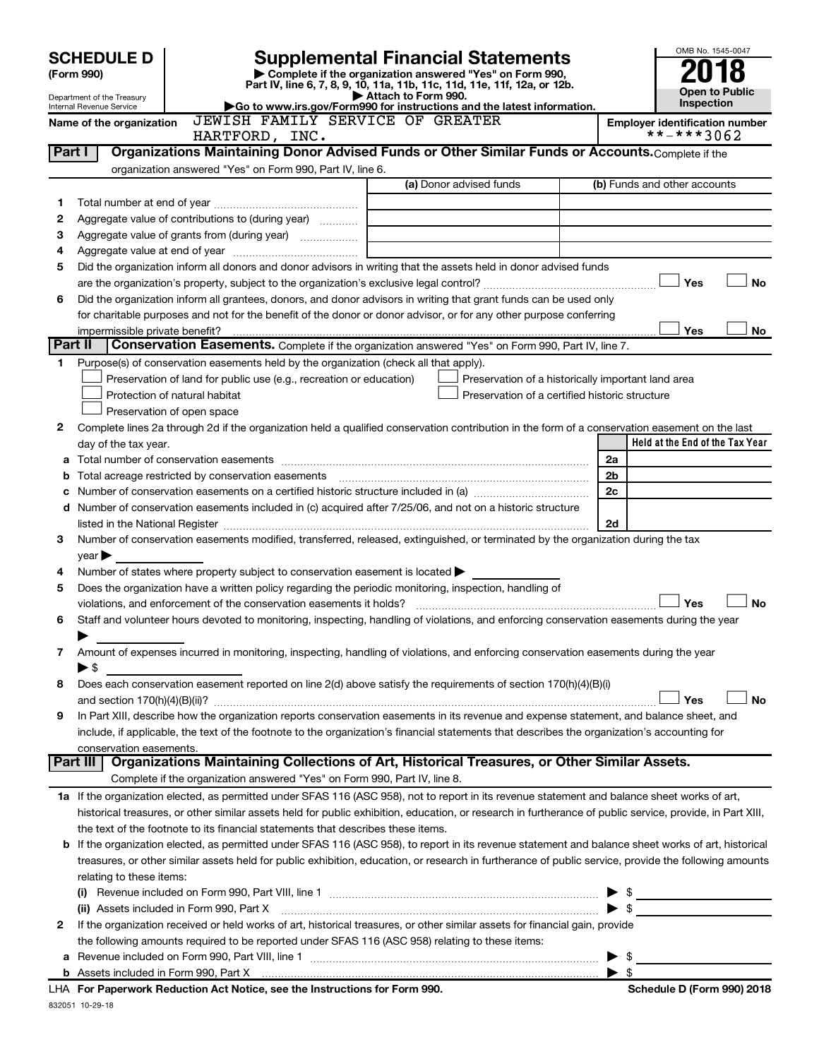# SCHEDULE D (Form 990)

# Supplemental Financial Statements

▶ Complete if the organization answered "Yes" on Form 990, Part IV, line 6, 7, 8, 9, 10, 11a, 11b, 11c, 11d, 11e, 11f, 12a, or 12b.

▶ Attach to Form 990.

▶Go to www.irs.gov/Form990 for instructions and the latest information.

Department of the Treasury
Internal Revenue Service

OMB No. 1545-0047

**2018**

**Open to Public Inspection**

**Name of the organization:** JEWISH FAMILY SERVICE OF GREATER HARTFORD, INC.

**Employer identification number:** **-***3062

## Part I — Organizations Maintaining Donor Advised Funds or Other Similar Funds or Accounts.

Complete if the organization answered "Yes" on Form 990, Part IV, line 6.

| | | (a) Donor advised funds | (b) Funds and other accounts |
|---|---|---|---|
| 1 | Total number at end of year | | |
| 2 | Aggregate value of contributions to (during year) | | |
| 3 | Aggregate value of grants from (during year) | | |
| 4 | Aggregate value at end of year | | |

5 Did the organization inform all donors and donor advisors in writing that the assets held in donor advised funds are the organization's property, subject to the organization's exclusive legal control? ☐ Yes ☐ No

6 Did the organization inform all grantees, donors, and donor advisors in writing that grant funds can be used only for charitable purposes and not for the benefit of the donor or donor advisor, or for any other purpose conferring impermissible private benefit? ☐ Yes ☐ No

## Part II — Conservation Easements.

Complete if the organization answered "Yes" on Form 990, Part IV, line 7.

1 Purpose(s) of conservation easements held by the organization (check all that apply).

- ☐ Preservation of land for public use (e.g., recreation or education)
- ☐ Protection of natural habitat
- ☐ Preservation of open space
- ☐ Preservation of a historically important land area
- ☐ Preservation of a certified historic structure

2 Complete lines 2a through 2d if the organization held a qualified conservation contribution in the form of a conservation easement on the last day of the tax year.

| | | | Held at the End of the Tax Year |
|---|---|---|---|
| a | Total number of conservation easements | 2a | |
| b | Total acreage restricted by conservation easements | 2b | |
| c | Number of conservation easements on a certified historic structure included in (a) | 2c | |
| d | Number of conservation easements included in (c) acquired after 7/25/06, and not on a historic structure listed in the National Register | 2d | |

3 Number of conservation easements modified, transferred, released, extinguished, or terminated by the organization during the tax year ▶

4 Number of states where property subject to conservation easement is located ▶

5 Does the organization have a written policy regarding the periodic monitoring, inspection, handling of violations, and enforcement of the conservation easements it holds? ☐ Yes ☐ No

6 Staff and volunteer hours devoted to monitoring, inspecting, handling of violations, and enforcing conservation easements during the year ▶

7 Amount of expenses incurred in monitoring, inspecting, handling of violations, and enforcing conservation easements during the year ▶ $

8 Does each conservation easement reported on line 2(d) above satisfy the requirements of section 170(h)(4)(B)(i) and section 170(h)(4)(B)(ii)? ☐ Yes ☐ No

9 In Part XIII, describe how the organization reports conservation easements in its revenue and expense statement, and balance sheet, and include, if applicable, the text of the footnote to the organization's financial statements that describes the organization's accounting for conservation easements.

## Part III — Organizations Maintaining Collections of Art, Historical Treasures, or Other Similar Assets.

Complete if the organization answered "Yes" on Form 990, Part IV, line 8.

1a If the organization elected, as permitted under SFAS 116 (ASC 958), not to report in its revenue statement and balance sheet works of art, historical treasures, or other similar assets held for public exhibition, education, or research in furtherance of public service, provide, in Part XIII, the text of the footnote to its financial statements that describes these items.

b If the organization elected, as permitted under SFAS 116 (ASC 958), to report in its revenue statement and balance sheet works of art, historical treasures, or other similar assets held for public exhibition, education, or research in furtherance of public service, provide the following amounts relating to these items:

(i) Revenue included on Form 990, Part VIII, line 1 ▶ $

(ii) Assets included in Form 990, Part X ▶ $

2 If the organization received or held works of art, historical treasures, or other similar assets for financial gain, provide the following amounts required to be reported under SFAS 116 (ASC 958) relating to these items:

a Revenue included on Form 990, Part VIII, line 1 ▶ $

b Assets included in Form 990, Part X ▶ $

LHA For Paperwork Reduction Act Notice, see the Instructions for Form 990.

Schedule D (Form 990) 2018

832051 10-29-18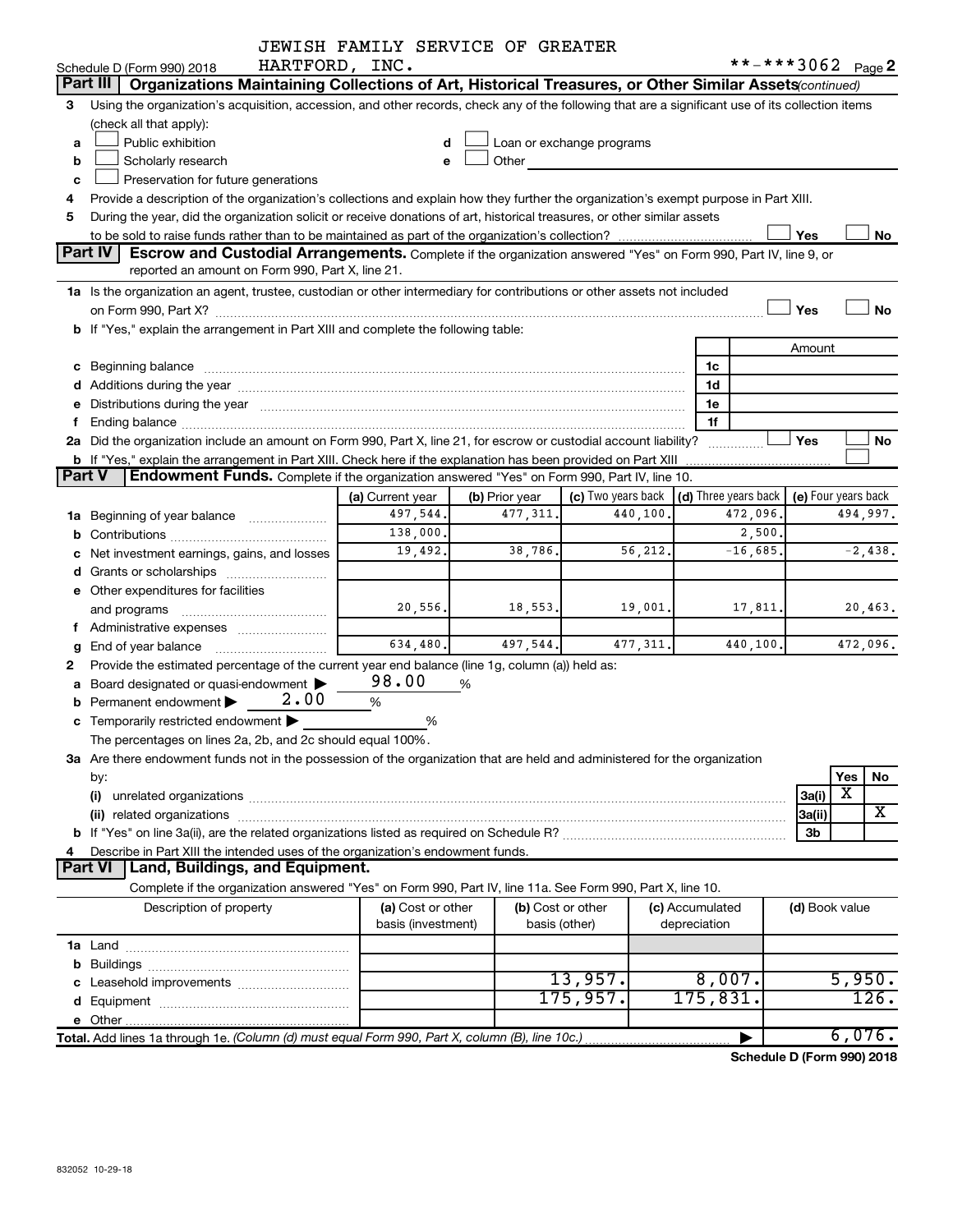JEWISH FAMILY SERVICE OF GREATER HARTFORD, INC.

Schedule D (Form 990) 2018 **-***3062 Page 2

## Part III Organizations Maintaining Collections of Art, Historical Treasures, or Other Similar Assets (continued)

3 Using the organization's acquisition, accession, and other records, check any of the following that are a significant use of its collection items (check all that apply):

- a ☐ Public exhibition
- b ☐ Scholarly research
- c ☐ Preservation for future generations
- d ☐ Loan or exchange programs
- e ☐ Other

4 Provide a description of the organization's collections and explain how they further the organization's exempt purpose in Part XIII.

5 During the year, did the organization solicit or receive donations of art, historical treasures, or other similar assets to be sold to raise funds rather than to be maintained as part of the organization's collection? ☐ Yes ☐ No

## Part IV Escrow and Custodial Arrangements.

Complete if the organization answered "Yes" on Form 990, Part IV, line 9, or reported an amount on Form 990, Part X, line 21.

1a Is the organization an agent, trustee, custodian or other intermediary for contributions or other assets not included on Form 990, Part X? ☐ Yes ☐ No

b If "Yes," explain the arrangement in Part XIII and complete the following table:

| | | Amount |
|---|---|---|
| c Beginning balance | 1c | |
| d Additions during the year | 1d | |
| e Distributions during the year | 1e | |
| f Ending balance | 1f | |

2a Did the organization include an amount on Form 990, Part X, line 21, for escrow or custodial account liability? ☐ Yes ☐ No

b If "Yes," explain the arrangement in Part XIII. Check here if the explanation has been provided on Part XIII ☐

## Part V Endowment Funds.

Complete if the organization answered "Yes" on Form 990, Part IV, line 10.

| | (a) Current year | (b) Prior year | (c) Two years back | (d) Three years back | (e) Four years back |
|---|---|---|---|---|---|
| 1a Beginning of year balance | 497,544. | 477,311. | 440,100. | 472,096. | 494,997. |
| b Contributions | 138,000. | | | 2,500. | |
| c Net investment earnings, gains, and losses | 19,492. | 38,786. | 56,212. | -16,685. | -2,438. |
| d Grants or scholarships | | | | | |
| e Other expenditures for facilities and programs | 20,556. | 18,553. | 19,001. | 17,811. | 20,463. |
| f Administrative expenses | | | | | |
| g End of year balance | 634,480. | 497,544. | 477,311. | 440,100. | 472,096. |

2 Provide the estimated percentage of the current year end balance (line 1g, column (a)) held as:

- a Board designated or quasi-endowment ▶ 98.00 %
- b Permanent endowment ▶ 2.00 %
- c Temporarily restricted endowment ▶ %

The percentages on lines 2a, 2b, and 2c should equal 100%.

3a Are there endowment funds not in the possession of the organization that are held and administered for the organization by:

| | | Yes | No |
|---|---|---|---|
| (i) unrelated organizations | 3a(i) | X | |
| (ii) related organizations | 3a(ii) | | X |
| b If "Yes" on line 3a(ii), are the related organizations listed as required on Schedule R? | 3b | | |

4 Describe in Part XIII the intended uses of the organization's endowment funds.

## Part VI Land, Buildings, and Equipment.

Complete if the organization answered "Yes" on Form 990, Part IV, line 11a. See Form 990, Part X, line 10.

| Description of property | (a) Cost or other basis (investment) | (b) Cost or other basis (other) | (c) Accumulated depreciation | (d) Book value |
|---|---|---|---|---|
| 1a Land | | | | |
| b Buildings | | | | |
| c Leasehold improvements | | 13,957. | 8,007. | 5,950. |
| d Equipment | | 175,957. | 175,831. | 126. |
| e Other | | | | |
| **Total.** Add lines 1a through 1e. *(Column (d) must equal Form 990, Part X, column (B), line 10c.)* | | | ▶ | 6,076. |

**Schedule D (Form 990) 2018**

832052 10-29-18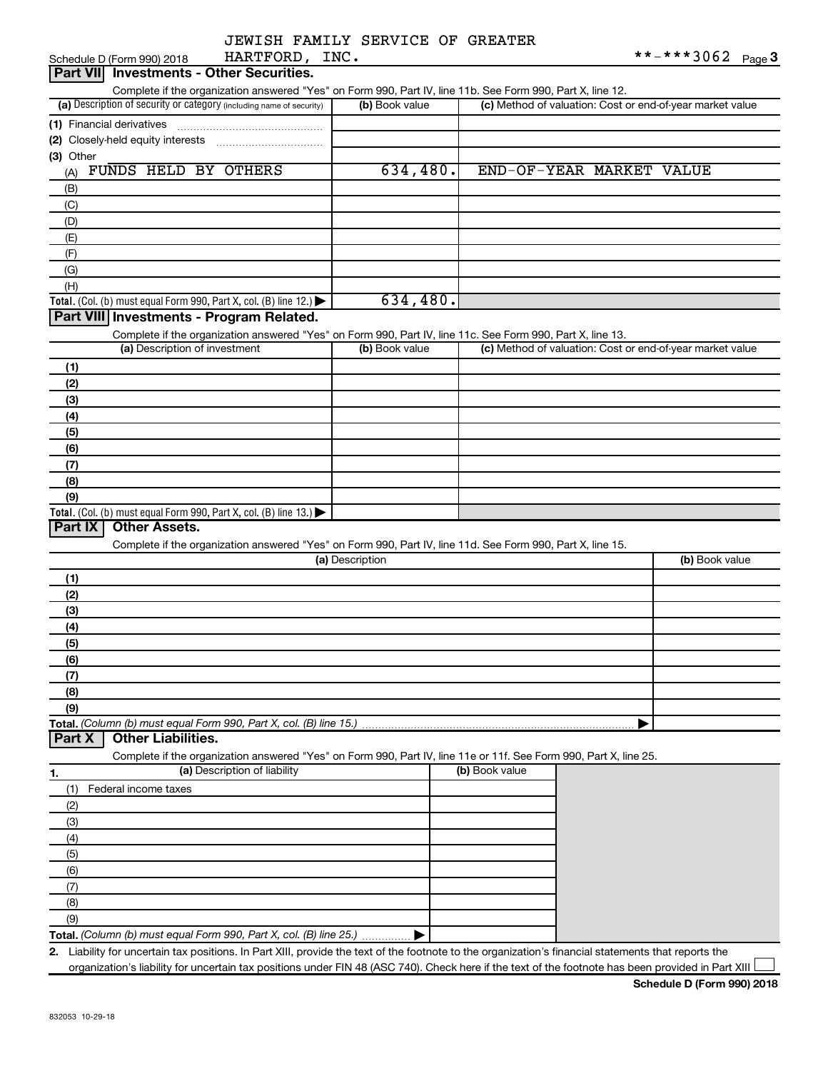JEWISH FAMILY SERVICE OF GREATER HARTFORD, INC.

Schedule D (Form 990) 2018 **-***3062 Page 3

## Part VII Investments - Other Securities.

Complete if the organization answered "Yes" on Form 990, Part IV, line 11b. See Form 990, Part X, line 12.

| (a) Description of security or category (including name of security) | (b) Book value | (c) Method of valuation: Cost or end-of-year market value |
|---|---|---|
| (1) Financial derivatives | | |
| (2) Closely-held equity interests | | |
| (3) Other | | |
| (A) FUNDS HELD BY OTHERS | 634,480. | END-OF-YEAR MARKET VALUE |
| (B) | | |
| (C) | | |
| (D) | | |
| (E) | | |
| (F) | | |
| (G) | | |
| (H) | | |
| **Total.** (Col. (b) must equal Form 990, Part X, col. (B) line 12.) ▶ | 634,480. | |

## Part VIII Investments - Program Related.

Complete if the organization answered "Yes" on Form 990, Part IV, line 11c. See Form 990, Part X, line 13.

| (a) Description of investment | (b) Book value | (c) Method of valuation: Cost or end-of-year market value |
|---|---|---|
| (1) | | |
| (2) | | |
| (3) | | |
| (4) | | |
| (5) | | |
| (6) | | |
| (7) | | |
| (8) | | |
| (9) | | |
| **Total.** (Col. (b) must equal Form 990, Part X, col. (B) line 13.) ▶ | | |

## Part IX Other Assets.

Complete if the organization answered "Yes" on Form 990, Part IV, line 11d. See Form 990, Part X, line 15.

| (a) Description | (b) Book value |
|---|---|
| (1) | |
| (2) | |
| (3) | |
| (4) | |
| (5) | |
| (6) | |
| (7) | |
| (8) | |
| (9) | |
| **Total.** *(Column (b) must equal Form 990, Part X, col. (B) line 15.)* ▶ | |

## Part X Other Liabilities.

Complete if the organization answered "Yes" on Form 990, Part IV, line 11e or 11f. See Form 990, Part X, line 25.

| 1. (a) Description of liability | (b) Book value |
|---|---|
| (1) Federal income taxes | |
| (2) | |
| (3) | |
| (4) | |
| (5) | |
| (6) | |
| (7) | |
| (8) | |
| (9) | |
| **Total.** *(Column (b) must equal Form 990, Part X, col. (B) line 25.)* ▶ | |

2. Liability for uncertain tax positions. In Part XIII, provide the text of the footnote to the organization's financial statements that reports the organization's liability for uncertain tax positions under FIN 48 (ASC 740). Check here if the text of the footnote has been provided in Part XIII ☐

**Schedule D (Form 990) 2018**

832053 10-29-18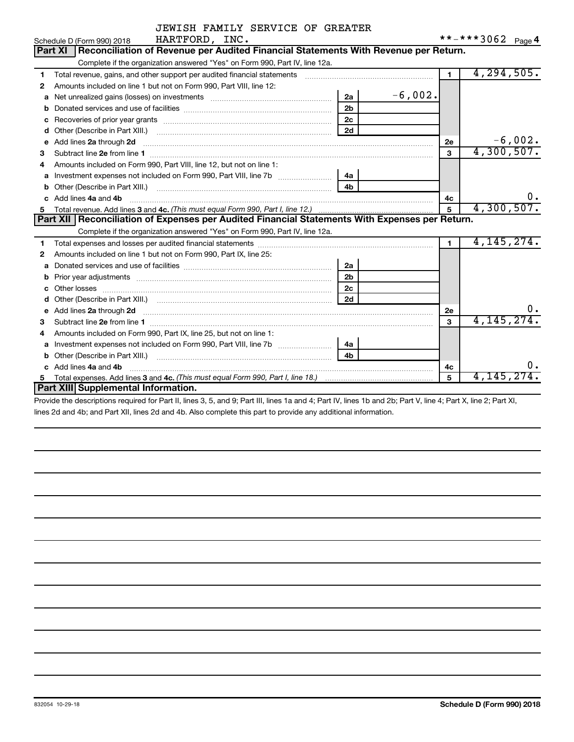JEWISH FAMILY SERVICE OF GREATER HARTFORD, INC.

Schedule D (Form 990) 2018 **-***3062 Page 4

## Part XI Reconciliation of Revenue per Audited Financial Statements With Revenue per Return.

Complete if the organization answered "Yes" on Form 990, Part IV, line 12a.

| Line | Description | Sub-line | Sub-amount | Line | Amount |
|---|---|---|---|---|---|
| 1 | Total revenue, gains, and other support per audited financial statements | | | 1 | 4,294,505. |
| 2 | Amounts included on line 1 but not on Form 990, Part VIII, line 12: | | | | |
| a | Net unrealized gains (losses) on investments | 2a | -6,002. | | |
| b | Donated services and use of facilities | 2b | | | |
| c | Recoveries of prior year grants | 2c | | | |
| d | Other (Describe in Part XIII.) | 2d | | | |
| e | Add lines **2a** through **2d** | | | 2e | -6,002. |
| 3 | Subtract line **2e** from line **1** | | | 3 | 4,300,507. |
| 4 | Amounts included on Form 990, Part VIII, line 12, but not on line 1: | | | | |
| a | Investment expenses not included on Form 990, Part VIII, line 7b | 4a | | | |
| b | Other (Describe in Part XIII.) | 4b | | | |
| c | Add lines **4a** and **4b** | | | 4c | 0. |
| 5 | Total revenue. Add lines **3** and **4c.** *(This must equal Form 990, Part I, line 12.)* | | | 5 | 4,300,507. |

## Part XII Reconciliation of Expenses per Audited Financial Statements With Expenses per Return.

Complete if the organization answered "Yes" on Form 990, Part IV, line 12a.

| Line | Description | Sub-line | Sub-amount | Line | Amount |
|---|---|---|---|---|---|
| 1 | Total expenses and losses per audited financial statements | | | 1 | 4,145,274. |
| 2 | Amounts included on line 1 but not on Form 990, Part IX, line 25: | | | | |
| a | Donated services and use of facilities | 2a | | | |
| b | Prior year adjustments | 2b | | | |
| c | Other losses | 2c | | | |
| d | Other (Describe in Part XIII.) | 2d | | | |
| e | Add lines **2a** through **2d** | | | 2e | 0. |
| 3 | Subtract line **2e** from line **1** | | | 3 | 4,145,274. |
| 4 | Amounts included on Form 990, Part IX, line 25, but not on line 1: | | | | |
| a | Investment expenses not included on Form 990, Part VIII, line 7b | 4a | | | |
| b | Other (Describe in Part XIII.) | 4b | | | |
| c | Add lines **4a** and **4b** | | | 4c | 0. |
| 5 | Total expenses. Add lines **3** and **4c.** *(This must equal Form 990, Part I, line 18.)* | | | 5 | 4,145,274. |

## Part XIII Supplemental Information.

Provide the descriptions required for Part II, lines 3, 5, and 9; Part III, lines 1a and 4; Part IV, lines 1b and 2b; Part V, line 4; Part X, line 2; Part XI, lines 2d and 4b; and Part XII, lines 2d and 4b. Also complete this part to provide any additional information.

832054 10-29-18 **Schedule D (Form 990) 2018**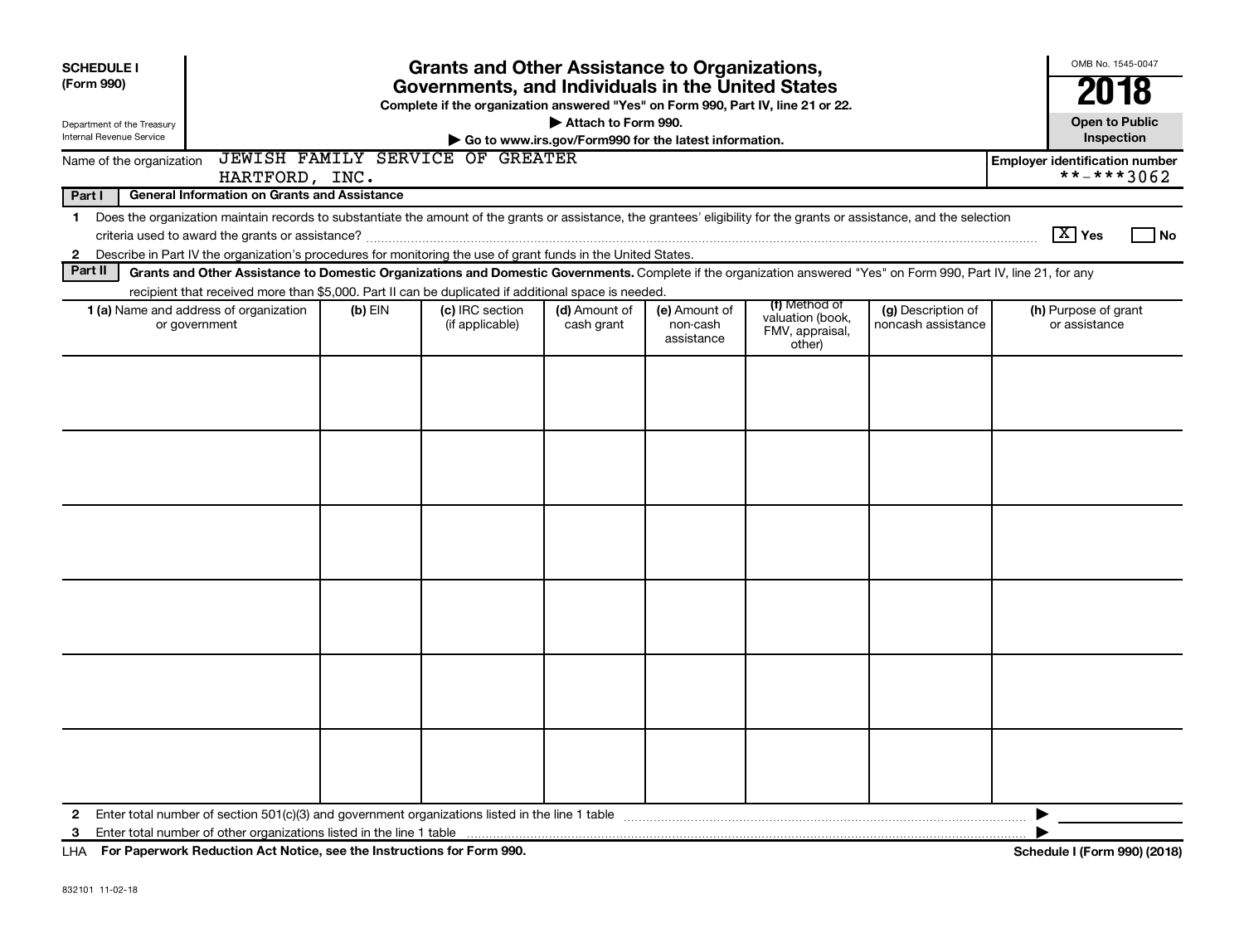**SCHEDULE I**
**(Form 990)**

Department of the Treasury
Internal Revenue Service

# Grants and Other Assistance to Organizations, Governments, and Individuals in the United States

**Complete if the organization answered "Yes" on Form 990, Part IV, line 21 or 22.**
**▶ Attach to Form 990.**
**▶ Go to www.irs.gov/Form990 for the latest information.**

OMB No. 1545-0047
**2018**
**Open to Public Inspection**

Name of the organization: JEWISH FAMILY SERVICE OF GREATER HARTFORD, INC.

**Employer identification number:** **-***3062

**Part I — General Information on Grants and Assistance**

1 Does the organization maintain records to substantiate the amount of the grants or assistance, the grantees' eligibility for the grants or assistance, and the selection criteria used to award the grants or assistance? [X] Yes [ ] No

2 Describe in Part IV the organization's procedures for monitoring the use of grant funds in the United States.

**Part II — Grants and Other Assistance to Domestic Organizations and Domestic Governments.** Complete if the organization answered "Yes" on Form 990, Part IV, line 21, for any recipient that received more than $5,000. Part II can be duplicated if additional space is needed.

| 1 (a) Name and address of organization or government | (b) EIN | (c) IRC section (if applicable) | (d) Amount of cash grant | (e) Amount of non-cash assistance | (f) Method of valuation (book, FMV, appraisal, other) | (g) Description of noncash assistance | (h) Purpose of grant or assistance |
|---|---|---|---|---|---|---|---|
| | | | | | | | |
| | | | | | | | |
| | | | | | | | |
| | | | | | | | |
| | | | | | | | |
| | | | | | | | |

2 Enter total number of section 501(c)(3) and government organizations listed in the line 1 table ▶

3 Enter total number of other organizations listed in the line 1 table ▶

LHA **For Paperwork Reduction Act Notice, see the Instructions for Form 990.** **Schedule I (Form 990) (2018)**

832101 11-02-18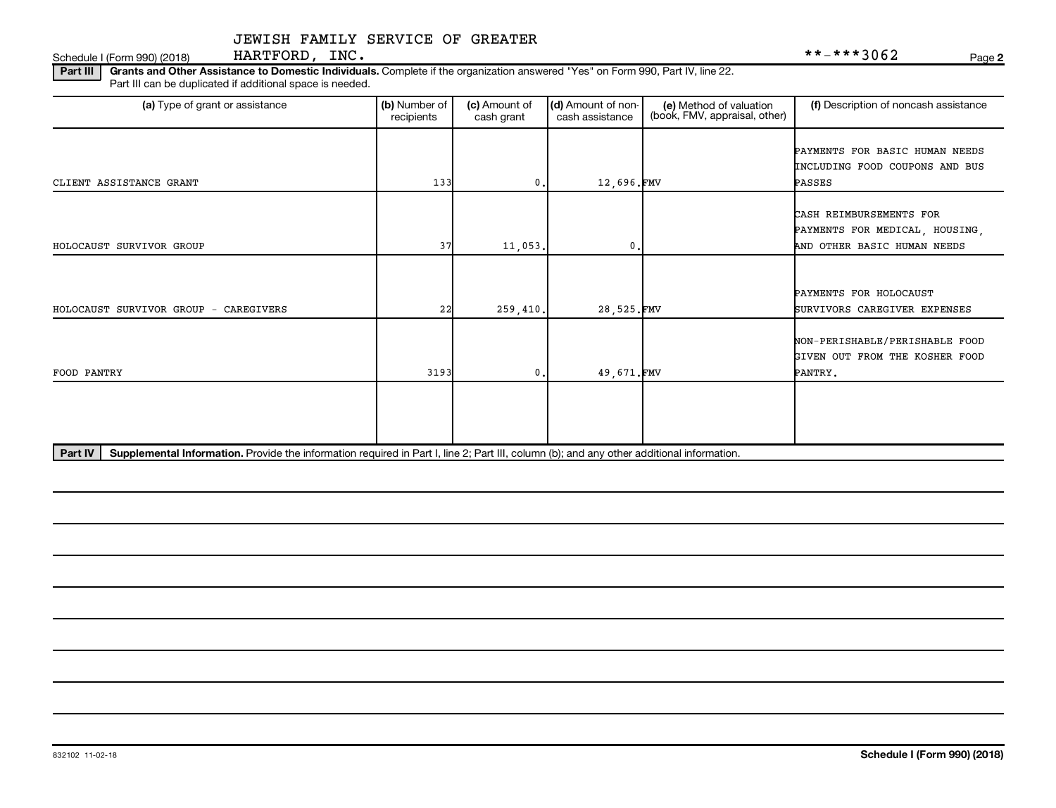JEWISH FAMILY SERVICE OF GREATER HARTFORD, INC.

Schedule I (Form 990) (2018) **-***3062 Page 2

**Part III** **Grants and Other Assistance to Domestic Individuals.** Complete if the organization answered "Yes" on Form 990, Part IV, line 22. Part III can be duplicated if additional space is needed.

| (a) Type of grant or assistance | (b) Number of recipients | (c) Amount of cash grant | (d) Amount of non-cash assistance | (e) Method of valuation (book, FMV, appraisal, other) | (f) Description of noncash assistance |
|---|---|---|---|---|---|
| CLIENT ASSISTANCE GRANT | 133 | 0. | 12,696. | FMV | PAYMENTS FOR BASIC HUMAN NEEDS INCLUDING FOOD COUPONS AND BUS PASSES |
| HOLOCAUST SURVIVOR GROUP | 37 | 11,053. | 0. | | CASH REIMBURSEMENTS FOR PAYMENTS FOR MEDICAL, HOUSING, AND OTHER BASIC HUMAN NEEDS |
| HOLOCAUST SURVIVOR GROUP - CAREGIVERS | 22 | 259,410. | 28,525. | FMV | PAYMENTS FOR HOLOCAUST SURVIVORS CAREGIVER EXPENSES |
| FOOD PANTRY | 3193 | 0. | 49,671. | FMV | NON-PERISHABLE/PERISHABLE FOOD GIVEN OUT FROM THE KOSHER FOOD PANTRY. |
| | | | | | |

**Part IV** **Supplemental Information.** Provide the information required in Part I, line 2; Part III, column (b); and any other additional information.

832102 11-02-18 **Schedule I (Form 990) (2018)**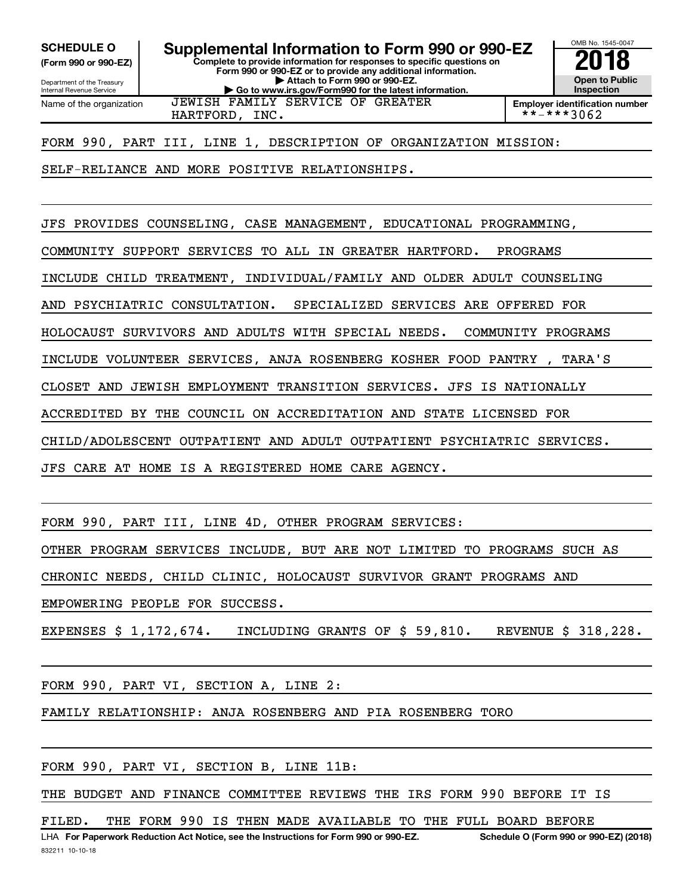**SCHEDULE O**
**(Form 990 or 990-EZ)**

Department of the Treasury
Internal Revenue Service

# Supplemental Information to Form 990 or 990-EZ

**Complete to provide information for responses to specific questions on Form 990 or 990-EZ or to provide any additional information.**
**▶ Attach to Form 990 or 990-EZ.**
**▶ Go to www.irs.gov/Form990 for the latest information.**

OMB No. 1545-0047
**2018**
**Open to Public Inspection**

| Name of the organization | Employer identification number |
|---|---|
| JEWISH FAMILY SERVICE OF GREATER HARTFORD, INC. | **-***3062 |

FORM 990, PART III, LINE 1, DESCRIPTION OF ORGANIZATION MISSION:

SELF-RELIANCE AND MORE POSITIVE RELATIONSHIPS.

JFS PROVIDES COUNSELING, CASE MANAGEMENT, EDUCATIONAL PROGRAMMING, COMMUNITY SUPPORT SERVICES TO ALL IN GREATER HARTFORD. PROGRAMS INCLUDE CHILD TREATMENT, INDIVIDUAL/FAMILY AND OLDER ADULT COUNSELING AND PSYCHIATRIC CONSULTATION. SPECIALIZED SERVICES ARE OFFERED FOR HOLOCAUST SURVIVORS AND ADULTS WITH SPECIAL NEEDS. COMMUNITY PROGRAMS INCLUDE VOLUNTEER SERVICES, ANJA ROSENBERG KOSHER FOOD PANTRY , TARA'S CLOSET AND JEWISH EMPLOYMENT TRANSITION SERVICES. JFS IS NATIONALLY ACCREDITED BY THE COUNCIL ON ACCREDITATION AND STATE LICENSED FOR CHILD/ADOLESCENT OUTPATIENT AND ADULT OUTPATIENT PSYCHIATRIC SERVICES. JFS CARE AT HOME IS A REGISTERED HOME CARE AGENCY.

FORM 990, PART III, LINE 4D, OTHER PROGRAM SERVICES:

OTHER PROGRAM SERVICES INCLUDE, BUT ARE NOT LIMITED TO PROGRAMS SUCH AS CHRONIC NEEDS, CHILD CLINIC, HOLOCAUST SURVIVOR GRANT PROGRAMS AND EMPOWERING PEOPLE FOR SUCCESS.

EXPENSES $ 1,172,674. INCLUDING GRANTS OF $ 59,810. REVENUE $ 318,228.

FORM 990, PART VI, SECTION A, LINE 2:

FAMILY RELATIONSHIP: ANJA ROSENBERG AND PIA ROSENBERG TORO

FORM 990, PART VI, SECTION B, LINE 11B:

THE BUDGET AND FINANCE COMMITTEE REVIEWS THE IRS FORM 990 BEFORE IT IS FILED. THE FORM 990 IS THEN MADE AVAILABLE TO THE FULL BOARD BEFORE

LHA **For Paperwork Reduction Act Notice, see the Instructions for Form 990 or 990-EZ.** **Schedule O (Form 990 or 990-EZ) (2018)**

832211 10-10-18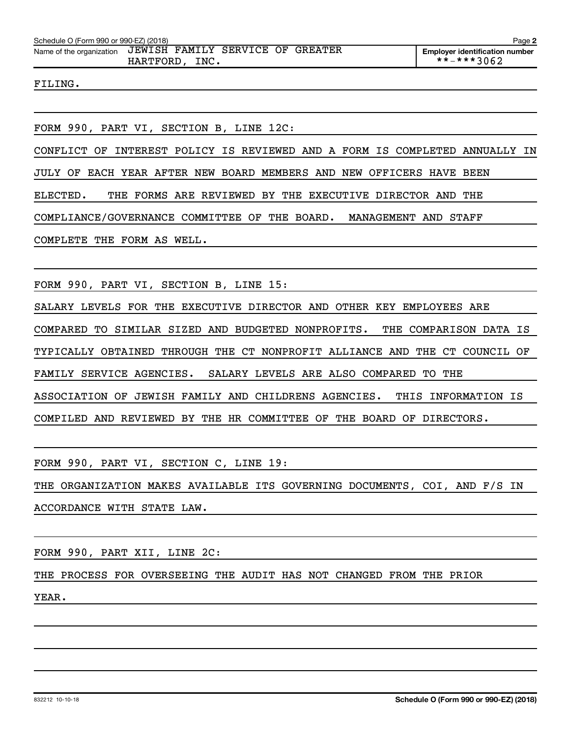Name of the organization: JEWISH FAMILY SERVICE OF GREATER HARTFORD, INC.

Employer identification number: **-***3062

FILING.

FORM 990, PART VI, SECTION B, LINE 12C:

CONFLICT OF INTEREST POLICY IS REVIEWED AND A FORM IS COMPLETED ANNUALLY IN JULY OF EACH YEAR AFTER NEW BOARD MEMBERS AND NEW OFFICERS HAVE BEEN ELECTED. THE FORMS ARE REVIEWED BY THE EXECUTIVE DIRECTOR AND THE COMPLIANCE/GOVERNANCE COMMITTEE OF THE BOARD. MANAGEMENT AND STAFF COMPLETE THE FORM AS WELL.

FORM 990, PART VI, SECTION B, LINE 15:

SALARY LEVELS FOR THE EXECUTIVE DIRECTOR AND OTHER KEY EMPLOYEES ARE COMPARED TO SIMILAR SIZED AND BUDGETED NONPROFITS. THE COMPARISON DATA IS TYPICALLY OBTAINED THROUGH THE CT NONPROFIT ALLIANCE AND THE CT COUNCIL OF FAMILY SERVICE AGENCIES. SALARY LEVELS ARE ALSO COMPARED TO THE ASSOCIATION OF JEWISH FAMILY AND CHILDRENS AGENCIES. THIS INFORMATION IS COMPILED AND REVIEWED BY THE HR COMMITTEE OF THE BOARD OF DIRECTORS.

FORM 990, PART VI, SECTION C, LINE 19:

THE ORGANIZATION MAKES AVAILABLE ITS GOVERNING DOCUMENTS, COI, AND F/S IN ACCORDANCE WITH STATE LAW.

FORM 990, PART XII, LINE 2C:

THE PROCESS FOR OVERSEEING THE AUDIT HAS NOT CHANGED FROM THE PRIOR YEAR.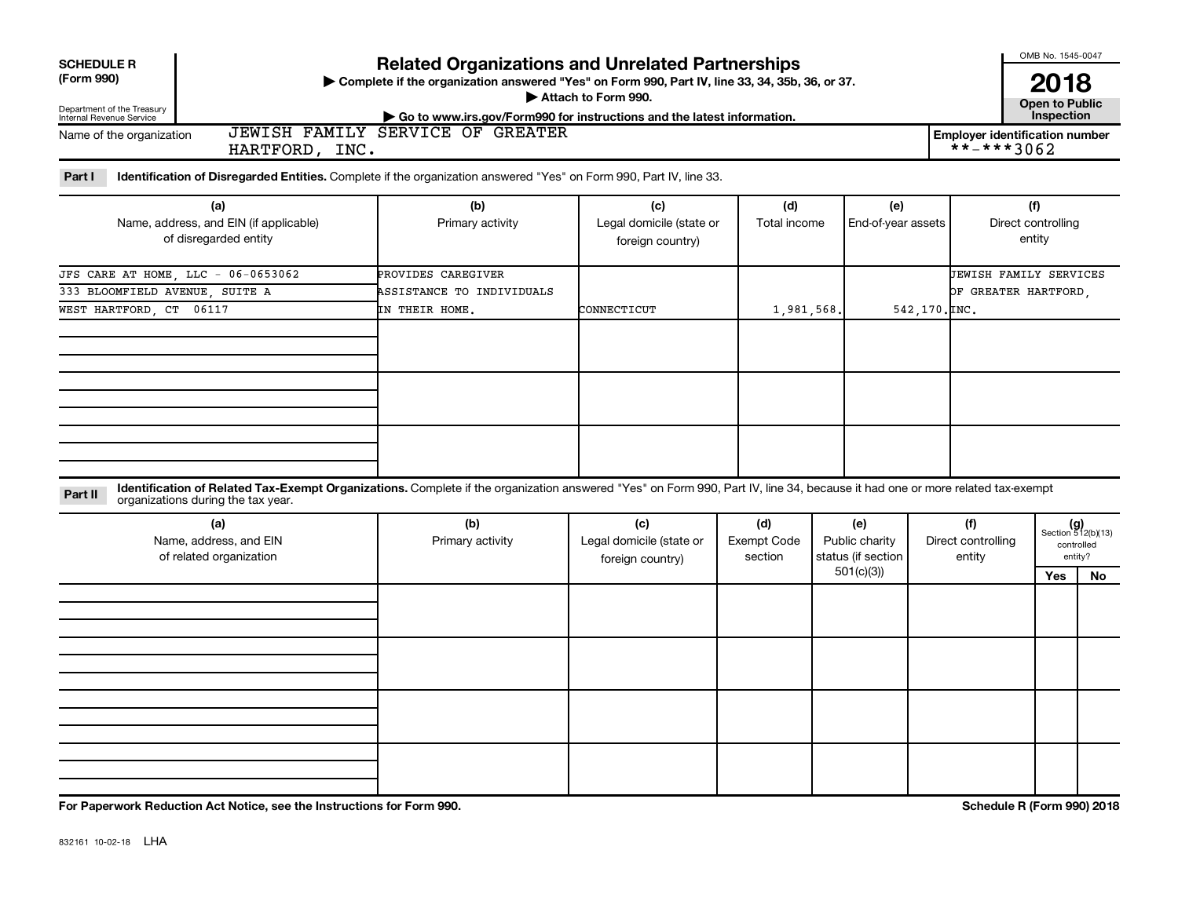**SCHEDULE R (Form 990)**

Department of the Treasury
Internal Revenue Service

# Related Organizations and Unrelated Partnerships

▶ Complete if the organization answered "Yes" on Form 990, Part IV, line 33, 34, 35b, 36, or 37.
▶ Attach to Form 990.
▶ Go to www.irs.gov/Form990 for instructions and the latest information.

OMB No. 1545-0047

**2018**

**Open to Public Inspection**

Name of the organization: JEWISH FAMILY SERVICE OF GREATER HARTFORD, INC.

Employer identification number: **-***3062

**Part I** **Identification of Disregarded Entities.** Complete if the organization answered "Yes" on Form 990, Part IV, line 33.

| (a) Name, address, and EIN (if applicable) of disregarded entity | (b) Primary activity | (c) Legal domicile (state or foreign country) | (d) Total income | (e) End-of-year assets | (f) Direct controlling entity |
|---|---|---|---|---|---|
| JFS CARE AT HOME, LLC - 06-0653062 333 BLOOMFIELD AVENUE, SUITE A WEST HARTFORD, CT 06117 | PROVIDES CAREGIVER ASSISTANCE TO INDIVIDUALS IN THEIR HOME. | CONNECTICUT | 1,981,568. | 542,170. | JEWISH FAMILY SERVICES OF GREATER HARTFORD, INC. |
| | | | | | |
| | | | | | |
| | | | | | |

**Part II** **Identification of Related Tax-Exempt Organizations.** Complete if the organization answered "Yes" on Form 990, Part IV, line 34, because it had one or more related tax-exempt organizations during the tax year.

| (a) Name, address, and EIN of related organization | (b) Primary activity | (c) Legal domicile (state or foreign country) | (d) Exempt Code section | (e) Public charity status (if section 501(c)(3)) | (f) Direct controlling entity | (g) Section 512(b)(13) controlled entity? Yes | No |
|---|---|---|---|---|---|---|---|
| | | | | | | | |
| | | | | | | | |
| | | | | | | | |
| | | | | | | | |

**For Paperwork Reduction Act Notice, see the Instructions for Form 990.**

**Schedule R (Form 990) 2018**

832161 10-02-18 LHA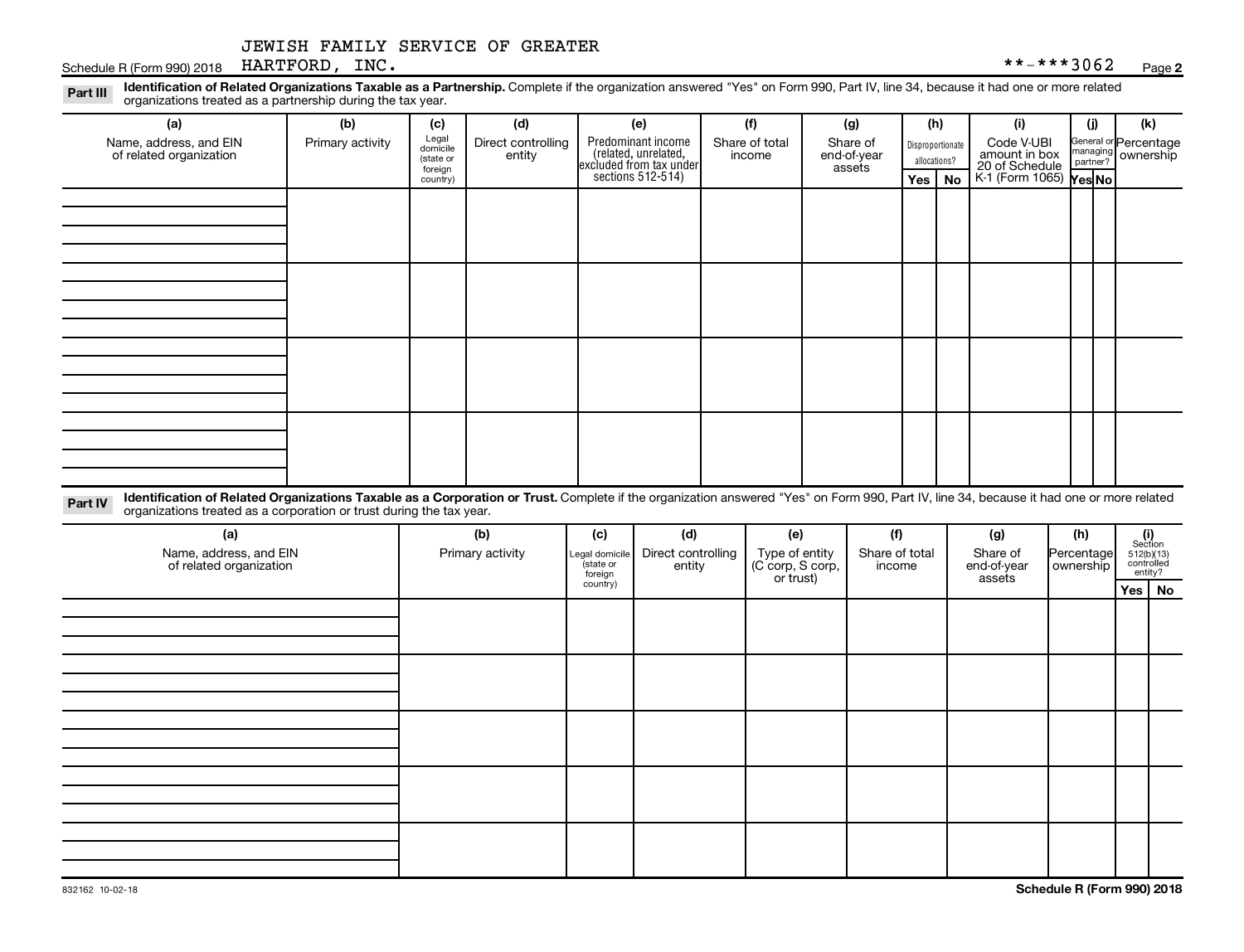JEWISH FAMILY SERVICE OF GREATER HARTFORD, INC. **-***3062

**Part III** **Identification of Related Organizations Taxable as a Partnership.** Complete if the organization answered "Yes" on Form 990, Part IV, line 34, because it had one or more related organizations treated as a partnership during the tax year.

| (a) Name, address, and EIN of related organization | (b) Primary activity | (c) Legal domicile (state or foreign country) | (d) Direct controlling entity | (e) Predominant income (related, unrelated, excluded from tax under sections 512-514) | (f) Share of total income | (g) Share of end-of-year assets | (h) Disproportionate allocations? Yes | (h) No | (i) Code V-UBI amount in box 20 of Schedule K-1 (Form 1065) | (j) General or managing partner? Yes | (j) No | (k) Percentage ownership |
|---|---|---|---|---|---|---|---|---|---|---|---|---|
| | | | | | | | | | | | | |
| | | | | | | | | | | | | |
| | | | | | | | | | | | | |
| | | | | | | | | | | | | |

**Part IV** **Identification of Related Organizations Taxable as a Corporation or Trust.** Complete if the organization answered "Yes" on Form 990, Part IV, line 34, because it had one or more related organizations treated as a corporation or trust during the tax year.

| (a) Name, address, and EIN of related organization | (b) Primary activity | (c) Legal domicile (state or foreign country) | (d) Direct controlling entity | (e) Type of entity (C corp, S corp, or trust) | (f) Share of total income | (g) Share of end-of-year assets | (h) Percentage ownership | (i) Section 512(b)(13) controlled entity? Yes | (i) No |
|---|---|---|---|---|---|---|---|---|---|
| | | | | | | | | | |
| | | | | | | | | | |
| | | | | | | | | | |
| | | | | | | | | | |
| | | | | | | | | | |

832162 10-02-18

**Schedule R (Form 990) 2018**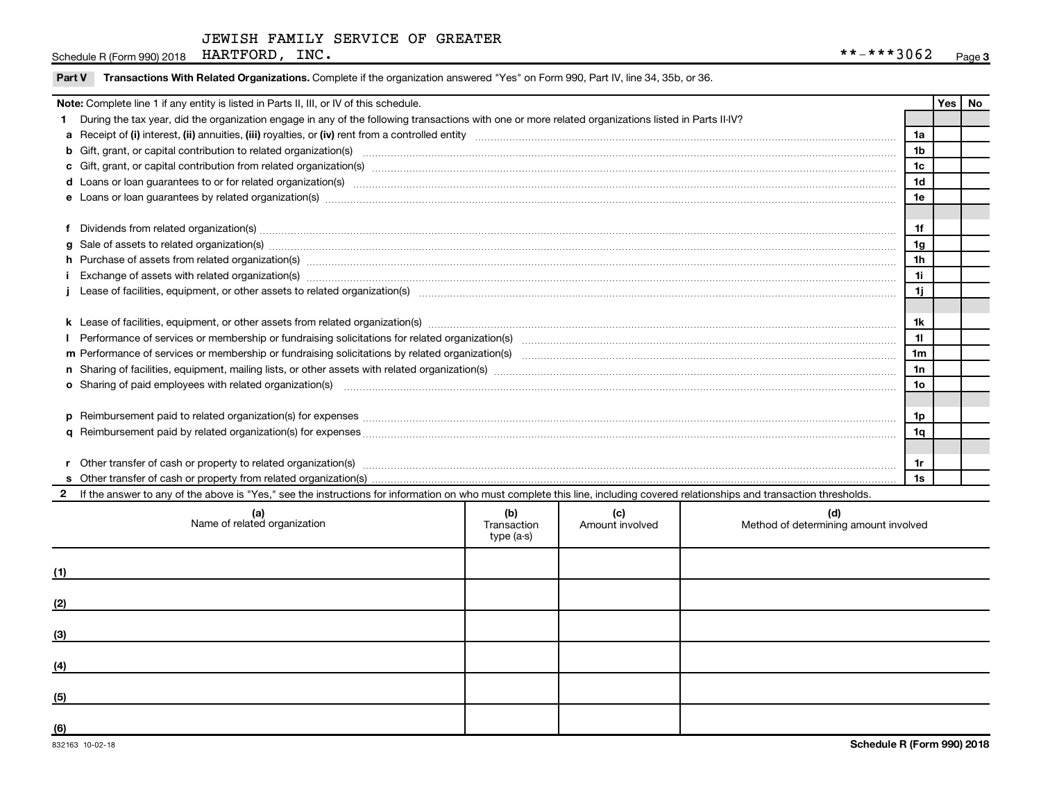JEWISH FAMILY SERVICE OF GREATER HARTFORD, INC.

Schedule R (Form 990) 2018 **-***3062 Page 3

**Part V Transactions With Related Organizations.** Complete if the organization answered "Yes" on Form 990, Part IV, line 34, 35b, or 36.

| **Note:** Complete line 1 if any entity is listed in Parts II, III, or IV of this schedule. | | Yes | No |
|---|---|---|---|
| **1** During the tax year, did the organization engage in any of the following transactions with one or more related organizations listed in Parts II-IV? | | | |
| **a** Receipt of **(i)** interest, **(ii)** annuities, **(iii)** royalties, or **(iv)** rent from a controlled entity | 1a | | |
| **b** Gift, grant, or capital contribution to related organization(s) | 1b | | |
| **c** Gift, grant, or capital contribution from related organization(s) | 1c | | |
| **d** Loans or loan guarantees to or for related organization(s) | 1d | | |
| **e** Loans or loan guarantees by related organization(s) | 1e | | |
| **f** Dividends from related organization(s) | 1f | | |
| **g** Sale of assets to related organization(s) | 1g | | |
| **h** Purchase of assets from related organization(s) | 1h | | |
| **i** Exchange of assets with related organization(s) | 1i | | |
| **j** Lease of facilities, equipment, or other assets to related organization(s) | 1j | | |
| **k** Lease of facilities, equipment, or other assets from related organization(s) | 1k | | |
| **l** Performance of services or membership or fundraising solicitations for related organization(s) | 1l | | |
| **m** Performance of services or membership or fundraising solicitations by related organization(s) | 1m | | |
| **n** Sharing of facilities, equipment, mailing lists, or other assets with related organization(s) | 1n | | |
| **o** Sharing of paid employees with related organization(s) | 1o | | |
| **p** Reimbursement paid to related organization(s) for expenses | 1p | | |
| **q** Reimbursement paid by related organization(s) for expenses | 1q | | |
| **r** Other transfer of cash or property to related organization(s) | 1r | | |
| **s** Other transfer of cash or property from related organization(s) | 1s | | |

**2** If the answer to any of the above is "Yes," see the instructions for information on who must complete this line, including covered relationships and transaction thresholds.

| | (a) Name of related organization | (b) Transaction type (a-s) | (c) Amount involved | (d) Method of determining amount involved |
|---|---|---|---|---|
| (1) | | | | |
| (2) | | | | |
| (3) | | | | |
| (4) | | | | |
| (5) | | | | |
| (6) | | | | |

832163 10-02-18 **Schedule R (Form 990) 2018**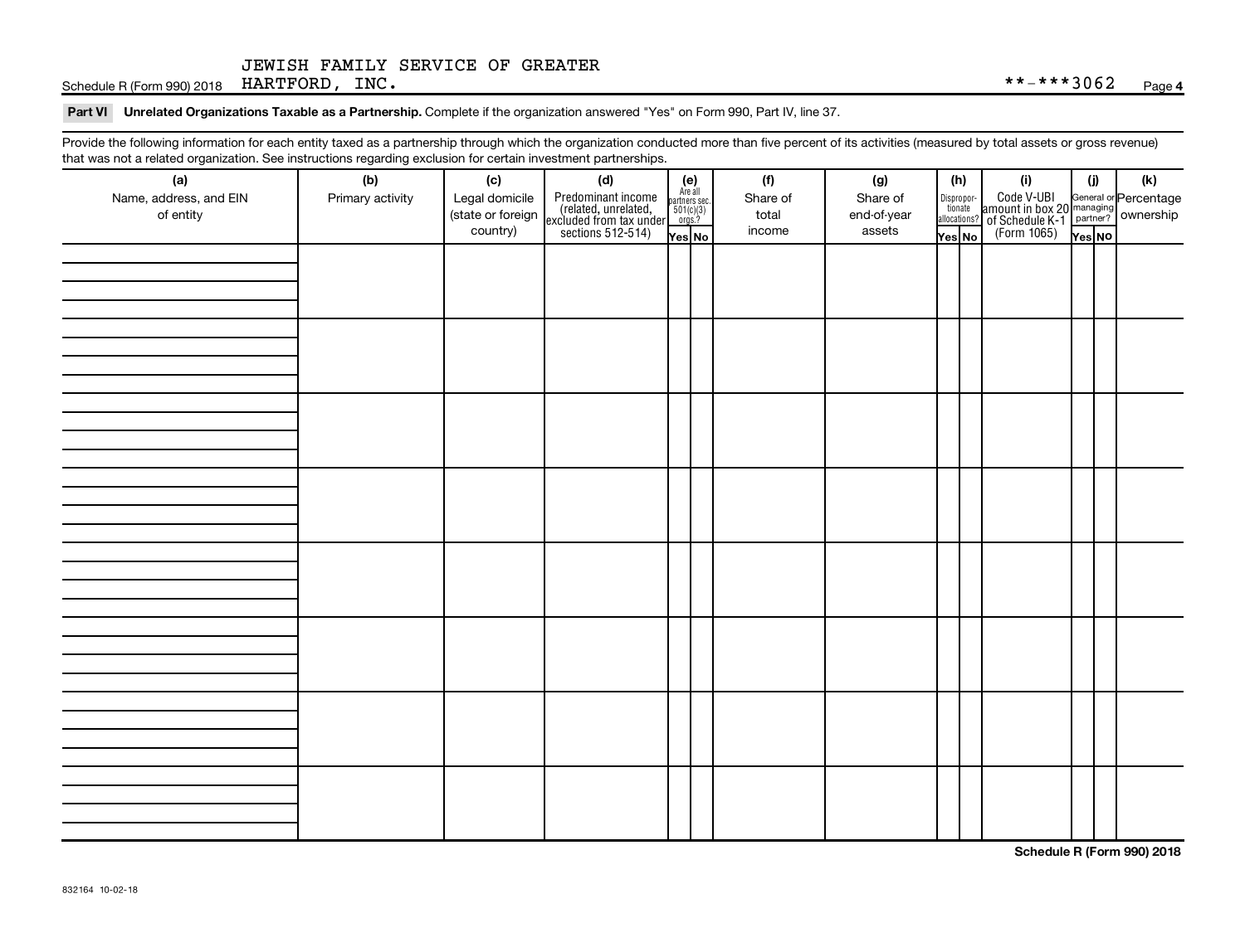JEWISH FAMILY SERVICE OF GREATER HARTFORD, INC. **-***3062

## Part VI Unrelated Organizations Taxable as a Partnership.

Complete if the organization answered "Yes" on Form 990, Part IV, line 37.

Provide the following information for each entity taxed as a partnership through which the organization conducted more than five percent of its activities (measured by total assets or gross revenue) that was not a related organization. See instructions regarding exclusion for certain investment partnerships.

| (a) Name, address, and EIN of entity | (b) Primary activity | (c) Legal domicile (state or foreign country) | (d) Predominant income (related, unrelated, excluded from tax under sections 512-514) | (e) Are all partners sec. 501(c)(3) orgs.? Yes | (e) No | (f) Share of total income | (g) Share of end-of-year assets | (h) Disproportionate allocations? Yes | (h) No | (i) Code V-UBI amount in box 20 of Schedule K-1 (Form 1065) | (j) General or managing partner? Yes | (j) No | (k) Percentage ownership |
|---|---|---|---|---|---|---|---|---|---|---|---|---|---|
| | | | | | | | | | | | | | |
| | | | | | | | | | | | | | |
| | | | | | | | | | | | | | |
| | | | | | | | | | | | | | |
| | | | | | | | | | | | | | |
| | | | | | | | | | | | | | |
| | | | | | | | | | | | | | |
| | | | | | | | | | | | | | |

Schedule R (Form 990) 2018

832164 10-02-18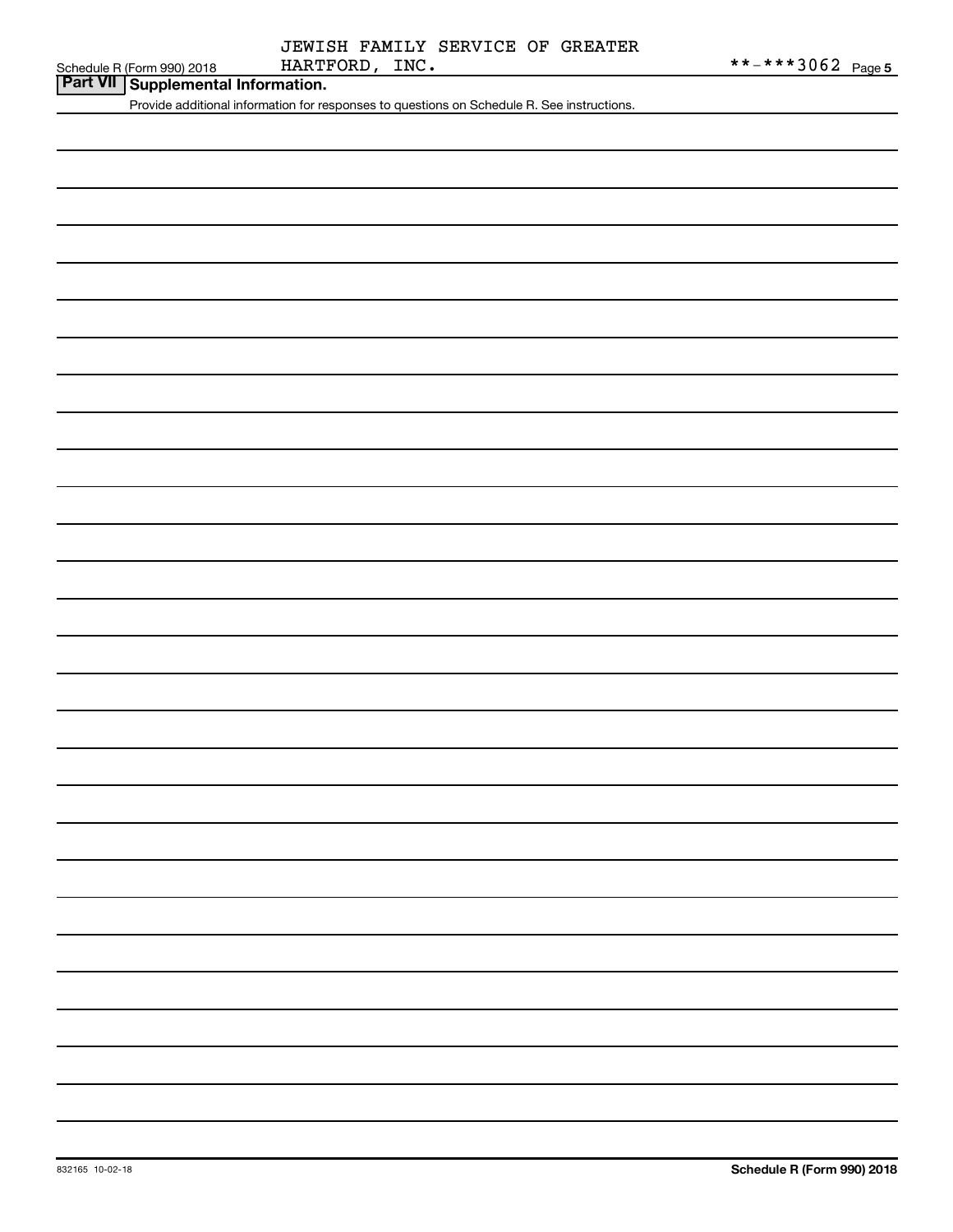JEWISH FAMILY SERVICE OF GREATER HARTFORD, INC.

Schedule R (Form 990) 2018 **-***3062 Page 5

## Part VII Supplemental Information.

Provide additional information for responses to questions on Schedule R. See instructions.

832165 10-02-18

Schedule R (Form 990) 2018